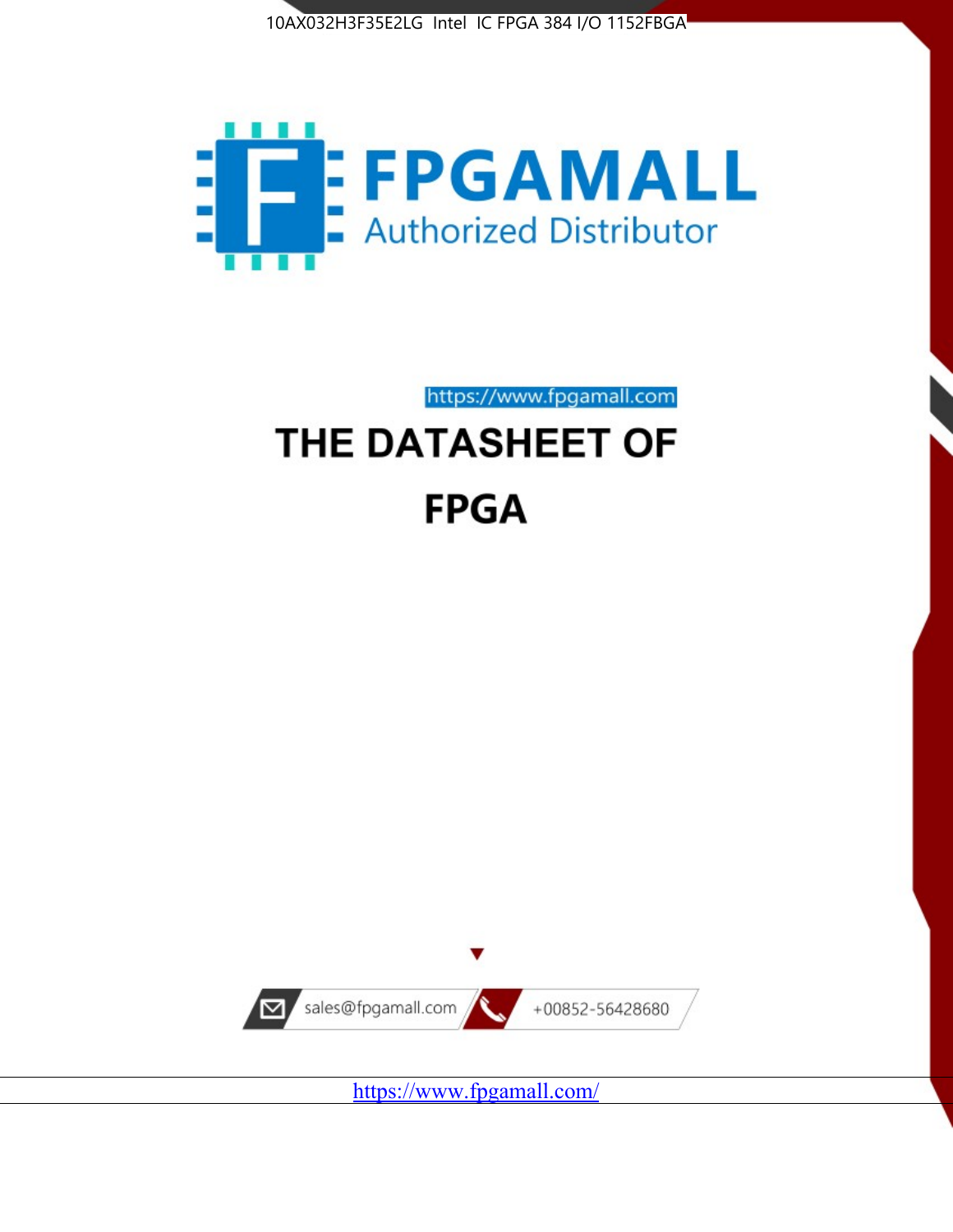10AX032H3F35E2LG Intel IC FPGA 384 I/O 1152FBGA

FPGAMALL

Authorized Distributor

https://www.fpgamall.com

# THE DATASHEET OF

# FPGA

sales@fpgamall.com

+00852-56428680

https://www.fpgamall.com/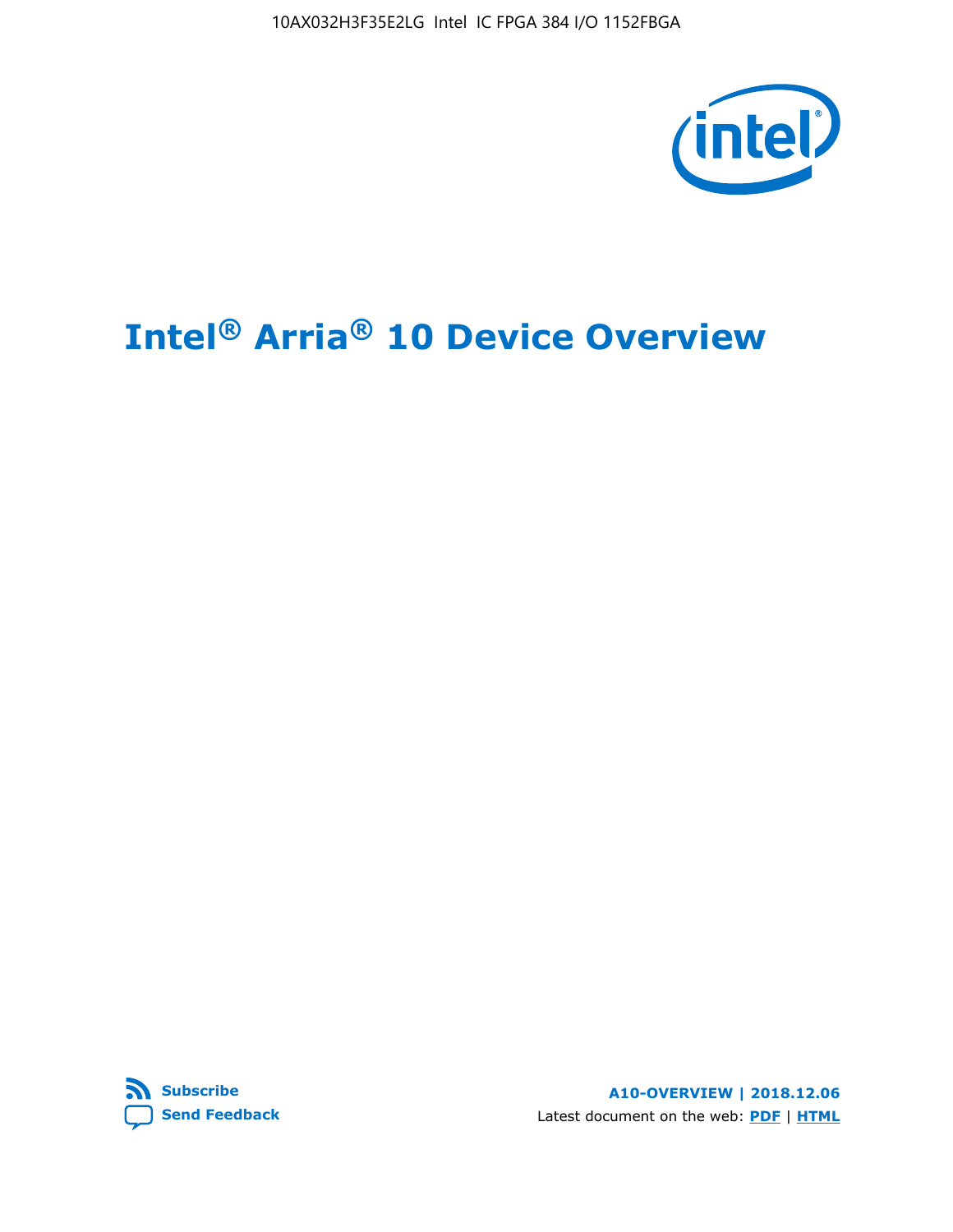# Intel® Arria® 10 Device Overview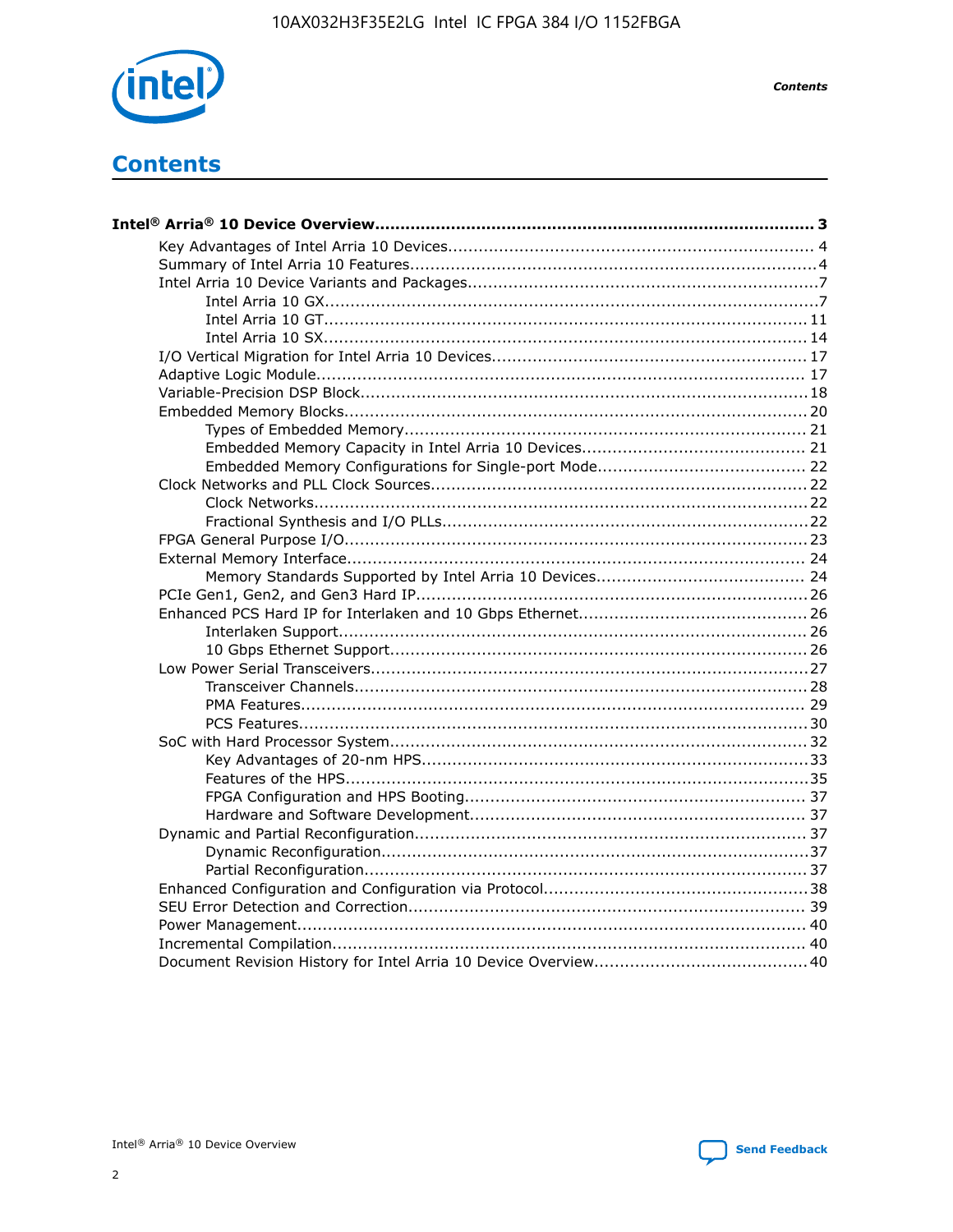# Contents

**Intel® Arria® 10 Device Overview** ........................................ 3
- Key Advantages of Intel Arria 10 Devices ........................................ 4
- Summary of Intel Arria 10 Features ........................................ 4
- Intel Arria 10 Device Variants and Packages ........................................ 7
  - Intel Arria 10 GX ........................................ 7
  - Intel Arria 10 GT ........................................ 11
  - Intel Arria 10 SX ........................................ 14
- I/O Vertical Migration for Intel Arria 10 Devices ........................................ 17
- Adaptive Logic Module ........................................ 17
- Variable-Precision DSP Block ........................................ 18
- Embedded Memory Blocks ........................................ 20
  - Types of Embedded Memory ........................................ 21
  - Embedded Memory Capacity in Intel Arria 10 Devices ........................................ 21
  - Embedded Memory Configurations for Single-port Mode ........................................ 22
- Clock Networks and PLL Clock Sources ........................................ 22
  - Clock Networks ........................................ 22
  - Fractional Synthesis and I/O PLLs ........................................ 22
- FPGA General Purpose I/O ........................................ 23
- External Memory Interface ........................................ 24
  - Memory Standards Supported by Intel Arria 10 Devices ........................................ 24
- PCIe Gen1, Gen2, and Gen3 Hard IP ........................................ 26
- Enhanced PCS Hard IP for Interlaken and 10 Gbps Ethernet ........................................ 26
  - Interlaken Support ........................................ 26
  - 10 Gbps Ethernet Support ........................................ 26
- Low Power Serial Transceivers ........................................ 27
  - Transceiver Channels ........................................ 28
  - PMA Features ........................................ 29
  - PCS Features ........................................ 30
- SoC with Hard Processor System ........................................ 32
  - Key Advantages of 20-nm HPS ........................................ 33
  - Features of the HPS ........................................ 35
  - FPGA Configuration and HPS Booting ........................................ 37
  - Hardware and Software Development ........................................ 37
- Dynamic and Partial Reconfiguration ........................................ 37
  - Dynamic Reconfiguration ........................................ 37
  - Partial Reconfiguration ........................................ 37
- Enhanced Configuration and Configuration via Protocol ........................................ 38
- SEU Error Detection and Correction ........................................ 39
- Power Management ........................................ 40
- Incremental Compilation ........................................ 40
- Document Revision History for Intel Arria 10 Device Overview ........................................ 40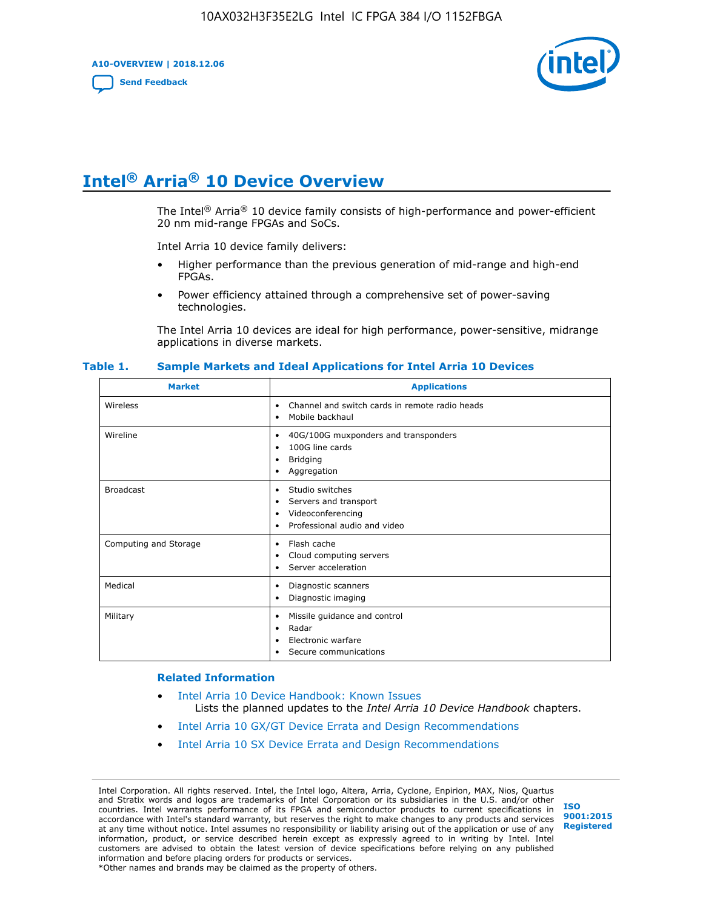# Intel® Arria® 10 Device Overview

The Intel® Arria® 10 device family consists of high-performance and power-efficient 20 nm mid-range FPGAs and SoCs.

Intel Arria 10 device family delivers:

- Higher performance than the previous generation of mid-range and high-end FPGAs.
- Power efficiency attained through a comprehensive set of power-saving technologies.

The Intel Arria 10 devices are ideal for high performance, power-sensitive, midrange applications in diverse markets.

**Table 1. Sample Markets and Ideal Applications for Intel Arria 10 Devices**

| Market | Applications |
| --- | --- |
| Wireless | • Channel and switch cards in remote radio heads<br>• Mobile backhaul |
| Wireline | • 40G/100G muxponders and transponders<br>• 100G line cards<br>• Bridging<br>• Aggregation |
| Broadcast | • Studio switches<br>• Servers and transport<br>• Videoconferencing<br>• Professional audio and video |
| Computing and Storage | • Flash cache<br>• Cloud computing servers<br>• Server acceleration |
| Medical | • Diagnostic scanners<br>• Diagnostic imaging |
| Military | • Missile guidance and control<br>• Radar<br>• Electronic warfare<br>• Secure communications |

### Related Information

- Intel Arria 10 Device Handbook: Known Issues
  Lists the planned updates to the *Intel Arria 10 Device Handbook* chapters.
- Intel Arria 10 GX/GT Device Errata and Design Recommendations
- Intel Arria 10 SX Device Errata and Design Recommendations

Intel Corporation. All rights reserved. Intel, the Intel logo, Altera, Arria, Cyclone, Enpirion, MAX, Nios, Quartus and Stratix words and logos are trademarks of Intel Corporation or its subsidiaries in the U.S. and/or other countries. Intel warrants performance of its FPGA and semiconductor products to current specifications in accordance with Intel's standard warranty, but reserves the right to make changes to any products and services at any time without notice. Intel assumes no responsibility or liability arising out of the application or use of any information, product, or service described herein except as expressly agreed to in writing by Intel. Intel customers are advised to obtain the latest version of device specifications before relying on any published information and before placing orders for products or services.
*Other names and brands may be claimed as the property of others.

ISO 9001:2015 Registered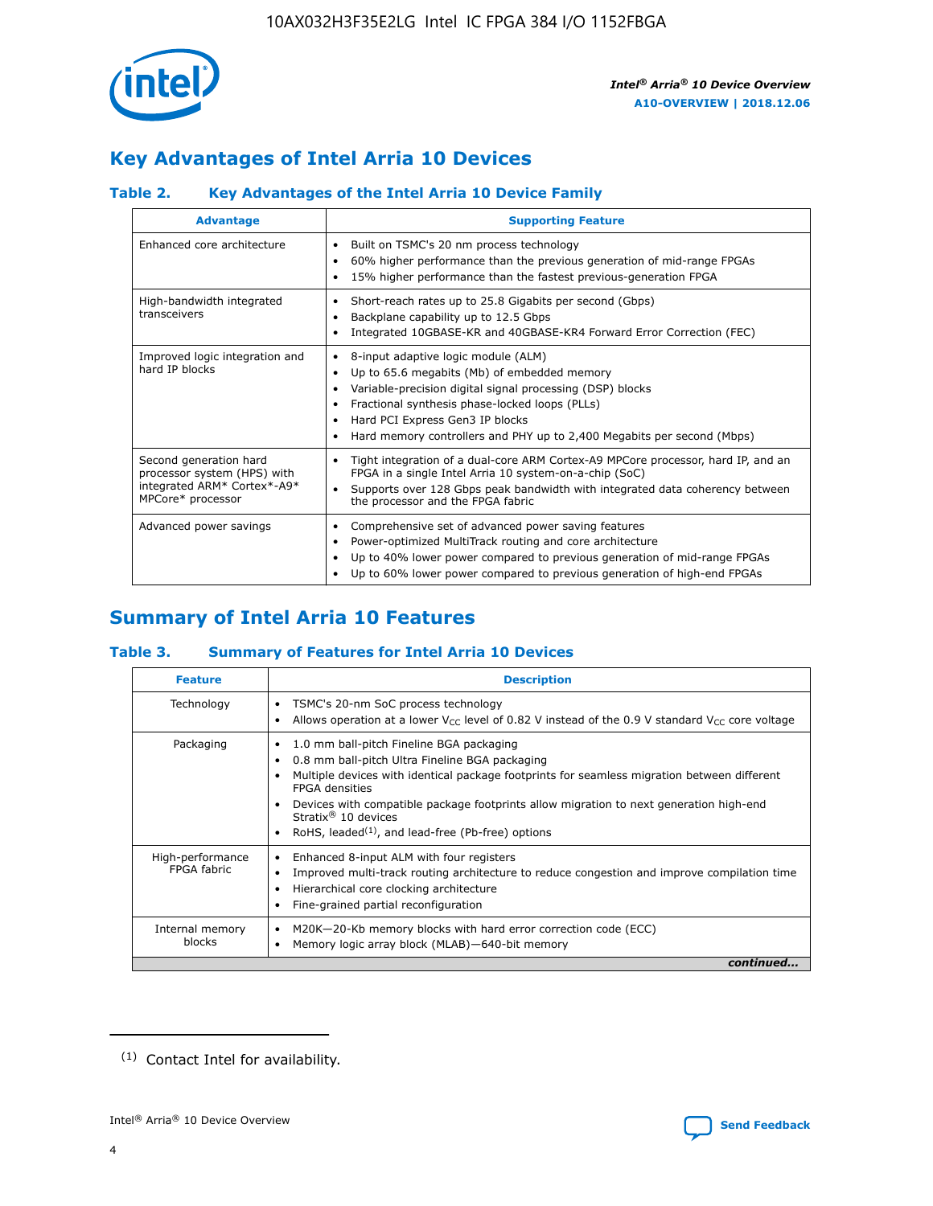## Key Advantages of Intel Arria 10 Devices

### Table 2. Key Advantages of the Intel Arria 10 Device Family

| Advantage | Supporting Feature |
| --- | --- |
| Enhanced core architecture | • Built on TSMC's 20 nm process technology<br>• 60% higher performance than the previous generation of mid-range FPGAs<br>• 15% higher performance than the fastest previous-generation FPGA |
| High-bandwidth integrated transceivers | • Short-reach rates up to 25.8 Gigabits per second (Gbps)<br>• Backplane capability up to 12.5 Gbps<br>• Integrated 10GBASE-KR and 40GBASE-KR4 Forward Error Correction (FEC) |
| Improved logic integration and hard IP blocks | • 8-input adaptive logic module (ALM)<br>• Up to 65.6 megabits (Mb) of embedded memory<br>• Variable-precision digital signal processing (DSP) blocks<br>• Fractional synthesis phase-locked loops (PLLs)<br>• Hard PCI Express Gen3 IP blocks<br>• Hard memory controllers and PHY up to 2,400 Megabits per second (Mbps) |
| Second generation hard processor system (HPS) with integrated ARM* Cortex*-A9* MPCore* processor | • Tight integration of a dual-core ARM Cortex-A9 MPCore processor, hard IP, and an FPGA in a single Intel Arria 10 system-on-a-chip (SoC)<br>• Supports over 128 Gbps peak bandwidth with integrated data coherency between the processor and the FPGA fabric |
| Advanced power savings | • Comprehensive set of advanced power saving features<br>• Power-optimized MultiTrack routing and core architecture<br>• Up to 40% lower power compared to previous generation of mid-range FPGAs<br>• Up to 60% lower power compared to previous generation of high-end FPGAs |

## Summary of Intel Arria 10 Features

### Table 3. Summary of Features for Intel Arria 10 Devices

| Feature | Description |
| --- | --- |
| Technology | • TSMC's 20-nm SoC process technology<br>• Allows operation at a lower $V_{CC}$ level of 0.82 V instead of the 0.9 V standard $V_{CC}$ core voltage |
| Packaging | • 1.0 mm ball-pitch Fineline BGA packaging<br>• 0.8 mm ball-pitch Ultra Fineline BGA packaging<br>• Multiple devices with identical package footprints for seamless migration between different FPGA densities<br>• Devices with compatible package footprints allow migration to next generation high-end Stratix® 10 devices<br>• RoHS, leaded[(1)], and lead-free (Pb-free) options |
| High-performance FPGA fabric | • Enhanced 8-input ALM with four registers<br>• Improved multi-track routing architecture to reduce congestion and improve compilation time<br>• Hierarchical core clocking architecture<br>• Fine-grained partial reconfiguration |
| Internal memory blocks | • M20K—20-Kb memory blocks with hard error correction code (ECC)<br>• Memory logic array block (MLAB)—640-bit memory |

*continued...*

(1) Contact Intel for availability.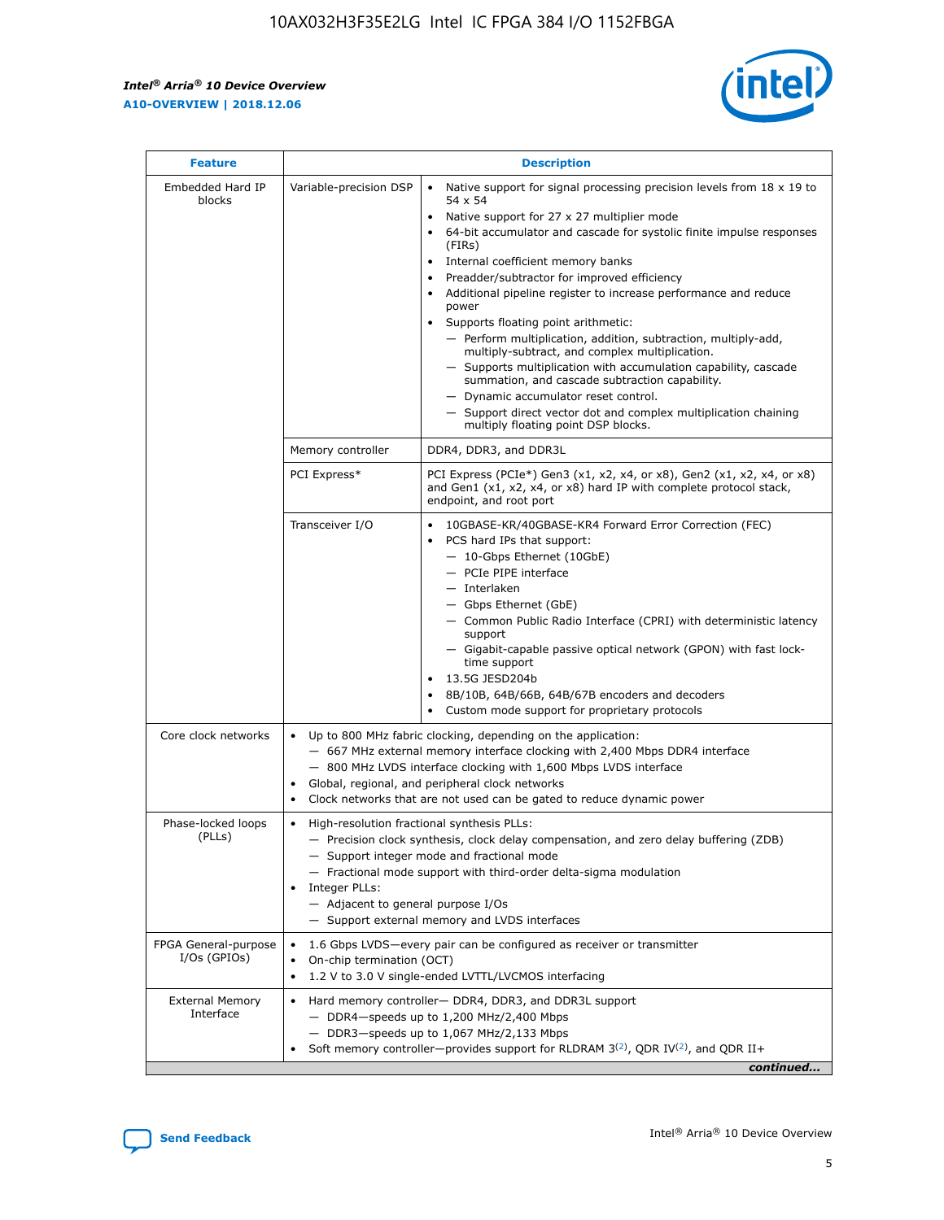| Feature | | Description |
|---|---|---|
| Embedded Hard IP blocks | Variable-precision DSP | • Native support for signal processing precision levels from 18 x 19 to 54 x 54<br>• Native support for 27 x 27 multiplier mode<br>• 64-bit accumulator and cascade for systolic finite impulse responses (FIRs)<br>• Internal coefficient memory banks<br>• Preadder/subtractor for improved efficiency<br>• Additional pipeline register to increase performance and reduce power<br>• Supports floating point arithmetic:<br>— Perform multiplication, addition, subtraction, multiply-add, multiply-subtract, and complex multiplication.<br>— Supports multiplication with accumulation capability, cascade summation, and cascade subtraction capability.<br>— Dynamic accumulator reset control.<br>— Support direct vector dot and complex multiplication chaining multiply floating point DSP blocks. |
| | Memory controller | DDR4, DDR3, and DDR3L |
| | PCI Express* | PCI Express (PCIe*) Gen3 (x1, x2, x4, or x8), Gen2 (x1, x2, x4, or x8) and Gen1 (x1, x2, x4, or x8) hard IP with complete protocol stack, endpoint, and root port |
| | Transceiver I/O | • 10GBASE-KR/40GBASE-KR4 Forward Error Correction (FEC)<br>• PCS hard IPs that support:<br>— 10-Gbps Ethernet (10GbE)<br>— PCIe PIPE interface<br>— Interlaken<br>— Gbps Ethernet (GbE)<br>— Common Public Radio Interface (CPRI) with deterministic latency support<br>— Gigabit-capable passive optical network (GPON) with fast lock-time support<br>• 13.5G JESD204b<br>• 8B/10B, 64B/66B, 64B/67B encoders and decoders<br>• Custom mode support for proprietary protocols |
| Core clock networks | | • Up to 800 MHz fabric clocking, depending on the application:<br>— 667 MHz external memory interface clocking with 2,400 Mbps DDR4 interface<br>— 800 MHz LVDS interface clocking with 1,600 Mbps LVDS interface<br>• Global, regional, and peripheral clock networks<br>• Clock networks that are not used can be gated to reduce dynamic power |
| Phase-locked loops (PLLs) | | • High-resolution fractional synthesis PLLs:<br>— Precision clock synthesis, clock delay compensation, and zero delay buffering (ZDB)<br>— Support integer mode and fractional mode<br>— Fractional mode support with third-order delta-sigma modulation<br>• Integer PLLs:<br>— Adjacent to general purpose I/Os<br>— Support external memory and LVDS interfaces |
| FPGA General-purpose I/Os (GPIOs) | | • 1.6 Gbps LVDS—every pair can be configured as receiver or transmitter<br>• On-chip termination (OCT)<br>• 1.2 V to 3.0 V single-ended LVTTL/LVCMOS interfacing |
| External Memory Interface | | • Hard memory controller— DDR4, DDR3, and DDR3L support<br>— DDR4—speeds up to 1,200 MHz/2,400 Mbps<br>— DDR3—speeds up to 1,067 MHz/2,133 Mbps<br>• Soft memory controller—provides support for RLDRAM 3[(2)], QDR IV[(2)], and QDR II+ |

*continued...*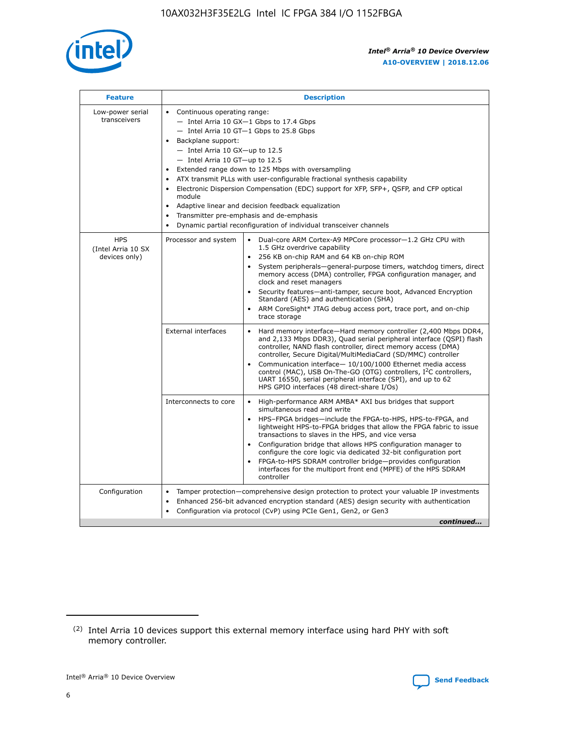| Feature | Description | |
|---|---|---|
| Low-power serial transceivers | • Continuous operating range:<br>— Intel Arria 10 GX—1 Gbps to 17.4 Gbps<br>— Intel Arria 10 GT—1 Gbps to 25.8 Gbps<br>• Backplane support:<br>— Intel Arria 10 GX—up to 12.5<br>— Intel Arria 10 GT—up to 12.5<br>• Extended range down to 125 Mbps with oversampling<br>• ATX transmit PLLs with user-configurable fractional synthesis capability<br>• Electronic Dispersion Compensation (EDC) support for XFP, SFP+, QSFP, and CFP optical module<br>• Adaptive linear and decision feedback equalization<br>• Transmitter pre-emphasis and de-emphasis<br>• Dynamic partial reconfiguration of individual transceiver channels | |
| HPS (Intel Arria 10 SX devices only) | Processor and system | • Dual-core ARM Cortex-A9 MPCore processor—1.2 GHz CPU with 1.5 GHz overdrive capability<br>• 256 KB on-chip RAM and 64 KB on-chip ROM<br>• System peripherals—general-purpose timers, watchdog timers, direct memory access (DMA) controller, FPGA configuration manager, and clock and reset managers<br>• Security features—anti-tamper, secure boot, Advanced Encryption Standard (AES) and authentication (SHA)<br>• ARM CoreSight* JTAG debug access port, trace port, and on-chip trace storage |
| | External interfaces | • Hard memory interface—Hard memory controller (2,400 Mbps DDR4, and 2,133 Mbps DDR3), Quad serial peripheral interface (QSPI) flash controller, NAND flash controller, direct memory access (DMA) controller, Secure Digital/MultiMediaCard (SD/MMC) controller<br>• Communication interface— 10/100/1000 Ethernet media access control (MAC), USB On-The-GO (OTG) controllers, I²C controllers, UART 16550, serial peripheral interface (SPI), and up to 62 HPS GPIO interfaces (48 direct-share I/Os) |
| | Interconnects to core | • High-performance ARM AMBA* AXI bus bridges that support simultaneous read and write<br>• HPS–FPGA bridges—include the FPGA-to-HPS, HPS-to-FPGA, and lightweight HPS-to-FPGA bridges that allow the FPGA fabric to issue transactions to slaves in the HPS, and vice versa<br>• Configuration bridge that allows HPS configuration manager to configure the core logic via dedicated 32-bit configuration port<br>• FPGA-to-HPS SDRAM controller bridge—provides configuration interfaces for the multiport front end (MPFE) of the HPS SDRAM controller |
| Configuration | • Tamper protection—comprehensive design protection to protect your valuable IP investments<br>• Enhanced 256-bit advanced encryption standard (AES) design security with authentication<br>• Configuration via protocol (CvP) using PCIe Gen1, Gen2, or Gen3 | |

*continued...*

(2) Intel Arria 10 devices support this external memory interface using hard PHY with soft memory controller.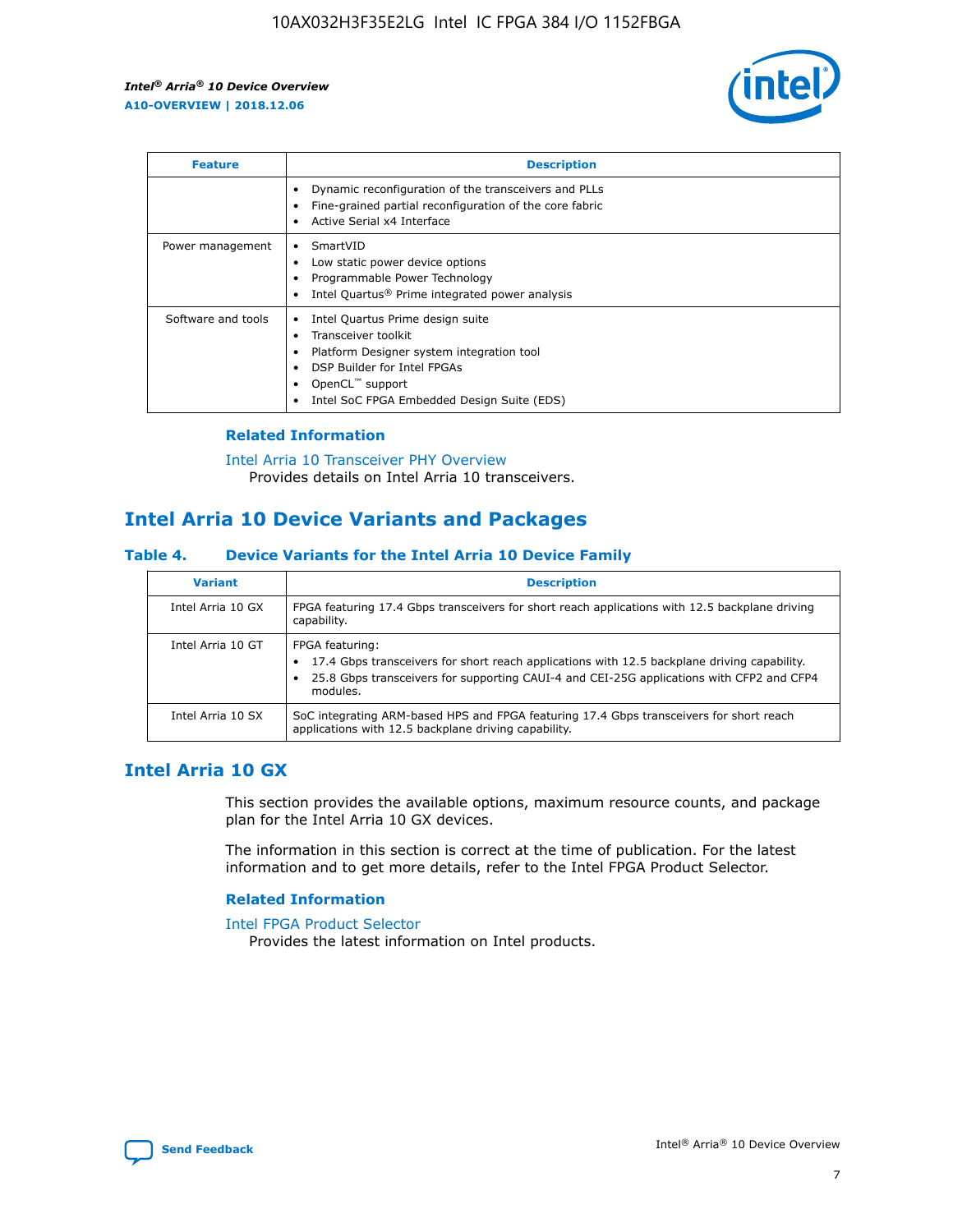| Feature | Description |
| --- | --- |
| | • Dynamic reconfiguration of the transceivers and PLLs<br>• Fine-grained partial reconfiguration of the core fabric<br>• Active Serial x4 Interface |
| Power management | • SmartVID<br>• Low static power device options<br>• Programmable Power Technology<br>• Intel Quartus® Prime integrated power analysis |
| Software and tools | • Intel Quartus Prime design suite<br>• Transceiver toolkit<br>• Platform Designer system integration tool<br>• DSP Builder for Intel FPGAs<br>• OpenCL™ support<br>• Intel SoC FPGA Embedded Design Suite (EDS) |

### Related Information

Intel Arria 10 Transceiver PHY Overview
Provides details on Intel Arria 10 transceivers.

## Intel Arria 10 Device Variants and Packages

**Table 4. Device Variants for the Intel Arria 10 Device Family**

| Variant | Description |
| --- | --- |
| Intel Arria 10 GX | FPGA featuring 17.4 Gbps transceivers for short reach applications with 12.5 backplane driving capability. |
| Intel Arria 10 GT | FPGA featuring:<br>• 17.4 Gbps transceivers for short reach applications with 12.5 backplane driving capability.<br>• 25.8 Gbps transceivers for supporting CAUI-4 and CEI-25G applications with CFP2 and CFP4 modules. |
| Intel Arria 10 SX | SoC integrating ARM-based HPS and FPGA featuring 17.4 Gbps transceivers for short reach applications with 12.5 backplane driving capability. |

## Intel Arria 10 GX

This section provides the available options, maximum resource counts, and package plan for the Intel Arria 10 GX devices.

The information in this section is correct at the time of publication. For the latest information and to get more details, refer to the Intel FPGA Product Selector.

### Related Information

Intel FPGA Product Selector
Provides the latest information on Intel products.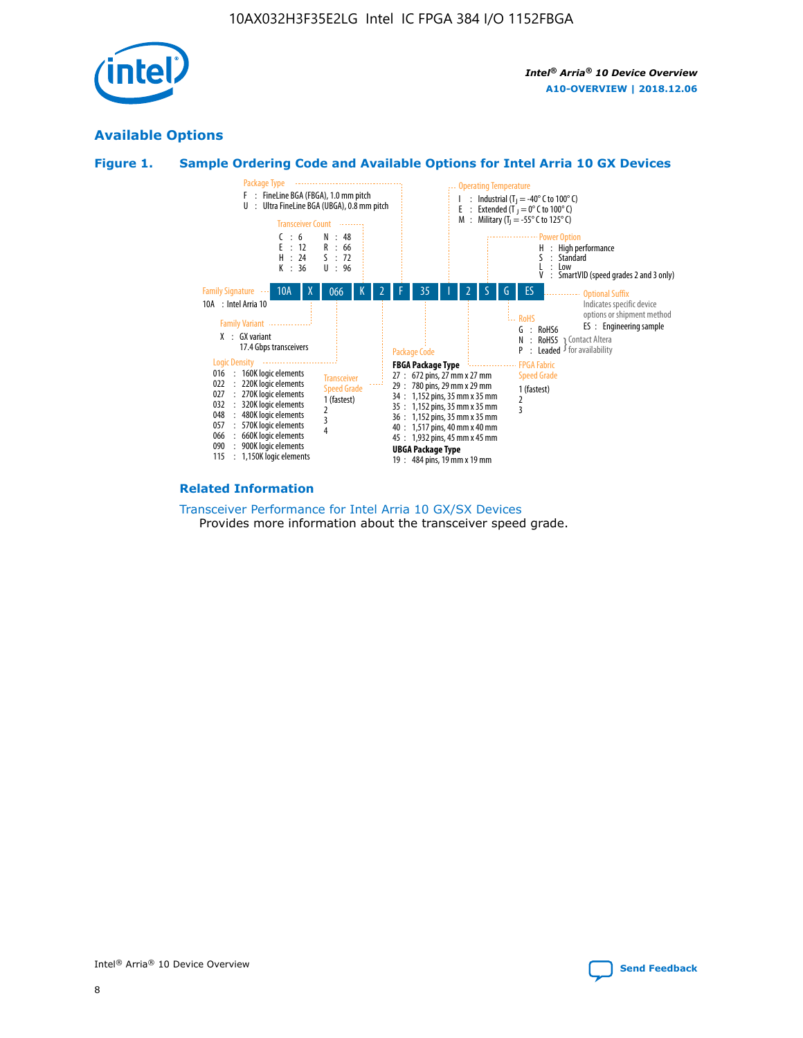## Available Options

### Figure 1. Sample Ordering Code and Available Options for Intel Arria 10 GX Devices

| 10A | X | 066 | K | 2 | F | 35 | I | 2 | S | G | ES |
|---|---|---|---|---|---|---|---|---|---|---|---|

**Family Signature**
10A : Intel Arria 10

**Family Variant**
X : GX variant
17.4 Gbps transceivers

**Logic Density**
- 016 : 160K logic elements
- 022 : 220K logic elements
- 027 : 270K logic elements
- 032 : 320K logic elements
- 048 : 480K logic elements
- 057 : 570K logic elements
- 066 : 660K logic elements
- 090 : 900K logic elements
- 115 : 1,150K logic elements

**Transceiver Count**
- C : 6
- E : 12
- H : 24
- K : 36
- N : 48
- R : 66
- S : 72
- U : 96

**Transceiver Speed Grade**
- 1 (fastest)
- 2
- 3
- 4

**Package Type**
- F : FineLine BGA (FBGA), 1.0 mm pitch
- U : Ultra FineLine BGA (UBGA), 0.8 mm pitch

**Package Code**

FBGA Package Type
- 27 : 672 pins, 27 mm x 27 mm
- 29 : 780 pins, 29 mm x 29 mm
- 34 : 1,152 pins, 35 mm x 35 mm
- 35 : 1,152 pins, 35 mm x 35 mm
- 36 : 1,152 pins, 35 mm x 35 mm
- 40 : 1,517 pins, 40 mm x 40 mm
- 45 : 1,932 pins, 45 mm x 45 mm

UBGA Package Type
- 19 : 484 pins, 19 mm x 19 mm

**Operating Temperature**
- I : Industrial ($T_J$ = -40° C to 100° C)
- E : Extended ($T_J$ = 0° C to 100° C)
- M : Military ($T_J$ = -55° C to 125° C)

**FPGA Fabric Speed Grade**
- 1 (fastest)
- 2
- 3

**Power Option**
- H : High performance
- S : Standard
- L : Low
- V : SmartVID (speed grades 2 and 3 only)

**RoHS**
- G : RoHS6
- N : RoHS5 (Contact Altera for availability)
- P : Leaded (Contact Altera for availability)

**Optional Suffix**
Indicates specific device options or shipment method
- ES : Engineering sample

### Related Information

Transceiver Performance for Intel Arria 10 GX/SX Devices
Provides more information about the transceiver speed grade.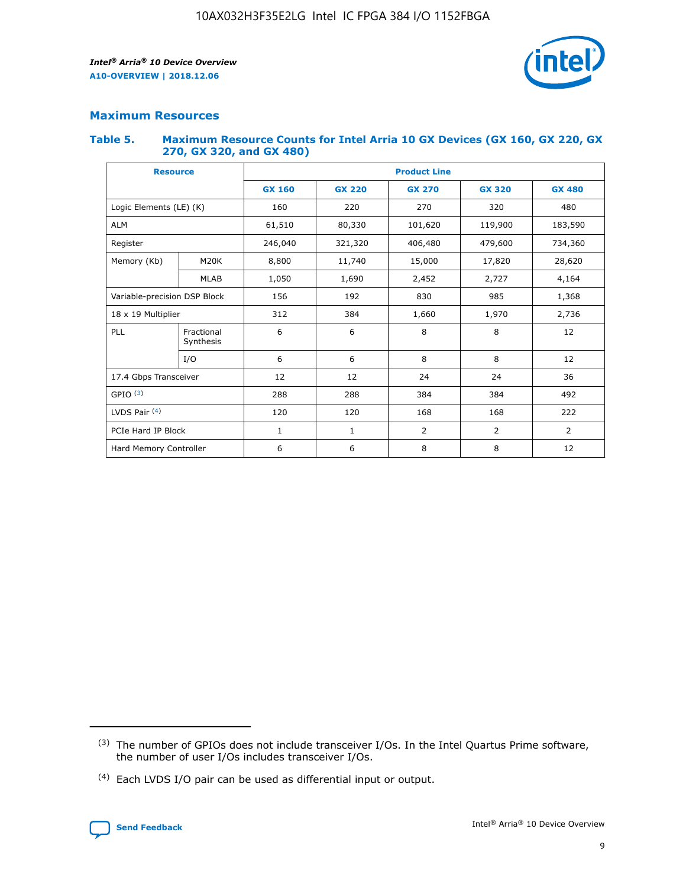## Maximum Resources

### Table 5. Maximum Resource Counts for Intel Arria 10 GX Devices (GX 160, GX 220, GX 270, GX 320, and GX 480)

| Resource | | Product Line | | | | |
|---|---|---|---|---|---|---|
| | | GX 160 | GX 220 | GX 270 | GX 320 | GX 480 |
| Logic Elements (LE) (K) | | 160 | 220 | 270 | 320 | 480 |
| ALM | | 61,510 | 80,330 | 101,620 | 119,900 | 183,590 |
| Register | | 246,040 | 321,320 | 406,480 | 479,600 | 734,360 |
| Memory (Kb) | M20K | 8,800 | 11,740 | 15,000 | 17,820 | 28,620 |
| | MLAB | 1,050 | 1,690 | 2,452 | 2,727 | 4,164 |
| Variable-precision DSP Block | | 156 | 192 | 830 | 985 | 1,368 |
| 18 x 19 Multiplier | | 312 | 384 | 1,660 | 1,970 | 2,736 |
| PLL | Fractional Synthesis | 6 | 6 | 8 | 8 | 12 |
| | I/O | 6 | 6 | 8 | 8 | 12 |
| 17.4 Gbps Transceiver | | 12 | 12 | 24 | 24 | 36 |
| GPIO [3] | | 288 | 288 | 384 | 384 | 492 |
| LVDS Pair [4] | | 120 | 120 | 168 | 168 | 222 |
| PCIe Hard IP Block | | 1 | 1 | 2 | 2 | 2 |
| Hard Memory Controller | | 6 | 6 | 8 | 8 | 12 |

(3) The number of GPIOs does not include transceiver I/Os. In the Intel Quartus Prime software, the number of user I/Os includes transceiver I/Os.

(4) Each LVDS I/O pair can be used as differential input or output.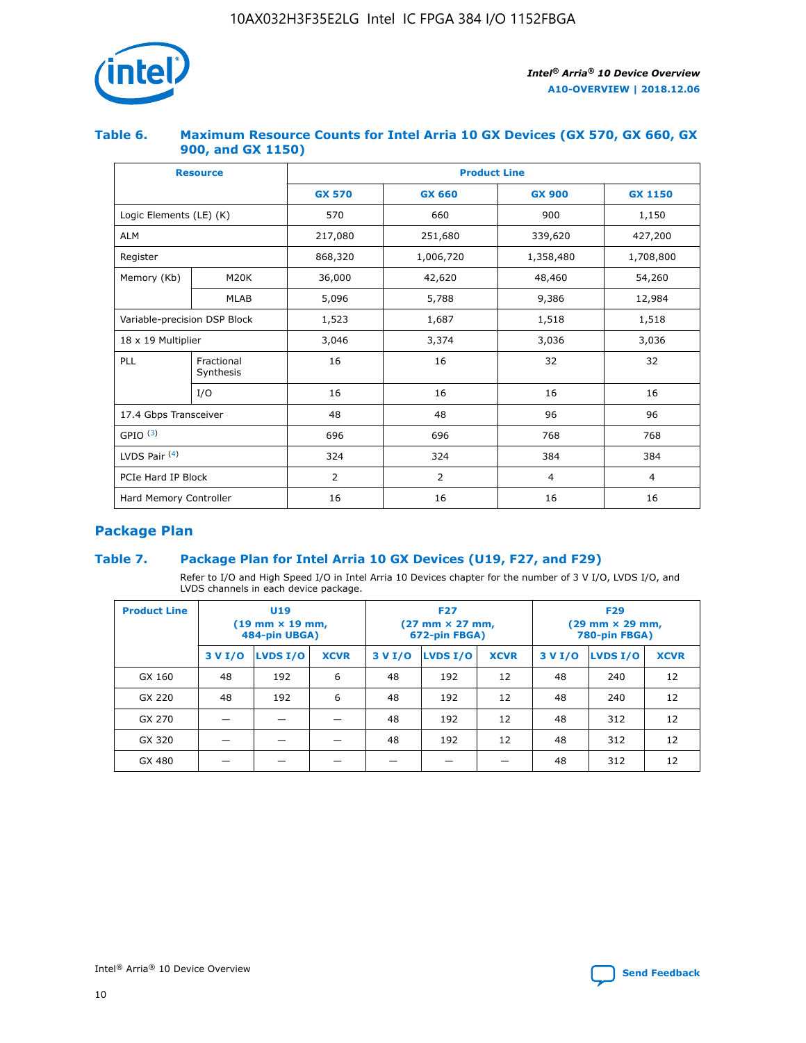#### Table 6. Maximum Resource Counts for Intel Arria 10 GX Devices (GX 570, GX 660, GX 900, and GX 1150)

| Resource | | Product Line | | | |
|---|---|---|---|---|---|
| | | GX 570 | GX 660 | GX 900 | GX 1150 |
| Logic Elements (LE) (K) | | 570 | 660 | 900 | 1,150 |
| ALM | | 217,080 | 251,680 | 339,620 | 427,200 |
| Register | | 868,320 | 1,006,720 | 1,358,480 | 1,708,800 |
| Memory (Kb) | M20K | 36,000 | 42,620 | 48,460 | 54,260 |
| | MLAB | 5,096 | 5,788 | 9,386 | 12,984 |
| Variable-precision DSP Block | | 1,523 | 1,687 | 1,518 | 1,518 |
| 18 x 19 Multiplier | | 3,046 | 3,374 | 3,036 | 3,036 |
| PLL | Fractional Synthesis | 16 | 16 | 32 | 32 |
| | I/O | 16 | 16 | 16 | 16 |
| 17.4 Gbps Transceiver | | 48 | 48 | 96 | 96 |
| GPIO [(3)] | | 696 | 696 | 768 | 768 |
| LVDS Pair [(4)] | | 324 | 324 | 384 | 384 |
| PCIe Hard IP Block | | 2 | 2 | 4 | 4 |
| Hard Memory Controller | | 16 | 16 | 16 | 16 |

## Package Plan

#### Table 7. Package Plan for Intel Arria 10 GX Devices (U19, F27, and F29)

Refer to I/O and High Speed I/O in Intel Arria 10 Devices chapter for the number of 3 V I/O, LVDS I/O, and LVDS channels in each device package.

| Product Line | U19 (19 mm × 19 mm, 484-pin UBGA) | | | F27 (27 mm × 27 mm, 672-pin FBGA) | | | F29 (29 mm × 29 mm, 780-pin FBGA) | | |
|---|---|---|---|---|---|---|---|---|---|
| | 3 V I/O | LVDS I/O | XCVR | 3 V I/O | LVDS I/O | XCVR | 3 V I/O | LVDS I/O | XCVR |
| GX 160 | 48 | 192 | 6 | 48 | 192 | 12 | 48 | 240 | 12 |
| GX 220 | 48 | 192 | 6 | 48 | 192 | 12 | 48 | 240 | 12 |
| GX 270 | — | — | — | 48 | 192 | 12 | 48 | 312 | 12 |
| GX 320 | — | — | — | 48 | 192 | 12 | 48 | 312 | 12 |
| GX 480 | — | — | — | — | — | — | 48 | 312 | 12 |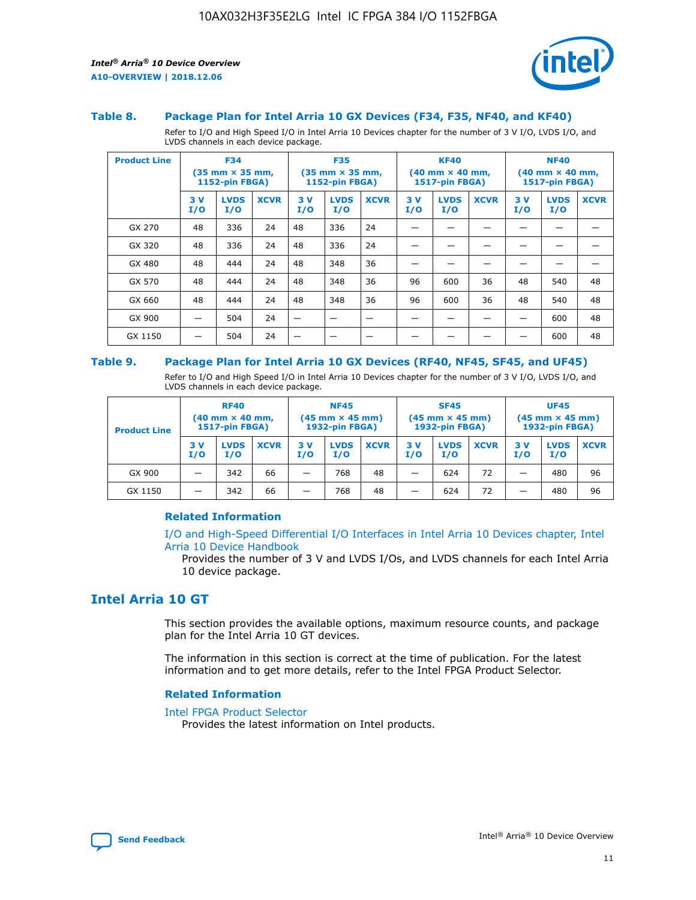### Table 8. Package Plan for Intel Arria 10 GX Devices (F34, F35, NF40, and KF40)

Refer to I/O and High Speed I/O in Intel Arria 10 Devices chapter for the number of 3 V I/O, LVDS I/O, and LVDS channels in each device package.

| Product Line | F34 (35 mm × 35 mm, 1152-pin FBGA) | | | F35 (35 mm × 35 mm, 1152-pin FBGA) | | | KF40 (40 mm × 40 mm, 1517-pin FBGA) | | | NF40 (40 mm × 40 mm, 1517-pin FBGA) | | |
|---|---|---|---|---|---|---|---|---|---|---|---|---|
| | 3 V I/O | LVDS I/O | XCVR | 3 V I/O | LVDS I/O | XCVR | 3 V I/O | LVDS I/O | XCVR | 3 V I/O | LVDS I/O | XCVR |
| GX 270 | 48 | 336 | 24 | 48 | 336 | 24 | — | — | — | — | — | — |
| GX 320 | 48 | 336 | 24 | 48 | 336 | 24 | — | — | — | — | — | — |
| GX 480 | 48 | 444 | 24 | 48 | 348 | 36 | — | — | — | — | — | — |
| GX 570 | 48 | 444 | 24 | 48 | 348 | 36 | 96 | 600 | 36 | 48 | 540 | 48 |
| GX 660 | 48 | 444 | 24 | 48 | 348 | 36 | 96 | 600 | 36 | 48 | 540 | 48 |
| GX 900 | — | 504 | 24 | — | — | — | — | — | — | — | 600 | 48 |
| GX 1150 | — | 504 | 24 | — | — | — | — | — | — | — | 600 | 48 |

### Table 9. Package Plan for Intel Arria 10 GX Devices (RF40, NF45, SF45, and UF45)

Refer to I/O and High Speed I/O in Intel Arria 10 Devices chapter for the number of 3 V I/O, LVDS I/O, and LVDS channels in each device package.

| Product Line | RF40 (40 mm × 40 mm, 1517-pin FBGA) | | | NF45 (45 mm × 45 mm) 1932-pin FBGA) | | | SF45 (45 mm × 45 mm) 1932-pin FBGA) | | | UF45 (45 mm × 45 mm) 1932-pin FBGA) | | |
|---|---|---|---|---|---|---|---|---|---|---|---|---|
| | 3 V I/O | LVDS I/O | XCVR | 3 V I/O | LVDS I/O | XCVR | 3 V I/O | LVDS I/O | XCVR | 3 V I/O | LVDS I/O | XCVR |
| GX 900 | — | 342 | 66 | — | 768 | 48 | — | 624 | 72 | — | 480 | 96 |
| GX 1150 | — | 342 | 66 | — | 768 | 48 | — | 624 | 72 | — | 480 | 96 |

#### Related Information

I/O and High-Speed Differential I/O Interfaces in Intel Arria 10 Devices chapter, Intel Arria 10 Device Handbook

Provides the number of 3 V and LVDS I/Os, and LVDS channels for each Intel Arria 10 device package.

## Intel Arria 10 GT

This section provides the available options, maximum resource counts, and package plan for the Intel Arria 10 GT devices.

The information in this section is correct at the time of publication. For the latest information and to get more details, refer to the Intel FPGA Product Selector.

#### Related Information

Intel FPGA Product Selector

Provides the latest information on Intel products.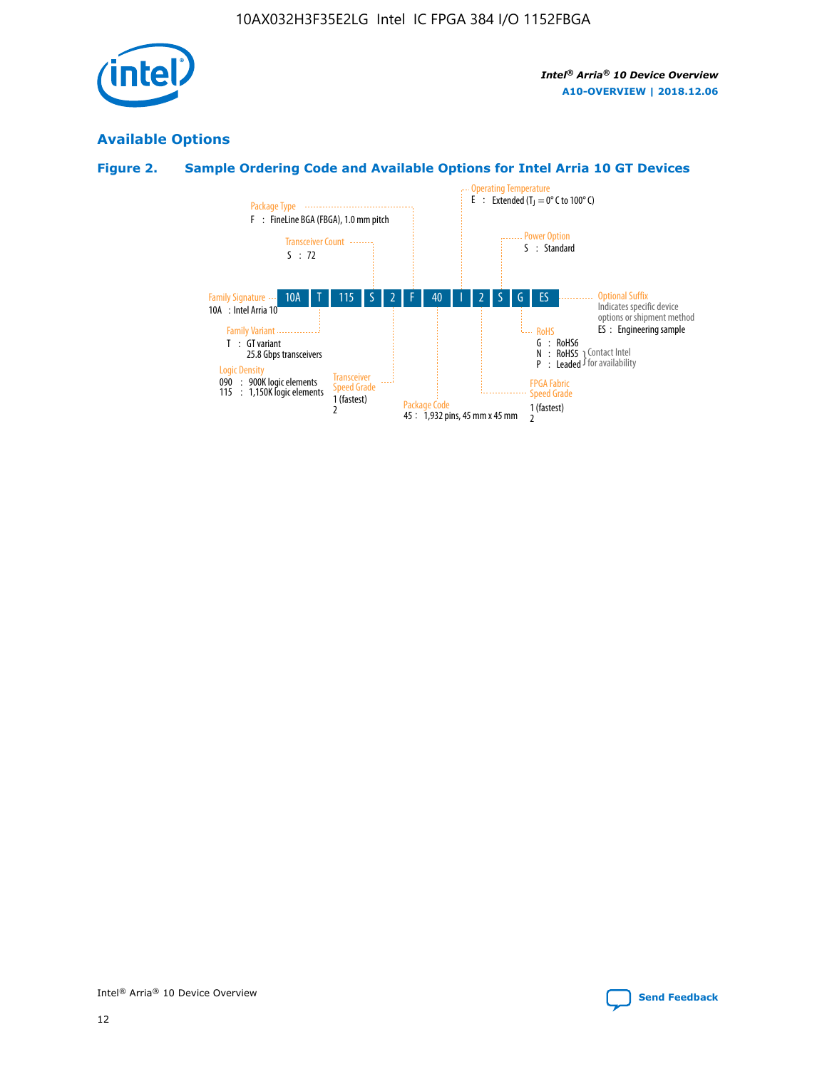## Available Options

### Figure 2. Sample Ordering Code and Available Options for Intel Arria 10 GT Devices

| 10A | T | 115 | S | 2 | F | 40 | I | 2 | S | G | ES |
|---|---|---|---|---|---|---|---|---|---|---|---|

**Family Signature**
10A : Intel Arria 10

**Family Variant**
T : GT variant
25.8 Gbps transceivers

**Logic Density**
090 : 900K logic elements
115 : 1,150K logic elements

**Transceiver Count**
S : 72

**Transceiver Speed Grade**
1 (fastest)
2

**Package Type**
F : FineLine BGA (FBGA), 1.0 mm pitch

**Package Code**
45 : 1,932 pins, 45 mm x 45 mm

**Operating Temperature**
E : Extended ($T_J$ = 0° C to 100° C)

**FPGA Fabric Speed Grade**
1 (fastest)
2

**Power Option**
S : Standard

**RoHS**
G : RoHS6
N : RoHS5 } Contact Intel for availability
P : Leaded } Contact Intel for availability

**Optional Suffix**
Indicates specific device options or shipment method
ES : Engineering sample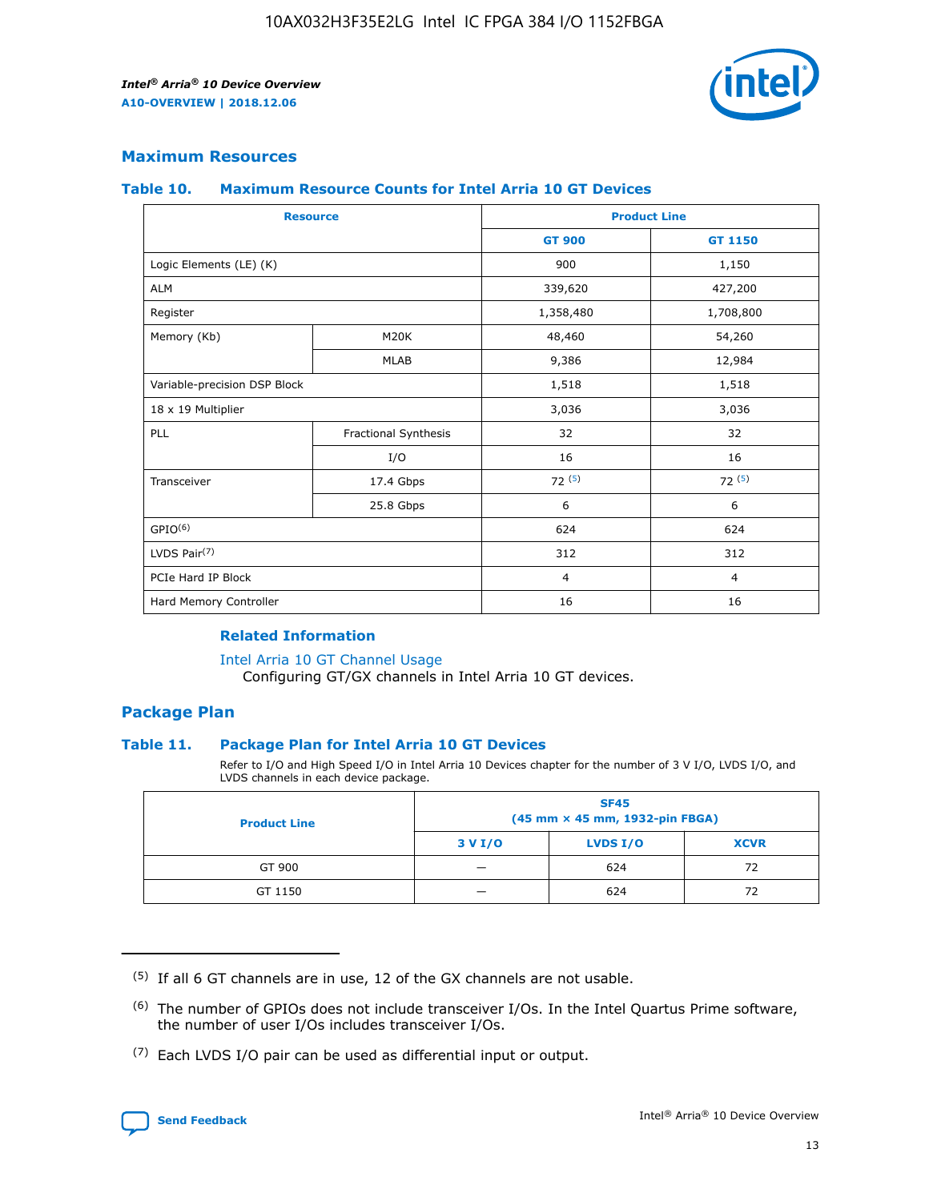## Maximum Resources

### Table 10. Maximum Resource Counts for Intel Arria 10 GT Devices

| Resource | | Product Line | |
|---|---|---|---|
| | | GT 900 | GT 1150 |
| Logic Elements (LE) (K) | | 900 | 1,150 |
| ALM | | 339,620 | 427,200 |
| Register | | 1,358,480 | 1,708,800 |
| Memory (Kb) | M20K | 48,460 | 54,260 |
| | MLAB | 9,386 | 12,984 |
| Variable-precision DSP Block | | 1,518 | 1,518 |
| 18 x 19 Multiplier | | 3,036 | 3,036 |
| PLL | Fractional Synthesis | 32 | 32 |
| | I/O | 16 | 16 |
| Transceiver | 17.4 Gbps | 72 (5) | 72 (5) |
| | 25.8 Gbps | 6 | 6 |
| GPIO(6) | | 624 | 624 |
| LVDS Pair(7) | | 312 | 312 |
| PCIe Hard IP Block | | 4 | 4 |
| Hard Memory Controller | | 16 | 16 |

#### Related Information

Intel Arria 10 GT Channel Usage
Configuring GT/GX channels in Intel Arria 10 GT devices.

## Package Plan

### Table 11. Package Plan for Intel Arria 10 GT Devices

Refer to I/O and High Speed I/O in Intel Arria 10 Devices chapter for the number of 3 V I/O, LVDS I/O, and LVDS channels in each device package.

| Product Line | SF45 (45 mm × 45 mm, 1932-pin FBGA) | | |
|---|---|---|---|
| | 3 V I/O | LVDS I/O | XCVR |
| GT 900 | — | 624 | 72 |
| GT 1150 | — | 624 | 72 |

(5) If all 6 GT channels are in use, 12 of the GX channels are not usable.

(6) The number of GPIOs does not include transceiver I/Os. In the Intel Quartus Prime software, the number of user I/Os includes transceiver I/Os.

(7) Each LVDS I/O pair can be used as differential input or output.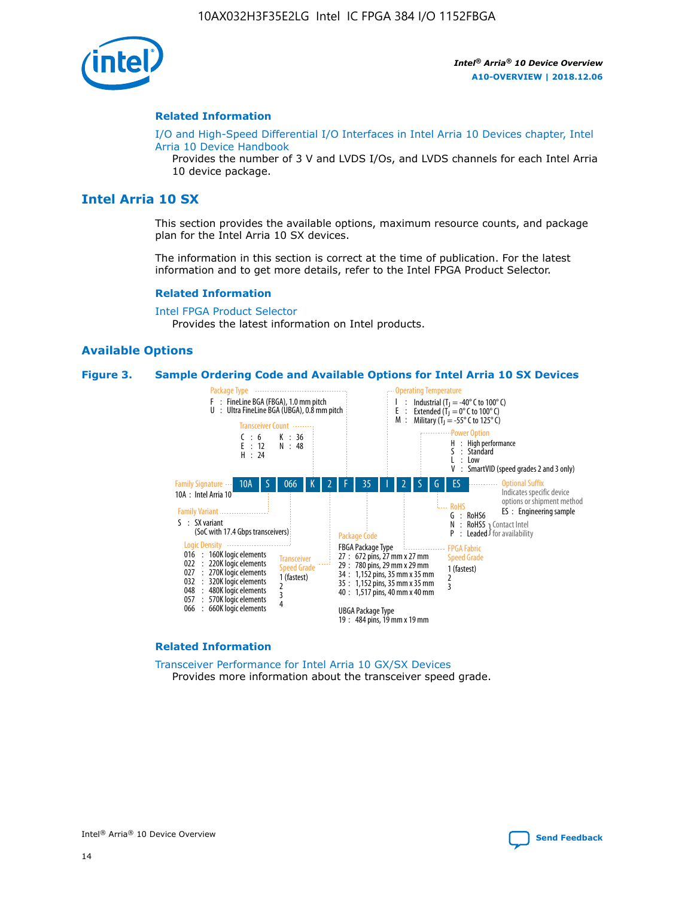## Related Information

I/O and High-Speed Differential I/O Interfaces in Intel Arria 10 Devices chapter, Intel Arria 10 Device Handbook

Provides the number of 3 V and LVDS I/Os, and LVDS channels for each Intel Arria 10 device package.

# Intel Arria 10 SX

This section provides the available options, maximum resource counts, and package plan for the Intel Arria 10 SX devices.

The information in this section is correct at the time of publication. For the latest information and to get more details, refer to the Intel FPGA Product Selector.

## Related Information

Intel FPGA Product Selector

Provides the latest information on Intel products.

## Available Options

**Figure 3. Sample Ordering Code and Available Options for Intel Arria 10 SX Devices**

Sample ordering code: 10A S 066 K 2 F 35 I 2 S G ES

- **Family Signature**
  - 10A : Intel Arria 10
- **Family Variant**
  - S : SX variant (SoC with 17.4 Gbps transceivers)
- **Logic Density**
  - 016 : 160K logic elements
  - 022 : 220K logic elements
  - 027 : 270K logic elements
  - 032 : 320K logic elements
  - 048 : 480K logic elements
  - 057 : 570K logic elements
  - 066 : 660K logic elements
- **Transceiver Count**
  - C : 6
  - E : 12
  - H : 24
  - K : 36
  - N : 48
- **Transceiver Speed Grade**
  - 1 (fastest)
  - 2
  - 3
  - 4
- **Package Type**
  - F : FineLine BGA (FBGA), 1.0 mm pitch
  - U : Ultra FineLine BGA (UBGA), 0.8 mm pitch
- **Package Code**
  - FBGA Package Type
    - 27 : 672 pins, 27 mm x 27 mm
    - 29 : 780 pins, 29 mm x 29 mm
    - 34 : 1,152 pins, 35 mm x 35 mm
    - 35 : 1,152 pins, 35 mm x 35 mm
    - 40 : 1,517 pins, 40 mm x 40 mm
  - UBGA Package Type
    - 19 : 484 pins, 19 mm x 19 mm
- **Operating Temperature**
  - I : Industrial ($T_J$ = -40° C to 100° C)
  - E : Extended ($T_J$ = 0° C to 100° C)
  - M : Military ($T_J$ = -55° C to 125° C)
- **FPGA Fabric Speed Grade**
  - 1 (fastest)
  - 2
  - 3
- **Power Option**
  - H : High performance
  - S : Standard
  - L : Low
  - V : SmartVID (speed grades 2 and 3 only)
- **RoHS**
  - G : RoHS6
  - N : RoHS5 (Contact Intel for availability)
  - P : Leaded (Contact Intel for availability)
- **Optional Suffix**
  - Indicates specific device options or shipment method
  - ES : Engineering sample

## Related Information

Transceiver Performance for Intel Arria 10 GX/SX Devices

Provides more information about the transceiver speed grade.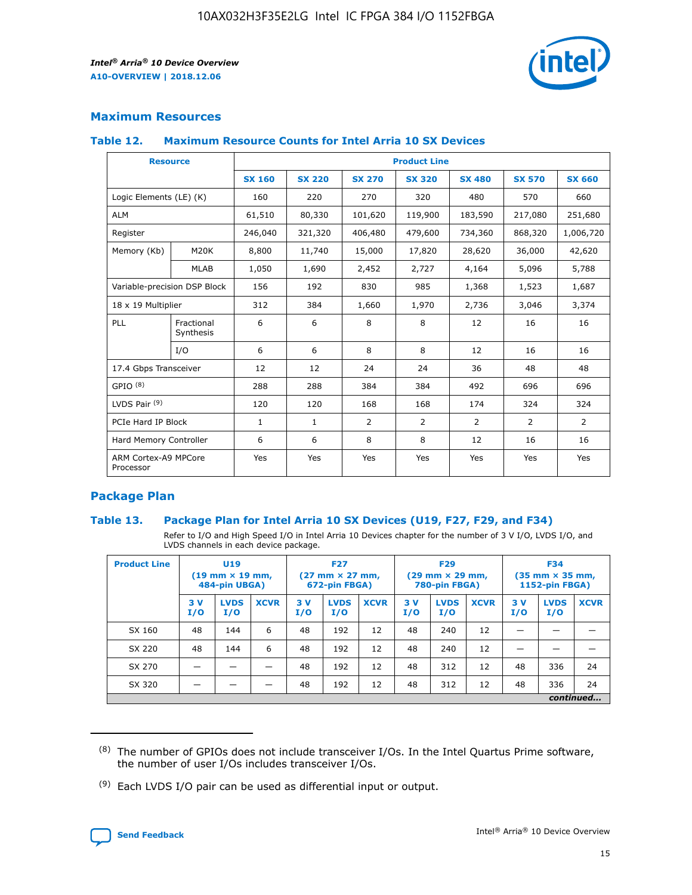## Maximum Resources

### Table 12. Maximum Resource Counts for Intel Arria 10 SX Devices

| Resource | | Product Line | | | | | | |
|---|---|---|---|---|---|---|---|---|
| | | SX 160 | SX 220 | SX 270 | SX 320 | SX 480 | SX 570 | SX 660 |
| Logic Elements (LE) (K) | | 160 | 220 | 270 | 320 | 480 | 570 | 660 |
| ALM | | 61,510 | 80,330 | 101,620 | 119,900 | 183,590 | 217,080 | 251,680 |
| Register | | 246,040 | 321,320 | 406,480 | 479,600 | 734,360 | 868,320 | 1,006,720 |
| Memory (Kb) | M20K | 8,800 | 11,740 | 15,000 | 17,820 | 28,620 | 36,000 | 42,620 |
| | MLAB | 1,050 | 1,690 | 2,452 | 2,727 | 4,164 | 5,096 | 5,788 |
| Variable-precision DSP Block | | 156 | 192 | 830 | 985 | 1,368 | 1,523 | 1,687 |
| 18 x 19 Multiplier | | 312 | 384 | 1,660 | 1,970 | 2,736 | 3,046 | 3,374 |
| PLL | Fractional Synthesis | 6 | 6 | 8 | 8 | 12 | 16 | 16 |
| | I/O | 6 | 6 | 8 | 8 | 12 | 16 | 16 |
| 17.4 Gbps Transceiver | | 12 | 12 | 24 | 24 | 36 | 48 | 48 |
| GPIO [8] | | 288 | 288 | 384 | 384 | 492 | 696 | 696 |
| LVDS Pair [9] | | 120 | 120 | 168 | 168 | 174 | 324 | 324 |
| PCIe Hard IP Block | | 1 | 1 | 2 | 2 | 2 | 2 | 2 |
| Hard Memory Controller | | 6 | 6 | 8 | 8 | 12 | 16 | 16 |
| ARM Cortex-A9 MPCore Processor | | Yes | Yes | Yes | Yes | Yes | Yes | Yes |

## Package Plan

### Table 13. Package Plan for Intel Arria 10 SX Devices (U19, F27, F29, and F34)

Refer to I/O and High Speed I/O in Intel Arria 10 Devices chapter for the number of 3 V I/O, LVDS I/O, and LVDS channels in each device package.

| Product Line | U19 (19 mm × 19 mm, 484-pin UBGA) | | | F27 (27 mm × 27 mm, 672-pin FBGA) | | | F29 (29 mm × 29 mm, 780-pin FBGA) | | | F34 (35 mm × 35 mm, 1152-pin FBGA) | | |
|---|---|---|---|---|---|---|---|---|---|---|---|---|
| | 3 V I/O | LVDS I/O | XCVR | 3 V I/O | LVDS I/O | XCVR | 3 V I/O | LVDS I/O | XCVR | 3 V I/O | LVDS I/O | XCVR |
| SX 160 | 48 | 144 | 6 | 48 | 192 | 12 | 48 | 240 | 12 | — | — | — |
| SX 220 | 48 | 144 | 6 | 48 | 192 | 12 | 48 | 240 | 12 | — | — | — |
| SX 270 | — | — | — | 48 | 192 | 12 | 48 | 312 | 12 | 48 | 336 | 24 |
| SX 320 | — | — | — | 48 | 192 | 12 | 48 | 312 | 12 | 48 | 336 | 24 |

*continued...*

---

(8) The number of GPIOs does not include transceiver I/Os. In the Intel Quartus Prime software, the number of user I/Os includes transceiver I/Os.

(9) Each LVDS I/O pair can be used as differential input or output.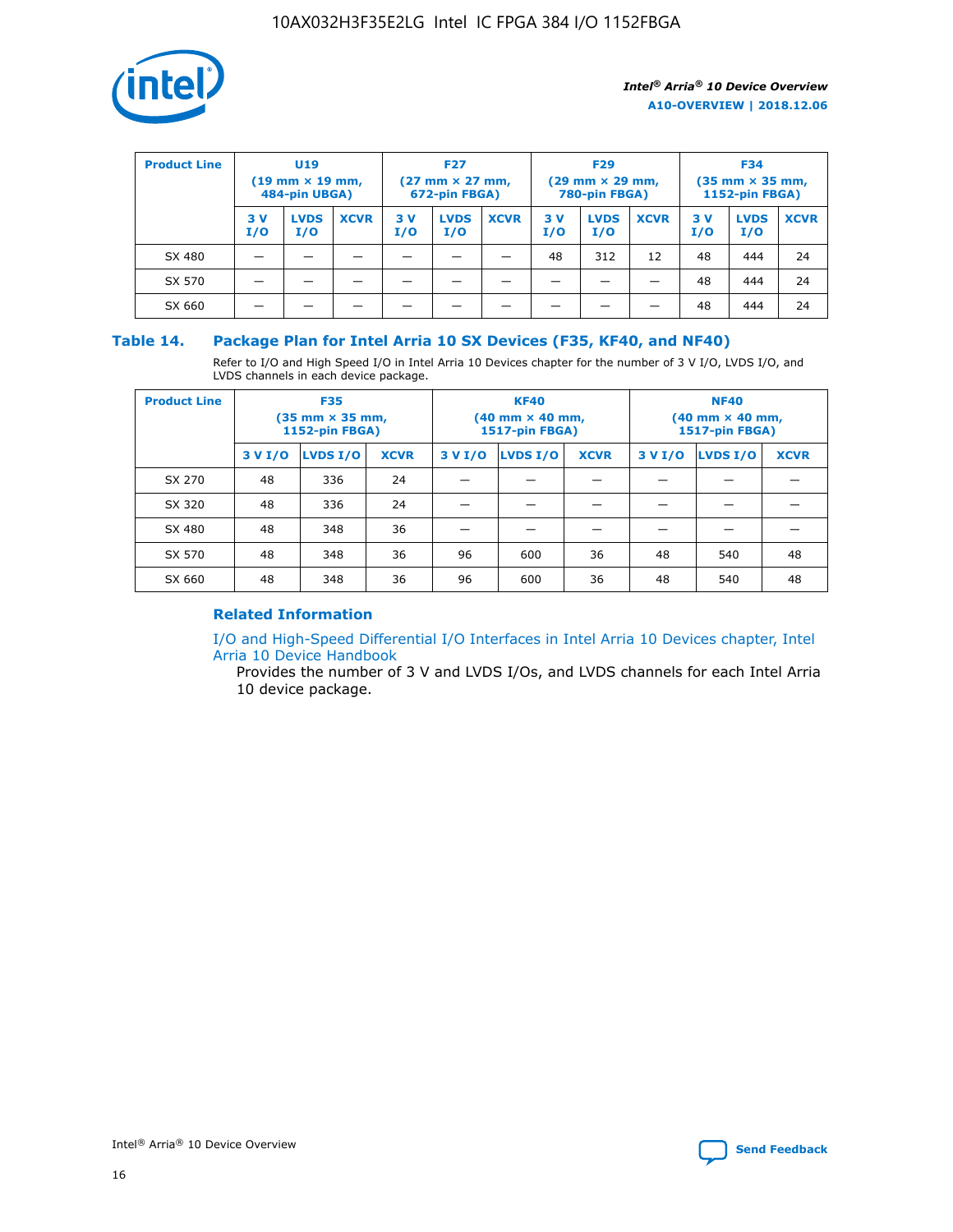| Product Line | U19 (19 mm × 19 mm, 484-pin UBGA) | | | F27 (27 mm × 27 mm, 672-pin FBGA) | | | F29 (29 mm × 29 mm, 780-pin FBGA) | | | F34 (35 mm × 35 mm, 1152-pin FBGA) | | |
|---|---|---|---|---|---|---|---|---|---|---|---|---|
| | 3 V I/O | LVDS I/O | XCVR | 3 V I/O | LVDS I/O | XCVR | 3 V I/O | LVDS I/O | XCVR | 3 V I/O | LVDS I/O | XCVR |
| SX 480 | — | — | — | — | — | — | 48 | 312 | 12 | 48 | 444 | 24 |
| SX 570 | — | — | — | — | — | — | — | — | — | 48 | 444 | 24 |
| SX 660 | — | — | — | — | — | — | — | — | — | 48 | 444 | 24 |

## Table 14. Package Plan for Intel Arria 10 SX Devices (F35, KF40, and NF40)

Refer to I/O and High Speed I/O in Intel Arria 10 Devices chapter for the number of 3 V I/O, LVDS I/O, and LVDS channels in each device package.

| Product Line | F35 (35 mm × 35 mm, 1152-pin FBGA) | | | KF40 (40 mm × 40 mm, 1517-pin FBGA) | | | NF40 (40 mm × 40 mm, 1517-pin FBGA) | | |
|---|---|---|---|---|---|---|---|---|---|
| | 3 V I/O | LVDS I/O | XCVR | 3 V I/O | LVDS I/O | XCVR | 3 V I/O | LVDS I/O | XCVR |
| SX 270 | 48 | 336 | 24 | — | — | — | — | — | — |
| SX 320 | 48 | 336 | 24 | — | — | — | — | — | — |
| SX 480 | 48 | 348 | 36 | — | — | — | — | — | — |
| SX 570 | 48 | 348 | 36 | 96 | 600 | 36 | 48 | 540 | 48 |
| SX 660 | 48 | 348 | 36 | 96 | 600 | 36 | 48 | 540 | 48 |

### Related Information

I/O and High-Speed Differential I/O Interfaces in Intel Arria 10 Devices chapter, Intel Arria 10 Device Handbook

Provides the number of 3 V and LVDS I/Os, and LVDS channels for each Intel Arria 10 device package.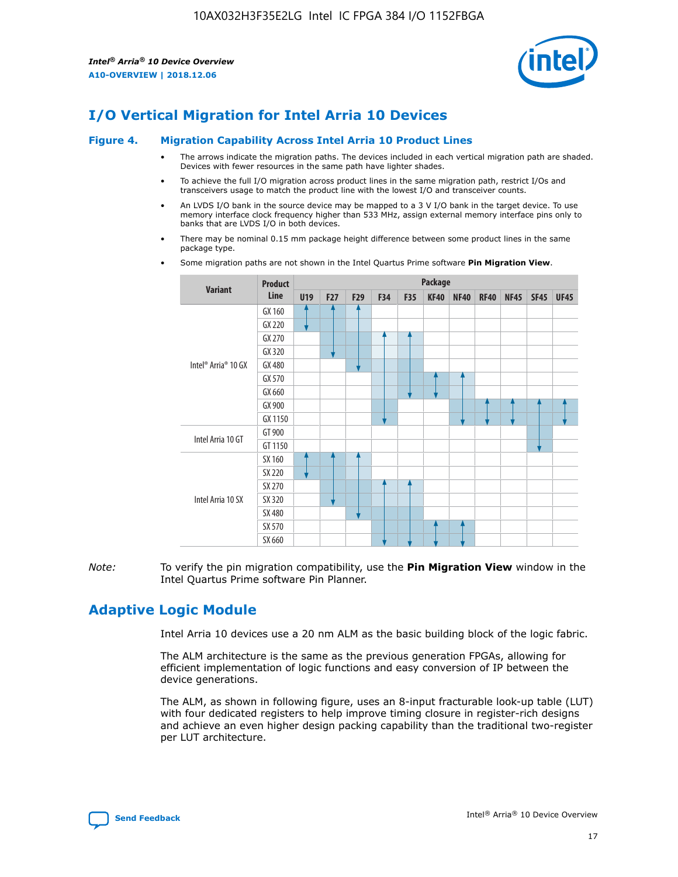# I/O Vertical Migration for Intel Arria 10 Devices

**Figure 4. Migration Capability Across Intel Arria 10 Product Lines**

- The arrows indicate the migration paths. The devices included in each vertical migration path are shaded. Devices with fewer resources in the same path have lighter shades.
- To achieve the full I/O migration across product lines in the same migration path, restrict I/Os and transceivers usage to match the product line with the lowest I/O and transceiver counts.
- An LVDS I/O bank in the source device may be mapped to a 3 V I/O bank in the target device. To use memory interface clock frequency higher than 533 MHz, assign external memory interface pins only to banks that are LVDS I/O in both devices.
- There may be nominal 0.15 mm package height difference between some product lines in the same package type.
- Some migration paths are not shown in the Intel Quartus Prime software **Pin Migration View**.

| Variant | Product Line | Package | | | | | | | | | | |
|---|---|---|---|---|---|---|---|---|---|---|---|---|
| | | U19 | F27 | F29 | F34 | F35 | KF40 | NF40 | RF40 | NF45 | SF45 | UF45 |
| Intel® Arria® 10 GX | GX 160 | | | | | | | | | | | |
| | GX 220 | | | | | | | | | | | |
| | GX 270 | | | | | | | | | | | |
| | GX 320 | | | | | | | | | | | |
| | GX 480 | | | | | | | | | | | |
| | GX 570 | | | | | | | | | | | |
| | GX 660 | | | | | | | | | | | |
| | GX 900 | | | | | | | | | | | |
| | GX 1150 | | | | | | | | | | | |
| Intel Arria 10 GT | GT 900 | | | | | | | | | | | |
| | GT 1150 | | | | | | | | | | | |
| Intel Arria 10 SX | SX 160 | | | | | | | | | | | |
| | SX 220 | | | | | | | | | | | |
| | SX 270 | | | | | | | | | | | |
| | SX 320 | | | | | | | | | | | |
| | SX 480 | | | | | | | | | | | |
| | SX 570 | | | | | | | | | | | |
| | SX 660 | | | | | | | | | | | |

*Note:* To verify the pin migration compatibility, use the **Pin Migration View** window in the Intel Quartus Prime software Pin Planner.

# Adaptive Logic Module

Intel Arria 10 devices use a 20 nm ALM as the basic building block of the logic fabric.

The ALM architecture is the same as the previous generation FPGAs, allowing for efficient implementation of logic functions and easy conversion of IP between the device generations.

The ALM, as shown in following figure, uses an 8-input fracturable look-up table (LUT) with four dedicated registers to help improve timing closure in register-rich designs and achieve an even higher design packing capability than the traditional two-register per LUT architecture.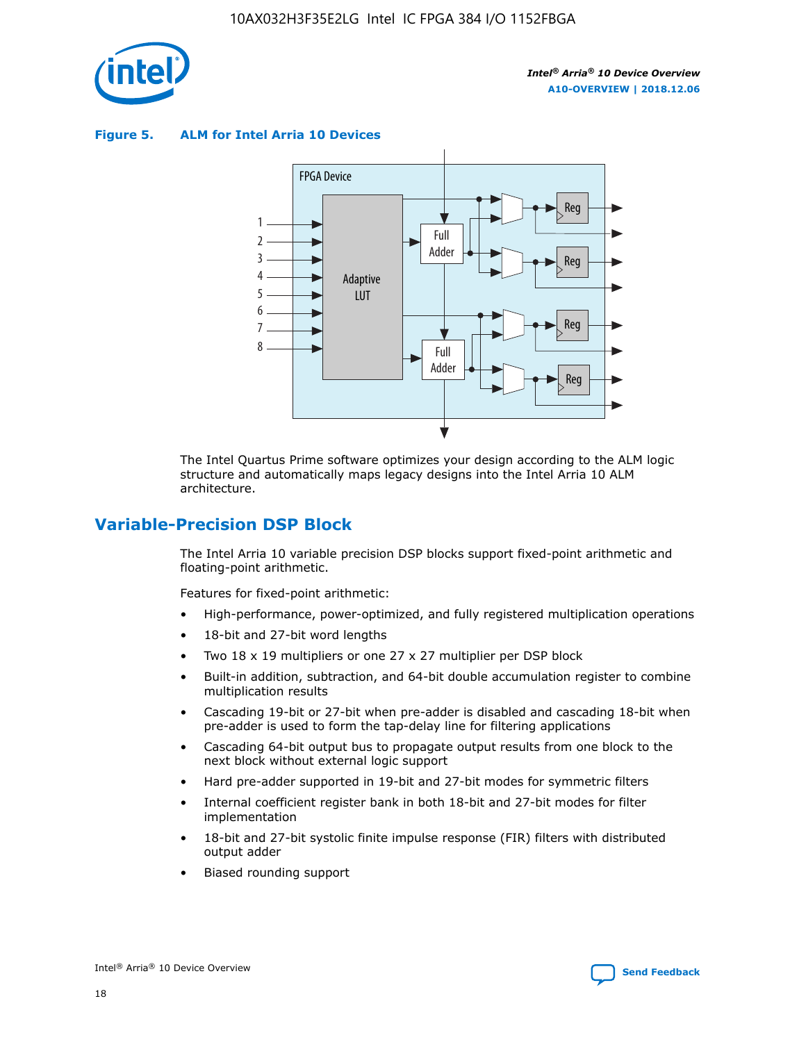**Figure 5. ALM for Intel Arria 10 Devices**

The Intel Quartus Prime software optimizes your design according to the ALM logic structure and automatically maps legacy designs into the Intel Arria 10 ALM architecture.

## Variable-Precision DSP Block

The Intel Arria 10 variable precision DSP blocks support fixed-point arithmetic and floating-point arithmetic.

Features for fixed-point arithmetic:

- High-performance, power-optimized, and fully registered multiplication operations
- 18-bit and 27-bit word lengths
- Two 18 x 19 multipliers or one 27 x 27 multiplier per DSP block
- Built-in addition, subtraction, and 64-bit double accumulation register to combine multiplication results
- Cascading 19-bit or 27-bit when pre-adder is disabled and cascading 18-bit when pre-adder is used to form the tap-delay line for filtering applications
- Cascading 64-bit output bus to propagate output results from one block to the next block without external logic support
- Hard pre-adder supported in 19-bit and 27-bit modes for symmetric filters
- Internal coefficient register bank in both 18-bit and 27-bit modes for filter implementation
- 18-bit and 27-bit systolic finite impulse response (FIR) filters with distributed output adder
- Biased rounding support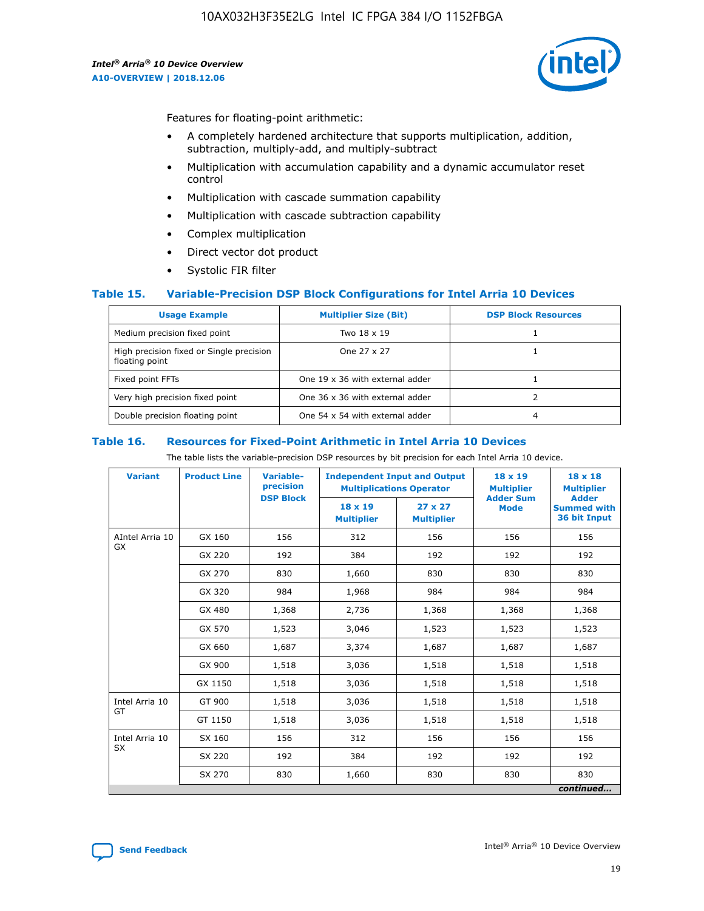Features for floating-point arithmetic:

- A completely hardened architecture that supports multiplication, addition, subtraction, multiply-add, and multiply-subtract
- Multiplication with accumulation capability and a dynamic accumulator reset control
- Multiplication with cascade summation capability
- Multiplication with cascade subtraction capability
- Complex multiplication
- Direct vector dot product
- Systolic FIR filter

### Table 15. Variable-Precision DSP Block Configurations for Intel Arria 10 Devices

| Usage Example | Multiplier Size (Bit) | DSP Block Resources |
|---|---|---|
| Medium precision fixed point | Two 18 x 19 | 1 |
| High precision fixed or Single precision floating point | One 27 x 27 | 1 |
| Fixed point FFTs | One 19 x 36 with external adder | 1 |
| Very high precision fixed point | One 36 x 36 with external adder | 2 |
| Double precision floating point | One 54 x 54 with external adder | 4 |

### Table 16. Resources for Fixed-Point Arithmetic in Intel Arria 10 Devices

The table lists the variable-precision DSP resources by bit precision for each Intel Arria 10 device.

| Variant | Product Line | Variable-precision DSP Block | Independent Input and Output Multiplications Operator | | 18 x 19 Multiplier Adder Sum Mode | 18 x 18 Multiplier Adder Summed with 36 bit Input |
|---|---|---|---|---|---|---|
| | | | 18 x 19 Multiplier | 27 x 27 Multiplier | | |
| AIntel Arria 10 GX | GX 160 | 156 | 312 | 156 | 156 | 156 |
| | GX 220 | 192 | 384 | 192 | 192 | 192 |
| | GX 270 | 830 | 1,660 | 830 | 830 | 830 |
| | GX 320 | 984 | 1,968 | 984 | 984 | 984 |
| | GX 480 | 1,368 | 2,736 | 1,368 | 1,368 | 1,368 |
| | GX 570 | 1,523 | 3,046 | 1,523 | 1,523 | 1,523 |
| | GX 660 | 1,687 | 3,374 | 1,687 | 1,687 | 1,687 |
| | GX 900 | 1,518 | 3,036 | 1,518 | 1,518 | 1,518 |
| | GX 1150 | 1,518 | 3,036 | 1,518 | 1,518 | 1,518 |
| Intel Arria 10 GT | GT 900 | 1,518 | 3,036 | 1,518 | 1,518 | 1,518 |
| | GT 1150 | 1,518 | 3,036 | 1,518 | 1,518 | 1,518 |
| Intel Arria 10 SX | SX 160 | 156 | 312 | 156 | 156 | 156 |
| | SX 220 | 192 | 384 | 192 | 192 | 192 |
| | SX 270 | 830 | 1,660 | 830 | 830 | 830 |

*continued...*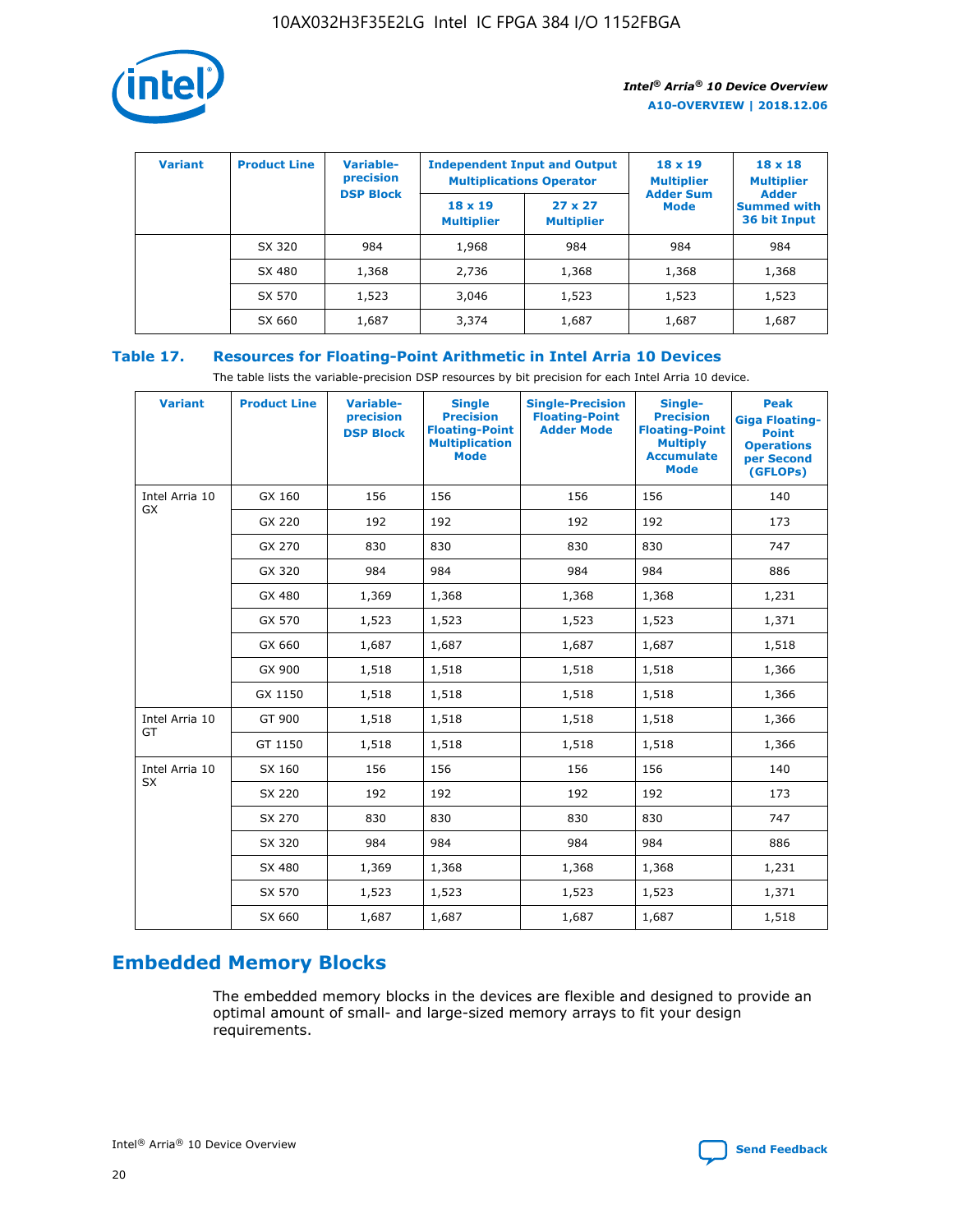| Variant | Product Line | Variable-precision DSP Block | Independent Input and Output Multiplications Operator | | 18 x 19 Multiplier Adder Sum Mode | 18 x 18 Multiplier Adder Summed with 36 bit Input |
|---|---|---|---|---|---|---|
| | | | 18 x 19 Multiplier | 27 x 27 Multiplier | | |
| | SX 320 | 984 | 1,968 | 984 | 984 | 984 |
| | SX 480 | 1,368 | 2,736 | 1,368 | 1,368 | 1,368 |
| | SX 570 | 1,523 | 3,046 | 1,523 | 1,523 | 1,523 |
| | SX 660 | 1,687 | 3,374 | 1,687 | 1,687 | 1,687 |

## Table 17. Resources for Floating-Point Arithmetic in Intel Arria 10 Devices

The table lists the variable-precision DSP resources by bit precision for each Intel Arria 10 device.

| Variant | Product Line | Variable-precision DSP Block | Single Precision Floating-Point Multiplication Mode | Single-Precision Floating-Point Adder Mode | Single-Precision Floating-Point Multiply Accumulate Mode | Peak Giga Floating-Point Operations per Second (GFLOPs) |
|---|---|---|---|---|---|---|
| Intel Arria 10 GX | GX 160 | 156 | 156 | 156 | 156 | 140 |
| | GX 220 | 192 | 192 | 192 | 192 | 173 |
| | GX 270 | 830 | 830 | 830 | 830 | 747 |
| | GX 320 | 984 | 984 | 984 | 984 | 886 |
| | GX 480 | 1,369 | 1,368 | 1,368 | 1,368 | 1,231 |
| | GX 570 | 1,523 | 1,523 | 1,523 | 1,523 | 1,371 |
| | GX 660 | 1,687 | 1,687 | 1,687 | 1,687 | 1,518 |
| | GX 900 | 1,518 | 1,518 | 1,518 | 1,518 | 1,366 |
| | GX 1150 | 1,518 | 1,518 | 1,518 | 1,518 | 1,366 |
| Intel Arria 10 GT | GT 900 | 1,518 | 1,518 | 1,518 | 1,518 | 1,366 |
| | GT 1150 | 1,518 | 1,518 | 1,518 | 1,518 | 1,366 |
| Intel Arria 10 SX | SX 160 | 156 | 156 | 156 | 156 | 140 |
| | SX 220 | 192 | 192 | 192 | 192 | 173 |
| | SX 270 | 830 | 830 | 830 | 830 | 747 |
| | SX 320 | 984 | 984 | 984 | 984 | 886 |
| | SX 480 | 1,369 | 1,368 | 1,368 | 1,368 | 1,231 |
| | SX 570 | 1,523 | 1,523 | 1,523 | 1,523 | 1,371 |
| | SX 660 | 1,687 | 1,687 | 1,687 | 1,687 | 1,518 |

# Embedded Memory Blocks

The embedded memory blocks in the devices are flexible and designed to provide an optimal amount of small- and large-sized memory arrays to fit your design requirements.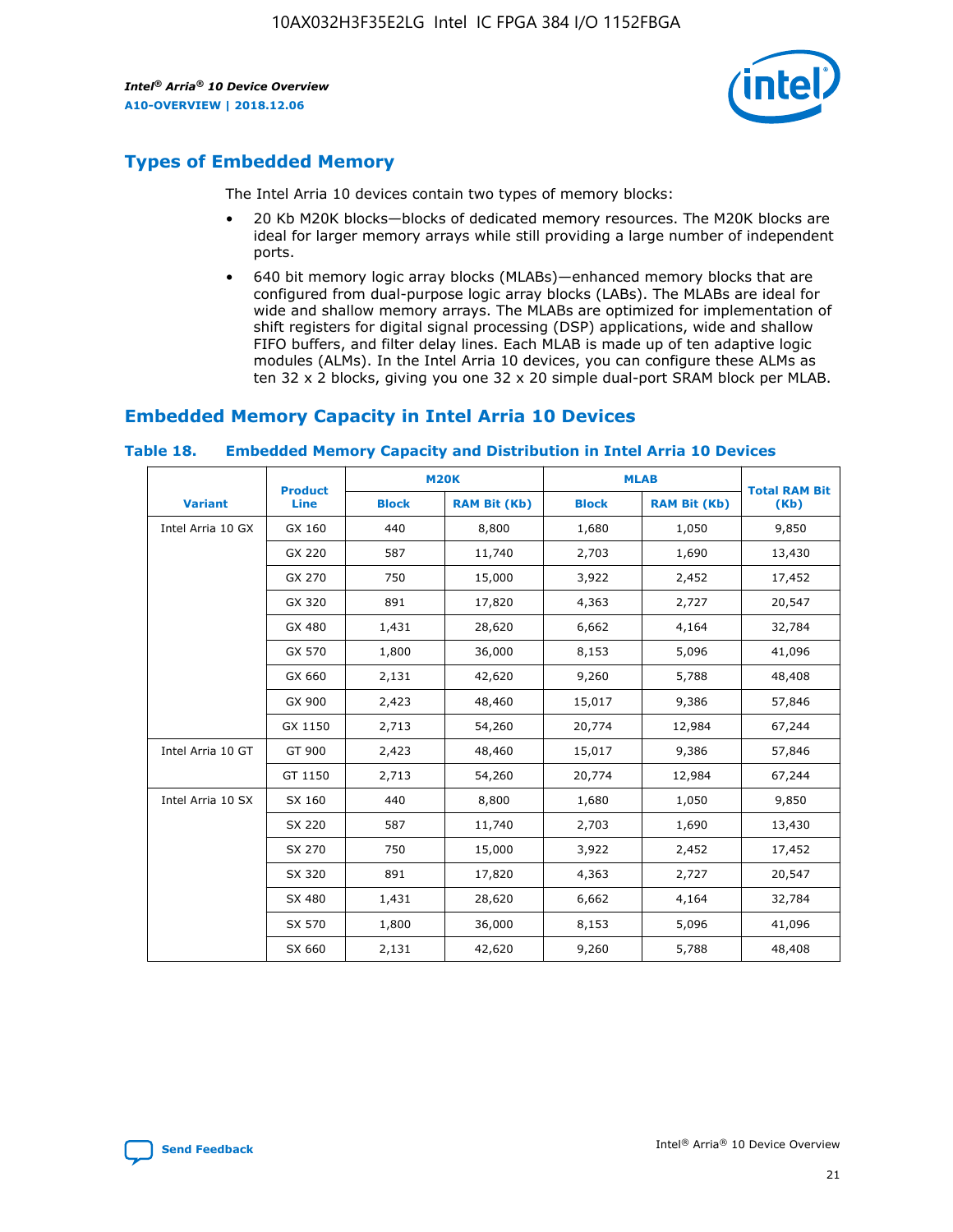## Types of Embedded Memory

The Intel Arria 10 devices contain two types of memory blocks:

- 20 Kb M20K blocks—blocks of dedicated memory resources. The M20K blocks are ideal for larger memory arrays while still providing a large number of independent ports.
- 640 bit memory logic array blocks (MLABs)—enhanced memory blocks that are configured from dual-purpose logic array blocks (LABs). The MLABs are ideal for wide and shallow memory arrays. The MLABs are optimized for implementation of shift registers for digital signal processing (DSP) applications, wide and shallow FIFO buffers, and filter delay lines. Each MLAB is made up of ten adaptive logic modules (ALMs). In the Intel Arria 10 devices, you can configure these ALMs as ten 32 x 2 blocks, giving you one 32 x 20 simple dual-port SRAM block per MLAB.

## Embedded Memory Capacity in Intel Arria 10 Devices

**Table 18. Embedded Memory Capacity and Distribution in Intel Arria 10 Devices**

| Variant | Product Line | M20K | | MLAB | | Total RAM Bit (Kb) |
|---|---|---|---|---|---|---|
| | | Block | RAM Bit (Kb) | Block | RAM Bit (Kb) | |
| Intel Arria 10 GX | GX 160 | 440 | 8,800 | 1,680 | 1,050 | 9,850 |
| | GX 220 | 587 | 11,740 | 2,703 | 1,690 | 13,430 |
| | GX 270 | 750 | 15,000 | 3,922 | 2,452 | 17,452 |
| | GX 320 | 891 | 17,820 | 4,363 | 2,727 | 20,547 |
| | GX 480 | 1,431 | 28,620 | 6,662 | 4,164 | 32,784 |
| | GX 570 | 1,800 | 36,000 | 8,153 | 5,096 | 41,096 |
| | GX 660 | 2,131 | 42,620 | 9,260 | 5,788 | 48,408 |
| | GX 900 | 2,423 | 48,460 | 15,017 | 9,386 | 57,846 |
| | GX 1150 | 2,713 | 54,260 | 20,774 | 12,984 | 67,244 |
| Intel Arria 10 GT | GT 900 | 2,423 | 48,460 | 15,017 | 9,386 | 57,846 |
| | GT 1150 | 2,713 | 54,260 | 20,774 | 12,984 | 67,244 |
| Intel Arria 10 SX | SX 160 | 440 | 8,800 | 1,680 | 1,050 | 9,850 |
| | SX 220 | 587 | 11,740 | 2,703 | 1,690 | 13,430 |
| | SX 270 | 750 | 15,000 | 3,922 | 2,452 | 17,452 |
| | SX 320 | 891 | 17,820 | 4,363 | 2,727 | 20,547 |
| | SX 480 | 1,431 | 28,620 | 6,662 | 4,164 | 32,784 |
| | SX 570 | 1,800 | 36,000 | 8,153 | 5,096 | 41,096 |
| | SX 660 | 2,131 | 42,620 | 9,260 | 5,788 | 48,408 |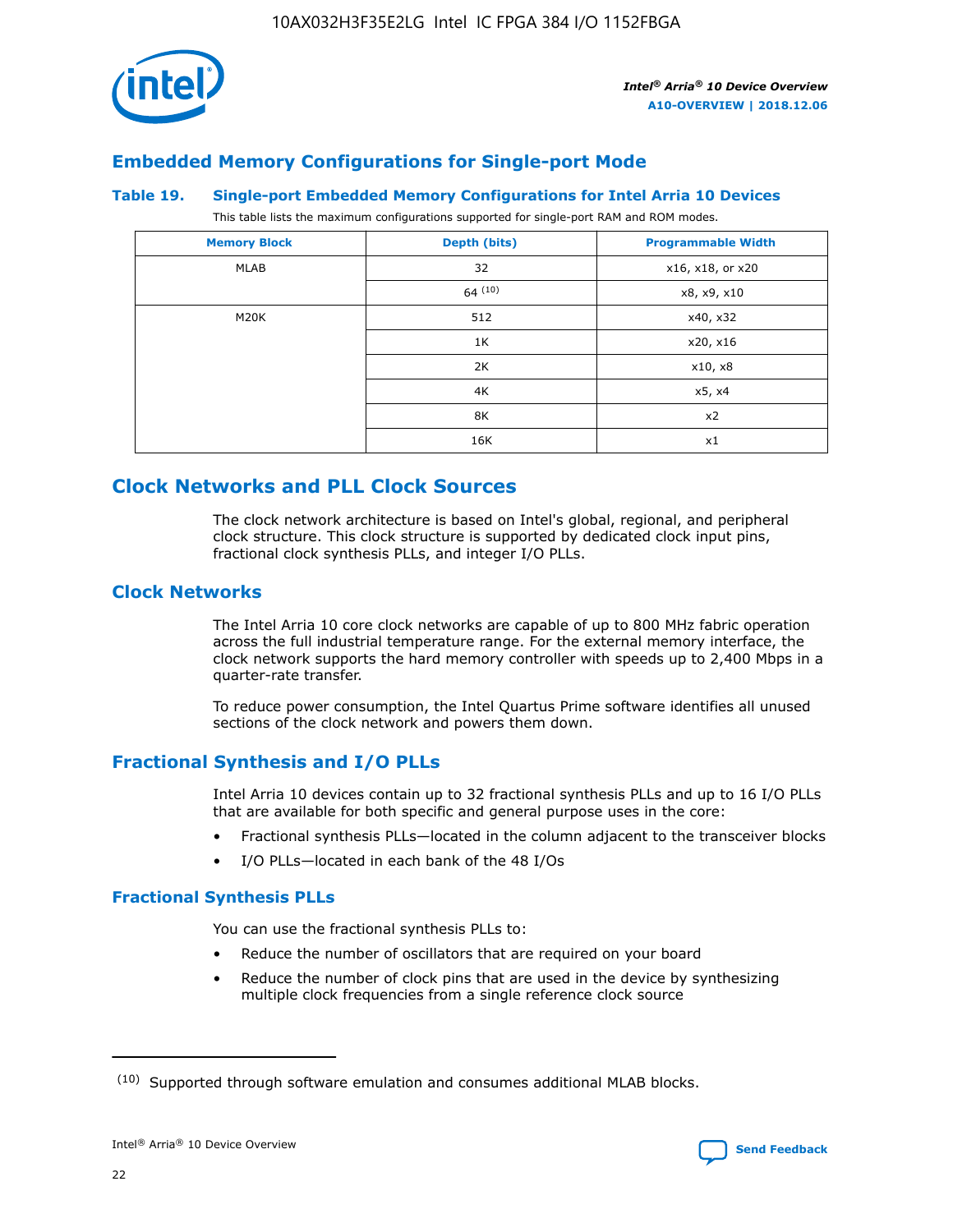## Embedded Memory Configurations for Single-port Mode

**Table 19. Single-port Embedded Memory Configurations for Intel Arria 10 Devices**

This table lists the maximum configurations supported for single-port RAM and ROM modes.

| Memory Block | Depth (bits) | Programmable Width |
| --- | --- | --- |
| MLAB | 32 | x16, x18, or x20 |
| | 64 (10) | x8, x9, x10 |
| M20K | 512 | x40, x32 |
| | 1K | x20, x16 |
| | 2K | x10, x8 |
| | 4K | x5, x4 |
| | 8K | x2 |
| | 16K | x1 |

# Clock Networks and PLL Clock Sources

The clock network architecture is based on Intel's global, regional, and peripheral clock structure. This clock structure is supported by dedicated clock input pins, fractional clock synthesis PLLs, and integer I/O PLLs.

## Clock Networks

The Intel Arria 10 core clock networks are capable of up to 800 MHz fabric operation across the full industrial temperature range. For the external memory interface, the clock network supports the hard memory controller with speeds up to 2,400 Mbps in a quarter-rate transfer.

To reduce power consumption, the Intel Quartus Prime software identifies all unused sections of the clock network and powers them down.

## Fractional Synthesis and I/O PLLs

Intel Arria 10 devices contain up to 32 fractional synthesis PLLs and up to 16 I/O PLLs that are available for both specific and general purpose uses in the core:

- Fractional synthesis PLLs—located in the column adjacent to the transceiver blocks
- I/O PLLs—located in each bank of the 48 I/Os

### Fractional Synthesis PLLs

You can use the fractional synthesis PLLs to:

- Reduce the number of oscillators that are required on your board
- Reduce the number of clock pins that are used in the device by synthesizing multiple clock frequencies from a single reference clock source

(10) Supported through software emulation and consumes additional MLAB blocks.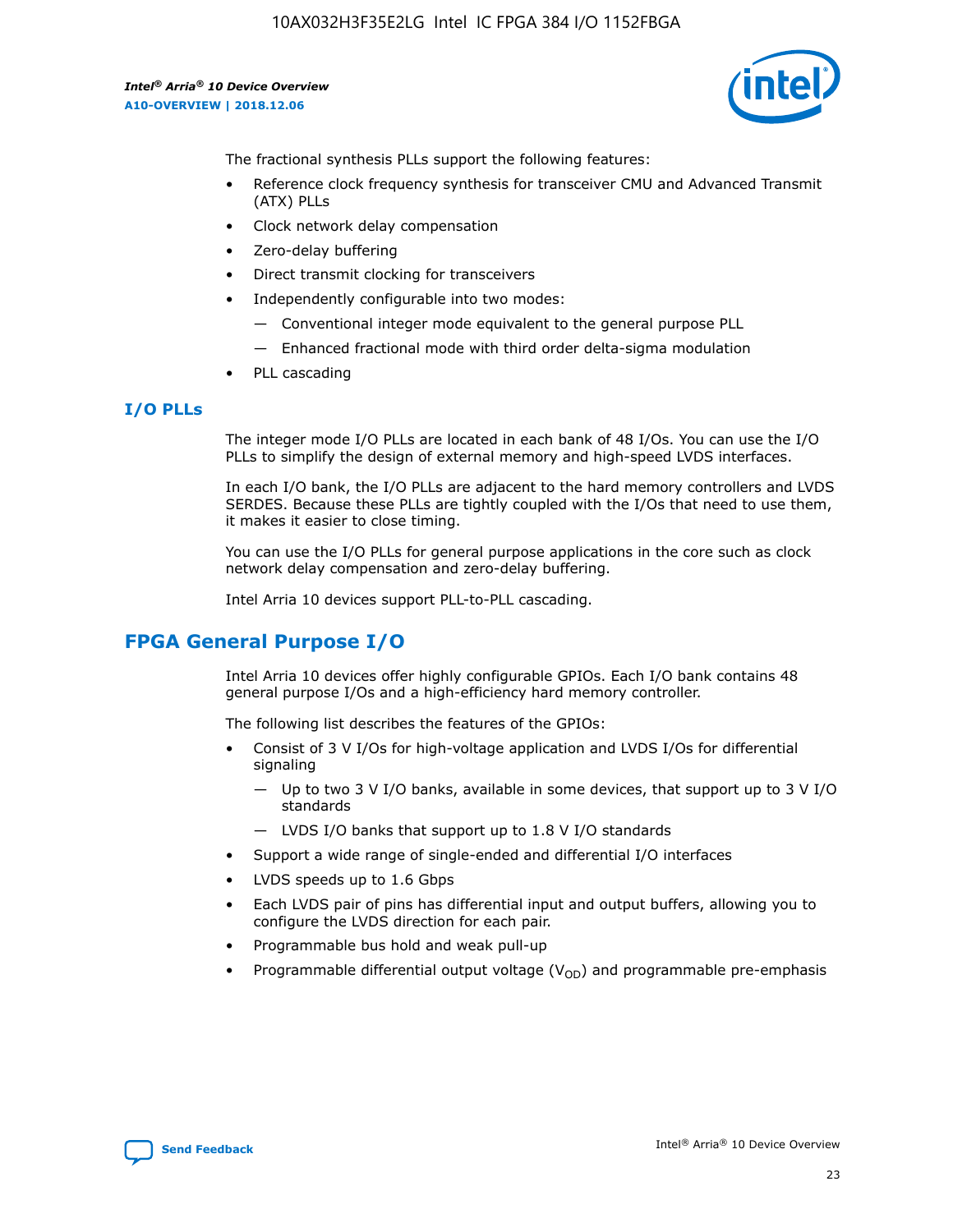The fractional synthesis PLLs support the following features:

- Reference clock frequency synthesis for transceiver CMU and Advanced Transmit (ATX) PLLs
- Clock network delay compensation
- Zero-delay buffering
- Direct transmit clocking for transceivers
- Independently configurable into two modes:
  - Conventional integer mode equivalent to the general purpose PLL
  - Enhanced fractional mode with third order delta-sigma modulation
- PLL cascading

### I/O PLLs

The integer mode I/O PLLs are located in each bank of 48 I/Os. You can use the I/O PLLs to simplify the design of external memory and high-speed LVDS interfaces.

In each I/O bank, the I/O PLLs are adjacent to the hard memory controllers and LVDS SERDES. Because these PLLs are tightly coupled with the I/Os that need to use them, it makes it easier to close timing.

You can use the I/O PLLs for general purpose applications in the core such as clock network delay compensation and zero-delay buffering.

Intel Arria 10 devices support PLL-to-PLL cascading.

## FPGA General Purpose I/O

Intel Arria 10 devices offer highly configurable GPIOs. Each I/O bank contains 48 general purpose I/Os and a high-efficiency hard memory controller.

The following list describes the features of the GPIOs:

- Consist of 3 V I/Os for high-voltage application and LVDS I/Os for differential signaling
  - Up to two 3 V I/O banks, available in some devices, that support up to 3 V I/O standards
  - LVDS I/O banks that support up to 1.8 V I/O standards
- Support a wide range of single-ended and differential I/O interfaces
- LVDS speeds up to 1.6 Gbps
- Each LVDS pair of pins has differential input and output buffers, allowing you to configure the LVDS direction for each pair.
- Programmable bus hold and weak pull-up
- Programmable differential output voltage ($V_{OD}$) and programmable pre-emphasis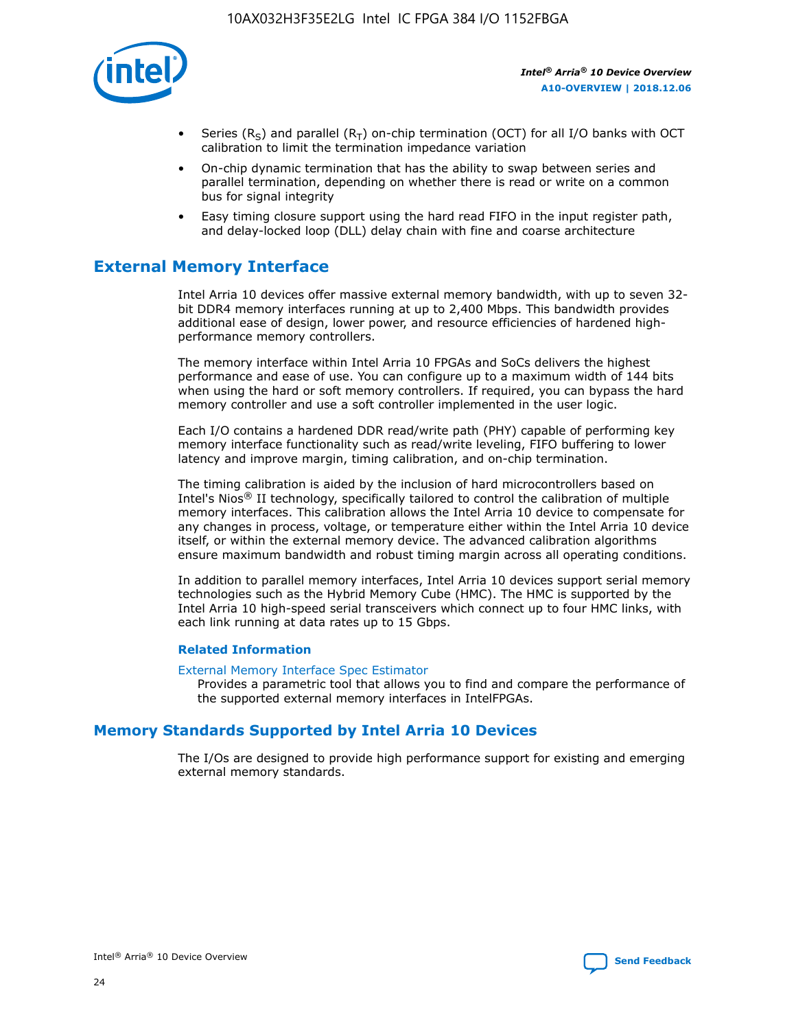- Series ($R_S$) and parallel ($R_T$) on-chip termination (OCT) for all I/O banks with OCT calibration to limit the termination impedance variation
- On-chip dynamic termination that has the ability to swap between series and parallel termination, depending on whether there is read or write on a common bus for signal integrity
- Easy timing closure support using the hard read FIFO in the input register path, and delay-locked loop (DLL) delay chain with fine and coarse architecture

## External Memory Interface

Intel Arria 10 devices offer massive external memory bandwidth, with up to seven 32-bit DDR4 memory interfaces running at up to 2,400 Mbps. This bandwidth provides additional ease of design, lower power, and resource efficiencies of hardened high-performance memory controllers.

The memory interface within Intel Arria 10 FPGAs and SoCs delivers the highest performance and ease of use. You can configure up to a maximum width of 144 bits when using the hard or soft memory controllers. If required, you can bypass the hard memory controller and use a soft controller implemented in the user logic.

Each I/O contains a hardened DDR read/write path (PHY) capable of performing key memory interface functionality such as read/write leveling, FIFO buffering to lower latency and improve margin, timing calibration, and on-chip termination.

The timing calibration is aided by the inclusion of hard microcontrollers based on Intel's Nios® II technology, specifically tailored to control the calibration of multiple memory interfaces. This calibration allows the Intel Arria 10 device to compensate for any changes in process, voltage, or temperature either within the Intel Arria 10 device itself, or within the external memory device. The advanced calibration algorithms ensure maximum bandwidth and robust timing margin across all operating conditions.

In addition to parallel memory interfaces, Intel Arria 10 devices support serial memory technologies such as the Hybrid Memory Cube (HMC). The HMC is supported by the Intel Arria 10 high-speed serial transceivers which connect up to four HMC links, with each link running at data rates up to 15 Gbps.

### Related Information

External Memory Interface Spec Estimator
Provides a parametric tool that allows you to find and compare the performance of the supported external memory interfaces in IntelFPGAs.

## Memory Standards Supported by Intel Arria 10 Devices

The I/Os are designed to provide high performance support for existing and emerging external memory standards.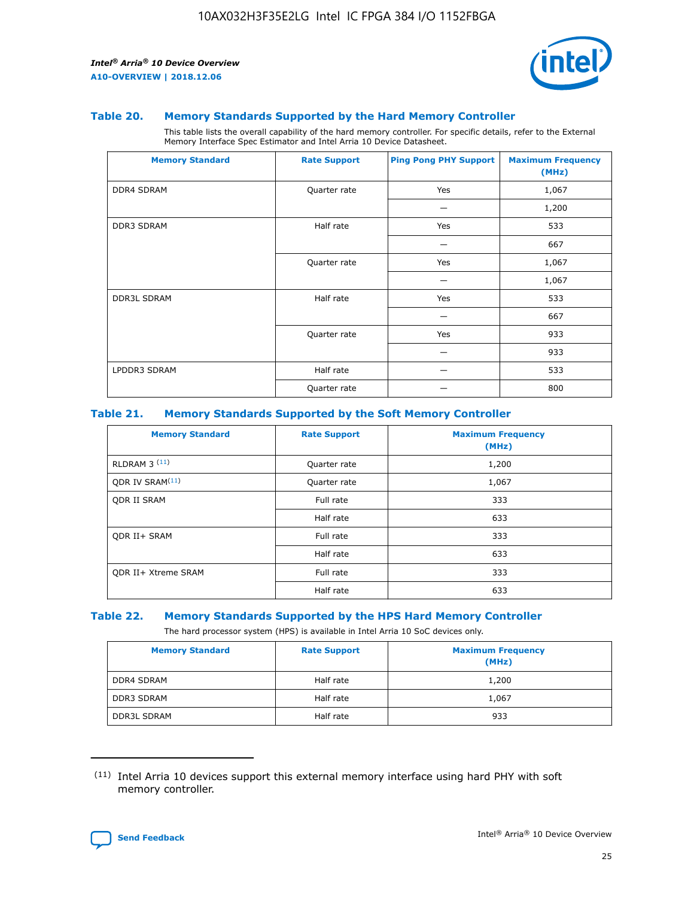### Table 20. Memory Standards Supported by the Hard Memory Controller

This table lists the overall capability of the hard memory controller. For specific details, refer to the External Memory Interface Spec Estimator and Intel Arria 10 Device Datasheet.

| Memory Standard | Rate Support | Ping Pong PHY Support | Maximum Frequency (MHz) |
|---|---|---|---|
| DDR4 SDRAM | Quarter rate | Yes | 1,067 |
| | | — | 1,200 |
| DDR3 SDRAM | Half rate | Yes | 533 |
| | | — | 667 |
| | Quarter rate | Yes | 1,067 |
| | | — | 1,067 |
| DDR3L SDRAM | Half rate | Yes | 533 |
| | | — | 667 |
| | Quarter rate | Yes | 933 |
| | | — | 933 |
| LPDDR3 SDRAM | Half rate | — | 533 |
| | Quarter rate | — | 800 |

### Table 21. Memory Standards Supported by the Soft Memory Controller

| Memory Standard | Rate Support | Maximum Frequency (MHz) |
|---|---|---|
| RLDRAM 3 (11) | Quarter rate | 1,200 |
| QDR IV SRAM(11) | Quarter rate | 1,067 |
| QDR II SRAM | Full rate | 333 |
| | Half rate | 633 |
| QDR II+ SRAM | Full rate | 333 |
| | Half rate | 633 |
| QDR II+ Xtreme SRAM | Full rate | 333 |
| | Half rate | 633 |

### Table 22. Memory Standards Supported by the HPS Hard Memory Controller

The hard processor system (HPS) is available in Intel Arria 10 SoC devices only.

| Memory Standard | Rate Support | Maximum Frequency (MHz) |
|---|---|---|
| DDR4 SDRAM | Half rate | 1,200 |
| DDR3 SDRAM | Half rate | 1,067 |
| DDR3L SDRAM | Half rate | 933 |

(11) Intel Arria 10 devices support this external memory interface using hard PHY with soft memory controller.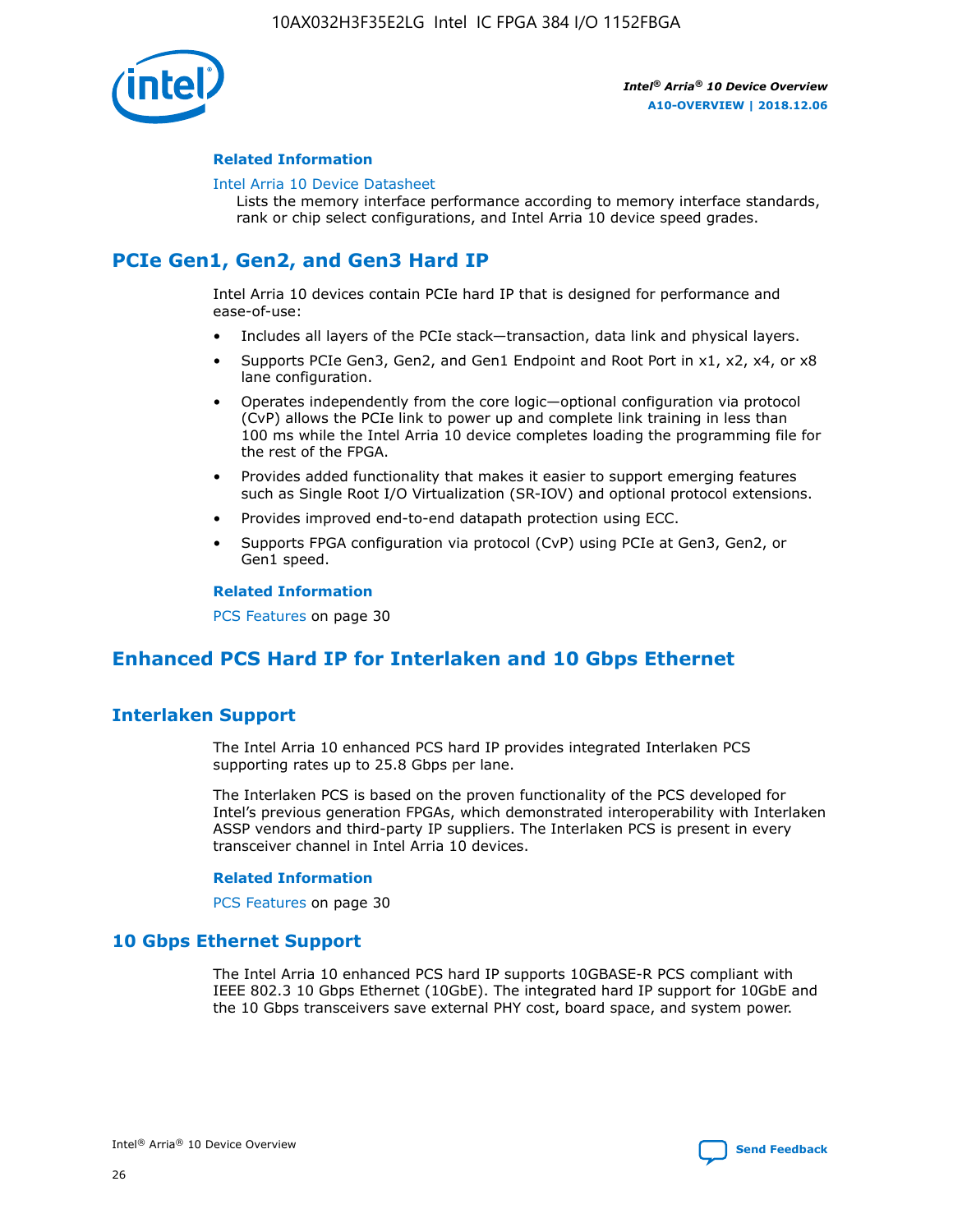#### Related Information

Intel Arria 10 Device Datasheet
Lists the memory interface performance according to memory interface standards, rank or chip select configurations, and Intel Arria 10 device speed grades.

## PCIe Gen1, Gen2, and Gen3 Hard IP

Intel Arria 10 devices contain PCIe hard IP that is designed for performance and ease-of-use:

- Includes all layers of the PCIe stack—transaction, data link and physical layers.
- Supports PCIe Gen3, Gen2, and Gen1 Endpoint and Root Port in x1, x2, x4, or x8 lane configuration.
- Operates independently from the core logic—optional configuration via protocol (CvP) allows the PCIe link to power up and complete link training in less than 100 ms while the Intel Arria 10 device completes loading the programming file for the rest of the FPGA.
- Provides added functionality that makes it easier to support emerging features such as Single Root I/O Virtualization (SR-IOV) and optional protocol extensions.
- Provides improved end-to-end datapath protection using ECC.
- Supports FPGA configuration via protocol (CvP) using PCIe at Gen3, Gen2, or Gen1 speed.

#### Related Information

PCS Features on page 30

## Enhanced PCS Hard IP for Interlaken and 10 Gbps Ethernet

### Interlaken Support

The Intel Arria 10 enhanced PCS hard IP provides integrated Interlaken PCS supporting rates up to 25.8 Gbps per lane.

The Interlaken PCS is based on the proven functionality of the PCS developed for Intel's previous generation FPGAs, which demonstrated interoperability with Interlaken ASSP vendors and third-party IP suppliers. The Interlaken PCS is present in every transceiver channel in Intel Arria 10 devices.

#### Related Information

PCS Features on page 30

### 10 Gbps Ethernet Support

The Intel Arria 10 enhanced PCS hard IP supports 10GBASE-R PCS compliant with IEEE 802.3 10 Gbps Ethernet (10GbE). The integrated hard IP support for 10GbE and the 10 Gbps transceivers save external PHY cost, board space, and system power.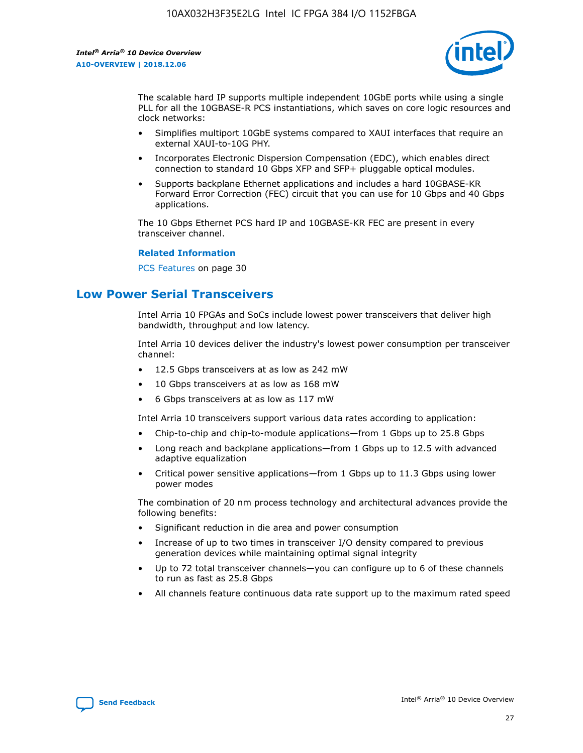The scalable hard IP supports multiple independent 10GbE ports while using a single PLL for all the 10GBASE-R PCS instantiations, which saves on core logic resources and clock networks:

- Simplifies multiport 10GbE systems compared to XAUI interfaces that require an external XAUI-to-10G PHY.
- Incorporates Electronic Dispersion Compensation (EDC), which enables direct connection to standard 10 Gbps XFP and SFP+ pluggable optical modules.
- Supports backplane Ethernet applications and includes a hard 10GBASE-KR Forward Error Correction (FEC) circuit that you can use for 10 Gbps and 40 Gbps applications.

The 10 Gbps Ethernet PCS hard IP and 10GBASE-KR FEC are present in every transceiver channel.

**Related Information**

PCS Features on page 30

## Low Power Serial Transceivers

Intel Arria 10 FPGAs and SoCs include lowest power transceivers that deliver high bandwidth, throughput and low latency.

Intel Arria 10 devices deliver the industry's lowest power consumption per transceiver channel:

- 12.5 Gbps transceivers at as low as 242 mW
- 10 Gbps transceivers at as low as 168 mW
- 6 Gbps transceivers at as low as 117 mW

Intel Arria 10 transceivers support various data rates according to application:

- Chip-to-chip and chip-to-module applications—from 1 Gbps up to 25.8 Gbps
- Long reach and backplane applications—from 1 Gbps up to 12.5 with advanced adaptive equalization
- Critical power sensitive applications—from 1 Gbps up to 11.3 Gbps using lower power modes

The combination of 20 nm process technology and architectural advances provide the following benefits:

- Significant reduction in die area and power consumption
- Increase of up to two times in transceiver I/O density compared to previous generation devices while maintaining optimal signal integrity
- Up to 72 total transceiver channels—you can configure up to 6 of these channels to run as fast as 25.8 Gbps
- All channels feature continuous data rate support up to the maximum rated speed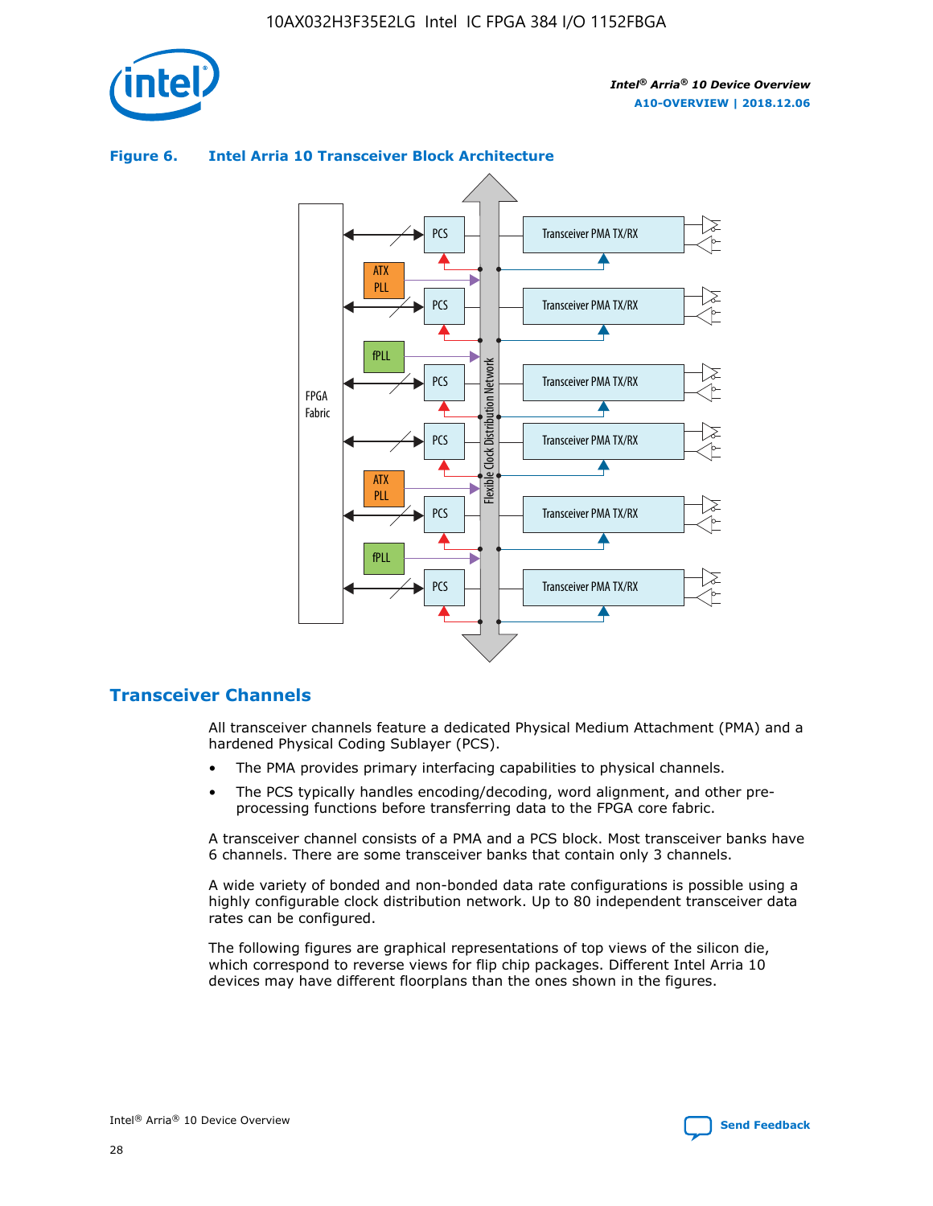**Figure 6. Intel Arria 10 Transceiver Block Architecture**

## Transceiver Channels

All transceiver channels feature a dedicated Physical Medium Attachment (PMA) and a hardened Physical Coding Sublayer (PCS).

- The PMA provides primary interfacing capabilities to physical channels.
- The PCS typically handles encoding/decoding, word alignment, and other pre-processing functions before transferring data to the FPGA core fabric.

A transceiver channel consists of a PMA and a PCS block. Most transceiver banks have 6 channels. There are some transceiver banks that contain only 3 channels.

A wide variety of bonded and non-bonded data rate configurations is possible using a highly configurable clock distribution network. Up to 80 independent transceiver data rates can be configured.

The following figures are graphical representations of top views of the silicon die, which correspond to reverse views for flip chip packages. Different Intel Arria 10 devices may have different floorplans than the ones shown in the figures.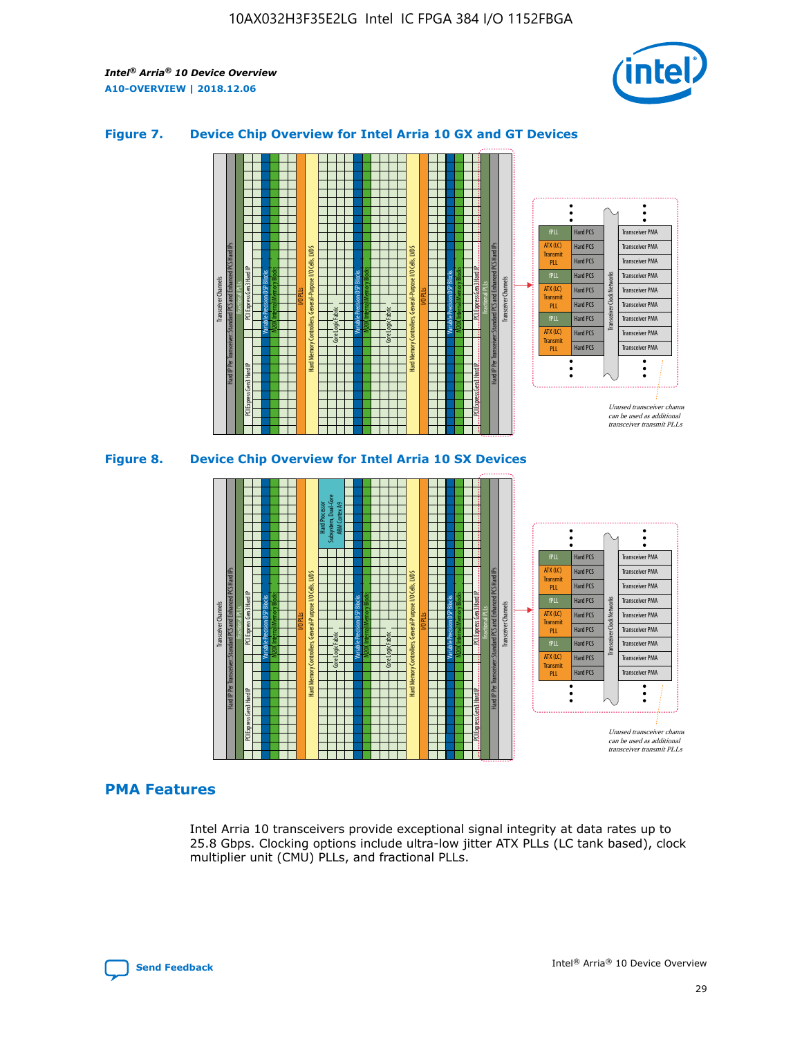## Figure 7. Device Chip Overview for Intel Arria 10 GX and GT Devices

## Figure 8. Device Chip Overview for Intel Arria 10 SX Devices

## PMA Features

Intel Arria 10 transceivers provide exceptional signal integrity at data rates up to 25.8 Gbps. Clocking options include ultra-low jitter ATX PLLs (LC tank based), clock multiplier unit (CMU) PLLs, and fractional PLLs.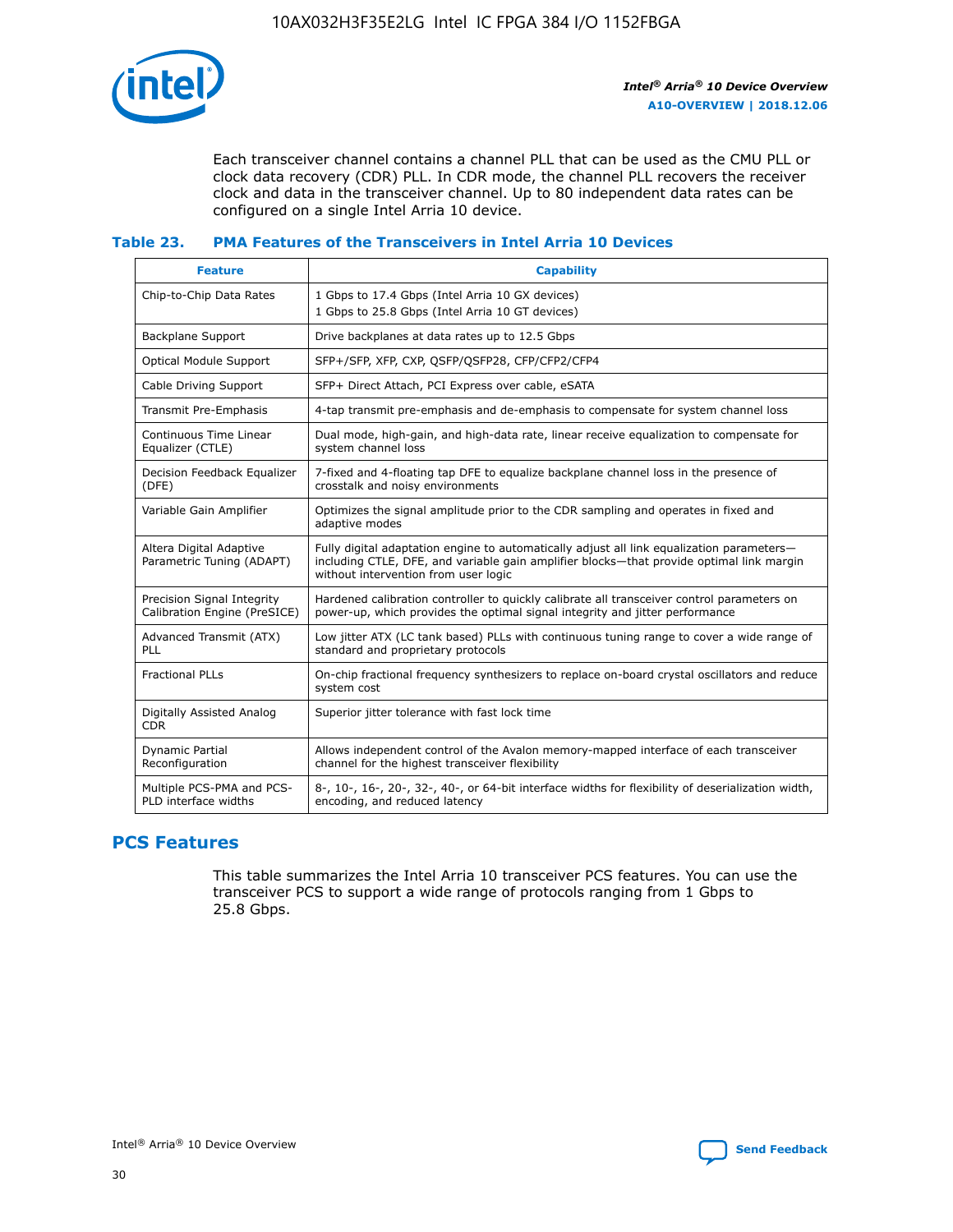Each transceiver channel contains a channel PLL that can be used as the CMU PLL or clock data recovery (CDR) PLL. In CDR mode, the channel PLL recovers the receiver clock and data in the transceiver channel. Up to 80 independent data rates can be configured on a single Intel Arria 10 device.

### Table 23. PMA Features of the Transceivers in Intel Arria 10 Devices

| Feature | Capability |
|---|---|
| Chip-to-Chip Data Rates | 1 Gbps to 17.4 Gbps (Intel Arria 10 GX devices)<br>1 Gbps to 25.8 Gbps (Intel Arria 10 GT devices) |
| Backplane Support | Drive backplanes at data rates up to 12.5 Gbps |
| Optical Module Support | SFP+/SFP, XFP, CXP, QSFP/QSFP28, CFP/CFP2/CFP4 |
| Cable Driving Support | SFP+ Direct Attach, PCI Express over cable, eSATA |
| Transmit Pre-Emphasis | 4-tap transmit pre-emphasis and de-emphasis to compensate for system channel loss |
| Continuous Time Linear Equalizer (CTLE) | Dual mode, high-gain, and high-data rate, linear receive equalization to compensate for system channel loss |
| Decision Feedback Equalizer (DFE) | 7-fixed and 4-floating tap DFE to equalize backplane channel loss in the presence of crosstalk and noisy environments |
| Variable Gain Amplifier | Optimizes the signal amplitude prior to the CDR sampling and operates in fixed and adaptive modes |
| Altera Digital Adaptive Parametric Tuning (ADAPT) | Fully digital adaptation engine to automatically adjust all link equalization parameters—including CTLE, DFE, and variable gain amplifier blocks—that provide optimal link margin without intervention from user logic |
| Precision Signal Integrity Calibration Engine (PreSICE) | Hardened calibration controller to quickly calibrate all transceiver control parameters on power-up, which provides the optimal signal integrity and jitter performance |
| Advanced Transmit (ATX) PLL | Low jitter ATX (LC tank based) PLLs with continuous tuning range to cover a wide range of standard and proprietary protocols |
| Fractional PLLs | On-chip fractional frequency synthesizers to replace on-board crystal oscillators and reduce system cost |
| Digitally Assisted Analog CDR | Superior jitter tolerance with fast lock time |
| Dynamic Partial Reconfiguration | Allows independent control of the Avalon memory-mapped interface of each transceiver channel for the highest transceiver flexibility |
| Multiple PCS-PMA and PCS-PLD interface widths | 8-, 10-, 16-, 20-, 32-, 40-, or 64-bit interface widths for flexibility of deserialization width, encoding, and reduced latency |

## PCS Features

This table summarizes the Intel Arria 10 transceiver PCS features. You can use the transceiver PCS to support a wide range of protocols ranging from 1 Gbps to 25.8 Gbps.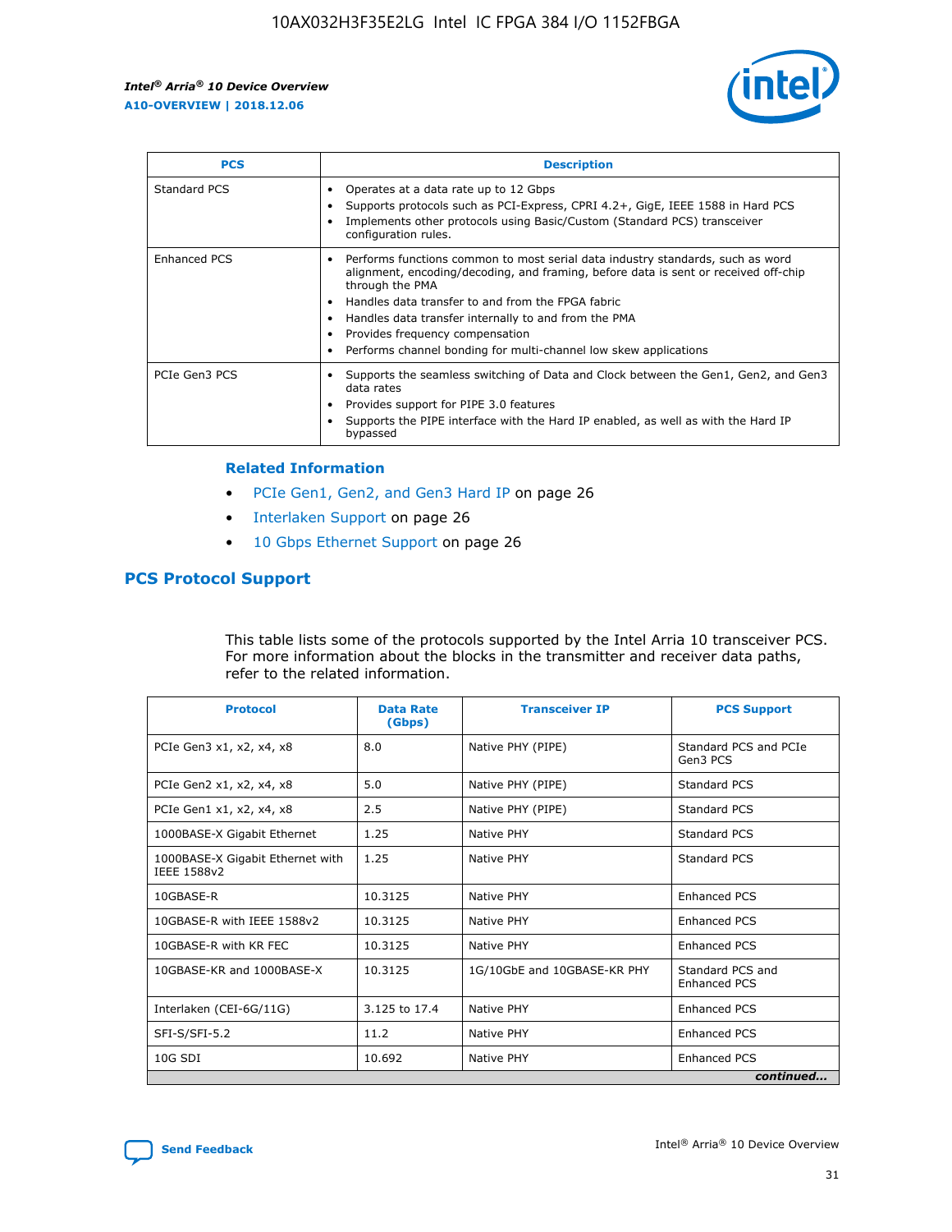| PCS | Description |
|---|---|
| Standard PCS | • Operates at a data rate up to 12 Gbps<br>• Supports protocols such as PCI-Express, CPRI 4.2+, GigE, IEEE 1588 in Hard PCS<br>• Implements other protocols using Basic/Custom (Standard PCS) transceiver configuration rules. |
| Enhanced PCS | • Performs functions common to most serial data industry standards, such as word alignment, encoding/decoding, and framing, before data is sent or received off-chip through the PMA<br>• Handles data transfer to and from the FPGA fabric<br>• Handles data transfer internally to and from the PMA<br>• Provides frequency compensation<br>• Performs channel bonding for multi-channel low skew applications |
| PCIe Gen3 PCS | • Supports the seamless switching of Data and Clock between the Gen1, Gen2, and Gen3 data rates<br>• Provides support for PIPE 3.0 features<br>• Supports the PIPE interface with the Hard IP enabled, as well as with the Hard IP bypassed |

### Related Information

- PCIe Gen1, Gen2, and Gen3 Hard IP on page 26
- Interlaken Support on page 26
- 10 Gbps Ethernet Support on page 26

## PCS Protocol Support

This table lists some of the protocols supported by the Intel Arria 10 transceiver PCS. For more information about the blocks in the transmitter and receiver data paths, refer to the related information.

| Protocol | Data Rate (Gbps) | Transceiver IP | PCS Support |
|---|---|---|---|
| PCIe Gen3 x1, x2, x4, x8 | 8.0 | Native PHY (PIPE) | Standard PCS and PCIe Gen3 PCS |
| PCIe Gen2 x1, x2, x4, x8 | 5.0 | Native PHY (PIPE) | Standard PCS |
| PCIe Gen1 x1, x2, x4, x8 | 2.5 | Native PHY (PIPE) | Standard PCS |
| 1000BASE-X Gigabit Ethernet | 1.25 | Native PHY | Standard PCS |
| 1000BASE-X Gigabit Ethernet with IEEE 1588v2 | 1.25 | Native PHY | Standard PCS |
| 10GBASE-R | 10.3125 | Native PHY | Enhanced PCS |
| 10GBASE-R with IEEE 1588v2 | 10.3125 | Native PHY | Enhanced PCS |
| 10GBASE-R with KR FEC | 10.3125 | Native PHY | Enhanced PCS |
| 10GBASE-KR and 1000BASE-X | 10.3125 | 1G/10GbE and 10GBASE-KR PHY | Standard PCS and Enhanced PCS |
| Interlaken (CEI-6G/11G) | 3.125 to 17.4 | Native PHY | Enhanced PCS |
| SFI-S/SFI-5.2 | 11.2 | Native PHY | Enhanced PCS |
| 10G SDI | 10.692 | Native PHY | Enhanced PCS |

*continued...*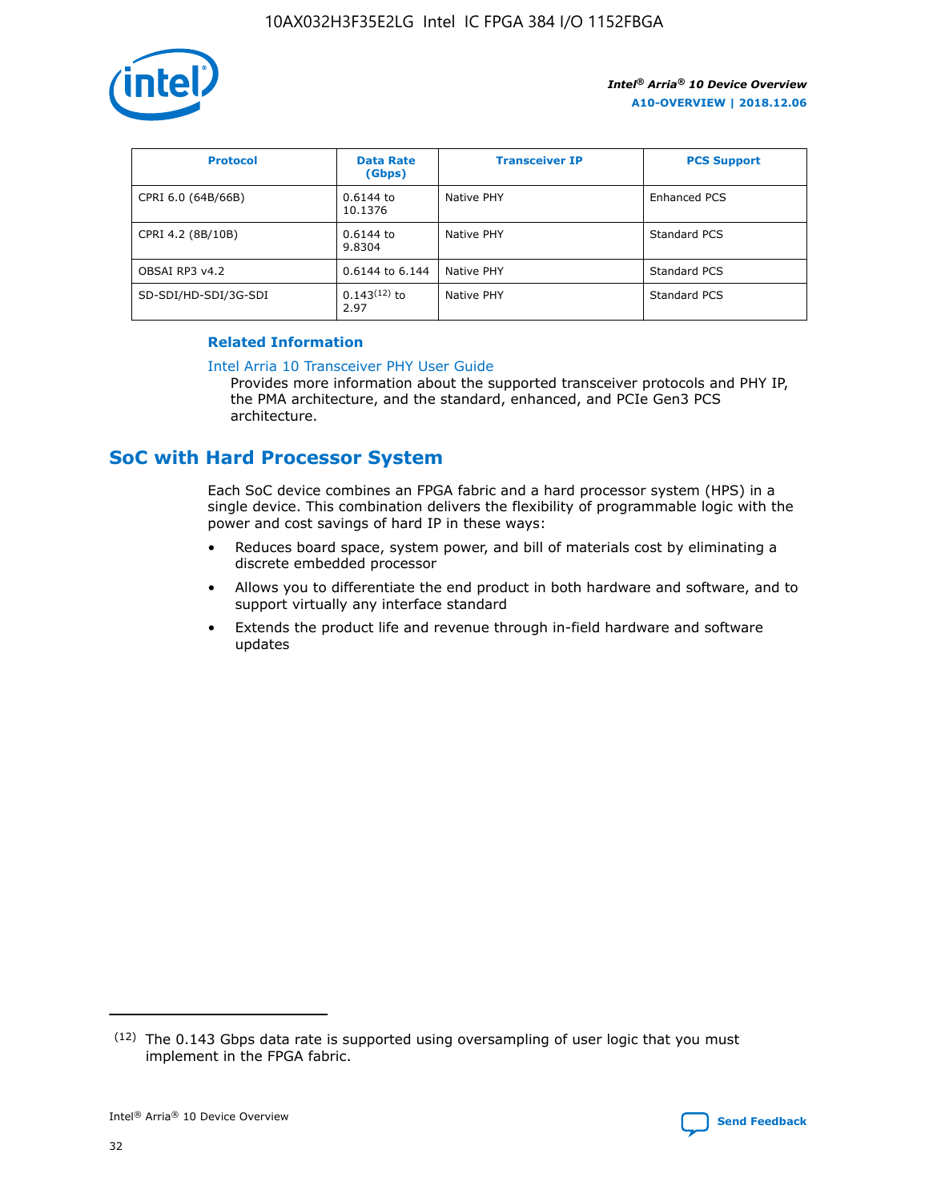| Protocol | Data Rate (Gbps) | Transceiver IP | PCS Support |
| --- | --- | --- | --- |
| CPRI 6.0 (64B/66B) | 0.6144 to 10.1376 | Native PHY | Enhanced PCS |
| CPRI 4.2 (8B/10B) | 0.6144 to 9.8304 | Native PHY | Standard PCS |
| OBSAI RP3 v4.2 | 0.6144 to 6.144 | Native PHY | Standard PCS |
| SD-SDI/HD-SDI/3G-SDI | 0.143[12] to 2.97 | Native PHY | Standard PCS |

**Related Information**

Intel Arria 10 Transceiver PHY User Guide

Provides more information about the supported transceiver protocols and PHY IP, the PMA architecture, and the standard, enhanced, and PCIe Gen3 PCS architecture.

## SoC with Hard Processor System

Each SoC device combines an FPGA fabric and a hard processor system (HPS) in a single device. This combination delivers the flexibility of programmable logic with the power and cost savings of hard IP in these ways:

- Reduces board space, system power, and bill of materials cost by eliminating a discrete embedded processor
- Allows you to differentiate the end product in both hardware and software, and to support virtually any interface standard
- Extends the product life and revenue through in-field hardware and software updates

[12] The 0.143 Gbps data rate is supported using oversampling of user logic that you must implement in the FPGA fabric.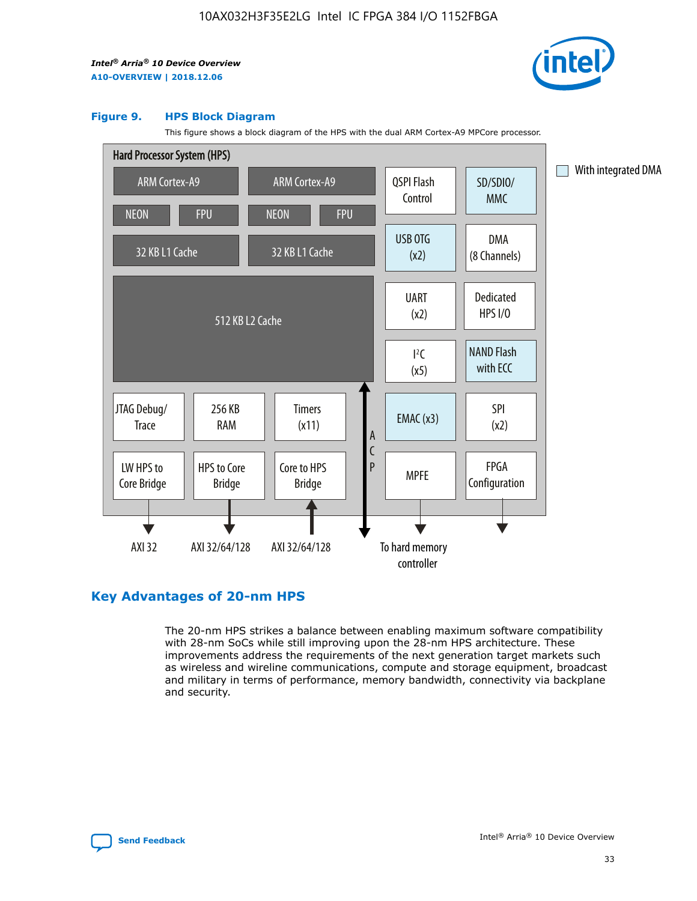**Figure 9. HPS Block Diagram**

This figure shows a block diagram of the HPS with the dual ARM Cortex-A9 MPCore processor.

Hard Processor System (HPS)

- ARM Cortex-A9 | ARM Cortex-A9
- NEON | FPU | NEON | FPU
- 32 KB L1 Cache | 32 KB L1 Cache
- 512 KB L2 Cache
- JTAG Debug/Trace | 256 KB RAM | Timers (x11)
- LW HPS to Core Bridge | HPS to Core Bridge | Core to HPS Bridge
- QSPI Flash Control | SD/SDIO/MMC
- USB OTG (x2) | DMA (8 Channels)
- UART (x2) | Dedicated HPS I/O
- I²C (x5) | NAND Flash with ECC
- EMAC (x3) | SPI (x2)
- MPFE | FPGA Configuration
- ACP

AXI 32 | AXI 32/64/128 | AXI 32/64/128 | To hard memory controller

With integrated DMA

## Key Advantages of 20-nm HPS

The 20-nm HPS strikes a balance between enabling maximum software compatibility with 28-nm SoCs while still improving upon the 28-nm HPS architecture. These improvements address the requirements of the next generation target markets such as wireless and wireline communications, compute and storage equipment, broadcast and military in terms of performance, memory bandwidth, connectivity via backplane and security.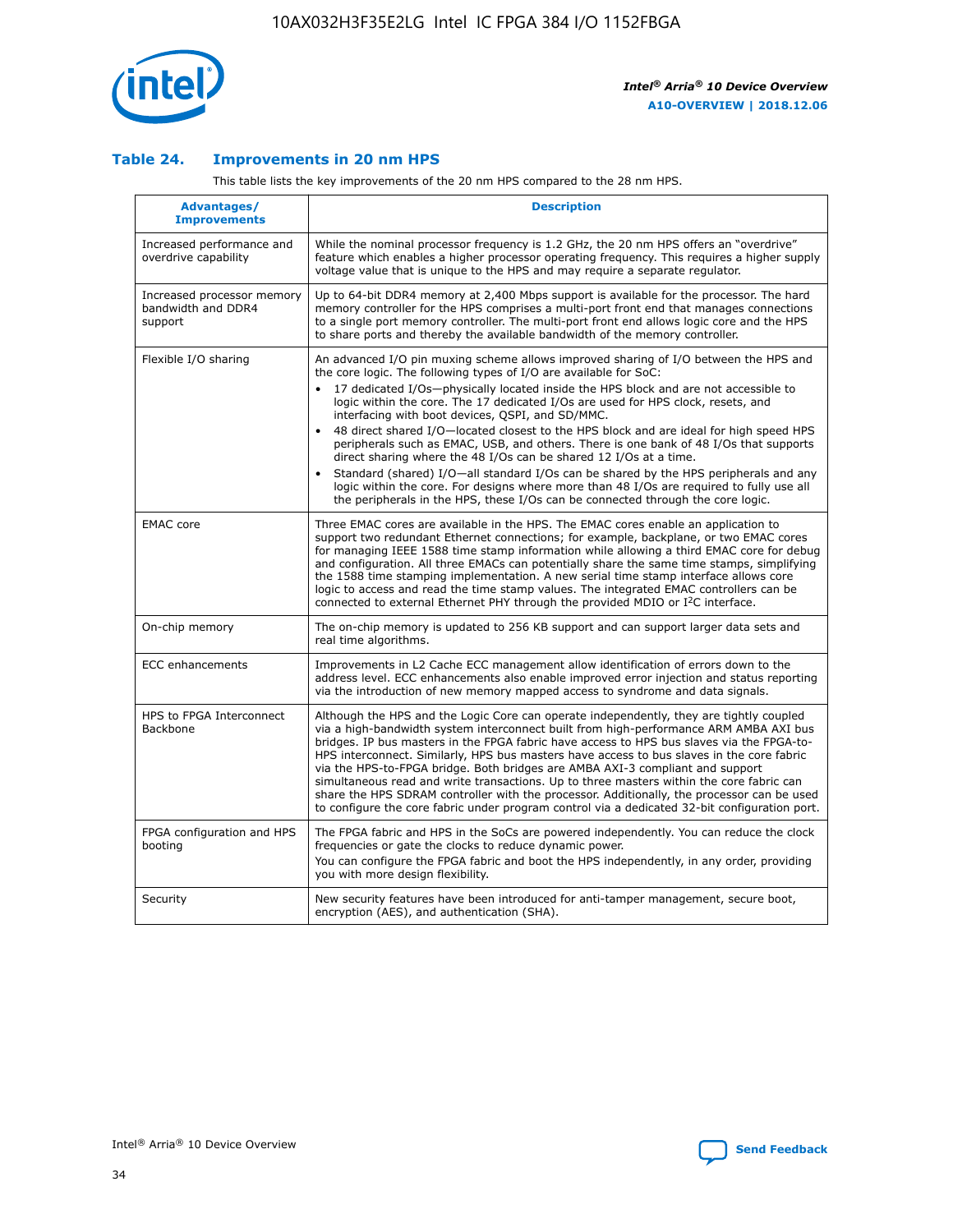### Table 24. Improvements in 20 nm HPS

This table lists the key improvements of the 20 nm HPS compared to the 28 nm HPS.

| Advantages/ Improvements | Description |
| --- | --- |
| Increased performance and overdrive capability | While the nominal processor frequency is 1.2 GHz, the 20 nm HPS offers an "overdrive" feature which enables a higher processor operating frequency. This requires a higher supply voltage value that is unique to the HPS and may require a separate regulator. |
| Increased processor memory bandwidth and DDR4 support | Up to 64-bit DDR4 memory at 2,400 Mbps support is available for the processor. The hard memory controller for the HPS comprises a multi-port front end that manages connections to a single port memory controller. The multi-port front end allows logic core and the HPS to share ports and thereby the available bandwidth of the memory controller. |
| Flexible I/O sharing | An advanced I/O pin muxing scheme allows improved sharing of I/O between the HPS and the core logic. The following types of I/O are available for SoC:<br>• 17 dedicated I/Os—physically located inside the HPS block and are not accessible to logic within the core. The 17 dedicated I/Os are used for HPS clock, resets, and interfacing with boot devices, QSPI, and SD/MMC.<br>• 48 direct shared I/O—located closest to the HPS block and are ideal for high speed HPS peripherals such as EMAC, USB, and others. There is one bank of 48 I/Os that supports direct sharing where the 48 I/Os can be shared 12 I/Os at a time.<br>• Standard (shared) I/O—all standard I/Os can be shared by the HPS peripherals and any logic within the core. For designs where more than 48 I/Os are required to fully use all the peripherals in the HPS, these I/Os can be connected through the core logic. |
| EMAC core | Three EMAC cores are available in the HPS. The EMAC cores enable an application to support two redundant Ethernet connections; for example, backplane, or two EMAC cores for managing IEEE 1588 time stamp information while allowing a third EMAC core for debug and configuration. All three EMACs can potentially share the same time stamps, simplifying the 1588 time stamping implementation. A new serial time stamp interface allows core logic to access and read the time stamp values. The integrated EMAC controllers can be connected to external Ethernet PHY through the provided MDIO or I²C interface. |
| On-chip memory | The on-chip memory is updated to 256 KB support and can support larger data sets and real time algorithms. |
| ECC enhancements | Improvements in L2 Cache ECC management allow identification of errors down to the address level. ECC enhancements also enable improved error injection and status reporting via the introduction of new memory mapped access to syndrome and data signals. |
| HPS to FPGA Interconnect Backbone | Although the HPS and the Logic Core can operate independently, they are tightly coupled via a high-bandwidth system interconnect built from high-performance ARM AMBA AXI bus bridges. IP bus masters in the FPGA fabric have access to HPS bus slaves via the FPGA-to-HPS interconnect. Similarly, HPS bus masters have access to bus slaves in the core fabric via the HPS-to-FPGA bridge. Both bridges are AMBA AXI-3 compliant and support simultaneous read and write transactions. Up to three masters within the core fabric can share the HPS SDRAM controller with the processor. Additionally, the processor can be used to configure the core fabric under program control via a dedicated 32-bit configuration port. |
| FPGA configuration and HPS booting | The FPGA fabric and HPS in the SoCs are powered independently. You can reduce the clock frequencies or gate the clocks to reduce dynamic power.<br>You can configure the FPGA fabric and boot the HPS independently, in any order, providing you with more design flexibility. |
| Security | New security features have been introduced for anti-tamper management, secure boot, encryption (AES), and authentication (SHA). |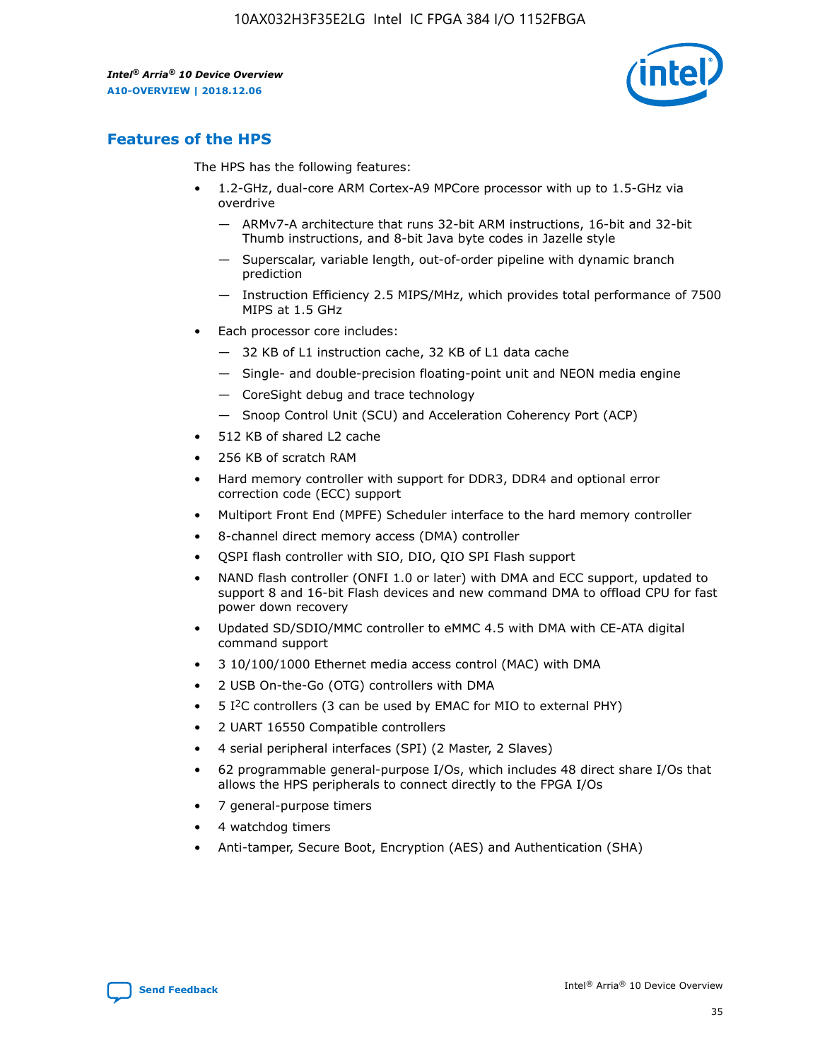## Features of the HPS

The HPS has the following features:

- 1.2-GHz, dual-core ARM Cortex-A9 MPCore processor with up to 1.5-GHz via overdrive
  - — ARMv7-A architecture that runs 32-bit ARM instructions, 16-bit and 32-bit Thumb instructions, and 8-bit Java byte codes in Jazelle style
  - — Superscalar, variable length, out-of-order pipeline with dynamic branch prediction
  - — Instruction Efficiency 2.5 MIPS/MHz, which provides total performance of 7500 MIPS at 1.5 GHz
- Each processor core includes:
  - — 32 KB of L1 instruction cache, 32 KB of L1 data cache
  - — Single- and double-precision floating-point unit and NEON media engine
  - — CoreSight debug and trace technology
  - — Snoop Control Unit (SCU) and Acceleration Coherency Port (ACP)
- 512 KB of shared L2 cache
- 256 KB of scratch RAM
- Hard memory controller with support for DDR3, DDR4 and optional error correction code (ECC) support
- Multiport Front End (MPFE) Scheduler interface to the hard memory controller
- 8-channel direct memory access (DMA) controller
- QSPI flash controller with SIO, DIO, QIO SPI Flash support
- NAND flash controller (ONFI 1.0 or later) with DMA and ECC support, updated to support 8 and 16-bit Flash devices and new command DMA to offload CPU for fast power down recovery
- Updated SD/SDIO/MMC controller to eMMC 4.5 with DMA with CE-ATA digital command support
- 3 10/100/1000 Ethernet media access control (MAC) with DMA
- 2 USB On-the-Go (OTG) controllers with DMA
- 5 I²C controllers (3 can be used by EMAC for MIO to external PHY)
- 2 UART 16550 Compatible controllers
- 4 serial peripheral interfaces (SPI) (2 Master, 2 Slaves)
- 62 programmable general-purpose I/Os, which includes 48 direct share I/Os that allows the HPS peripherals to connect directly to the FPGA I/Os
- 7 general-purpose timers
- 4 watchdog timers
- Anti-tamper, Secure Boot, Encryption (AES) and Authentication (SHA)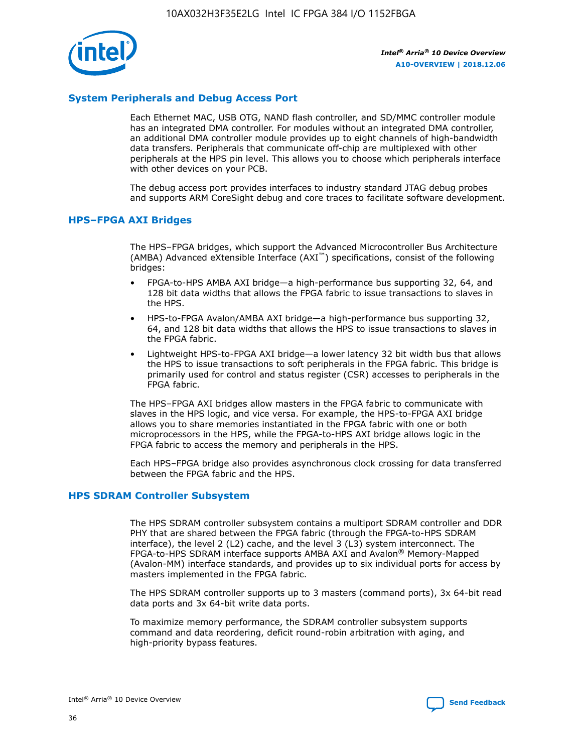## System Peripherals and Debug Access Port

Each Ethernet MAC, USB OTG, NAND flash controller, and SD/MMC controller module has an integrated DMA controller. For modules without an integrated DMA controller, an additional DMA controller module provides up to eight channels of high-bandwidth data transfers. Peripherals that communicate off-chip are multiplexed with other peripherals at the HPS pin level. This allows you to choose which peripherals interface with other devices on your PCB.

The debug access port provides interfaces to industry standard JTAG debug probes and supports ARM CoreSight debug and core traces to facilitate software development.

## HPS–FPGA AXI Bridges

The HPS–FPGA bridges, which support the Advanced Microcontroller Bus Architecture (AMBA) Advanced eXtensible Interface (AXI™) specifications, consist of the following bridges:

- FPGA-to-HPS AMBA AXI bridge—a high-performance bus supporting 32, 64, and 128 bit data widths that allows the FPGA fabric to issue transactions to slaves in the HPS.
- HPS-to-FPGA Avalon/AMBA AXI bridge—a high-performance bus supporting 32, 64, and 128 bit data widths that allows the HPS to issue transactions to slaves in the FPGA fabric.
- Lightweight HPS-to-FPGA AXI bridge—a lower latency 32 bit width bus that allows the HPS to issue transactions to soft peripherals in the FPGA fabric. This bridge is primarily used for control and status register (CSR) accesses to peripherals in the FPGA fabric.

The HPS–FPGA AXI bridges allow masters in the FPGA fabric to communicate with slaves in the HPS logic, and vice versa. For example, the HPS-to-FPGA AXI bridge allows you to share memories instantiated in the FPGA fabric with one or both microprocessors in the HPS, while the FPGA-to-HPS AXI bridge allows logic in the FPGA fabric to access the memory and peripherals in the HPS.

Each HPS–FPGA bridge also provides asynchronous clock crossing for data transferred between the FPGA fabric and the HPS.

## HPS SDRAM Controller Subsystem

The HPS SDRAM controller subsystem contains a multiport SDRAM controller and DDR PHY that are shared between the FPGA fabric (through the FPGA-to-HPS SDRAM interface), the level 2 (L2) cache, and the level 3 (L3) system interconnect. The FPGA-to-HPS SDRAM interface supports AMBA AXI and Avalon® Memory-Mapped (Avalon-MM) interface standards, and provides up to six individual ports for access by masters implemented in the FPGA fabric.

The HPS SDRAM controller supports up to 3 masters (command ports), 3x 64-bit read data ports and 3x 64-bit write data ports.

To maximize memory performance, the SDRAM controller subsystem supports command and data reordering, deficit round-robin arbitration with aging, and high-priority bypass features.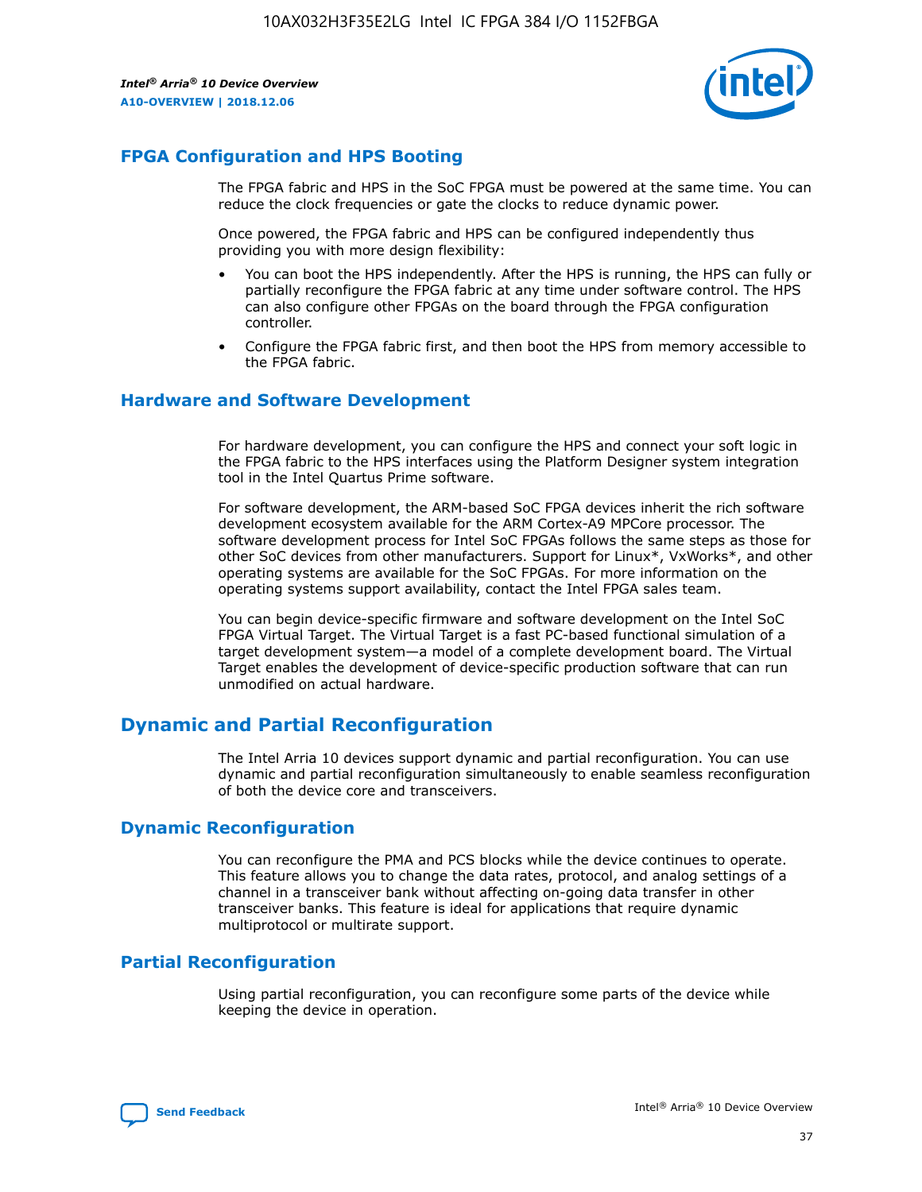## FPGA Configuration and HPS Booting

The FPGA fabric and HPS in the SoC FPGA must be powered at the same time. You can reduce the clock frequencies or gate the clocks to reduce dynamic power.

Once powered, the FPGA fabric and HPS can be configured independently thus providing you with more design flexibility:

- You can boot the HPS independently. After the HPS is running, the HPS can fully or partially reconfigure the FPGA fabric at any time under software control. The HPS can also configure other FPGAs on the board through the FPGA configuration controller.
- Configure the FPGA fabric first, and then boot the HPS from memory accessible to the FPGA fabric.

## Hardware and Software Development

For hardware development, you can configure the HPS and connect your soft logic in the FPGA fabric to the HPS interfaces using the Platform Designer system integration tool in the Intel Quartus Prime software.

For software development, the ARM-based SoC FPGA devices inherit the rich software development ecosystem available for the ARM Cortex-A9 MPCore processor. The software development process for Intel SoC FPGAs follows the same steps as those for other SoC devices from other manufacturers. Support for Linux*, VxWorks*, and other operating systems are available for the SoC FPGAs. For more information on the operating systems support availability, contact the Intel FPGA sales team.

You can begin device-specific firmware and software development on the Intel SoC FPGA Virtual Target. The Virtual Target is a fast PC-based functional simulation of a target development system—a model of a complete development board. The Virtual Target enables the development of device-specific production software that can run unmodified on actual hardware.

# Dynamic and Partial Reconfiguration

The Intel Arria 10 devices support dynamic and partial reconfiguration. You can use dynamic and partial reconfiguration simultaneously to enable seamless reconfiguration of both the device core and transceivers.

## Dynamic Reconfiguration

You can reconfigure the PMA and PCS blocks while the device continues to operate. This feature allows you to change the data rates, protocol, and analog settings of a channel in a transceiver bank without affecting on-going data transfer in other transceiver banks. This feature is ideal for applications that require dynamic multiprotocol or multirate support.

## Partial Reconfiguration

Using partial reconfiguration, you can reconfigure some parts of the device while keeping the device in operation.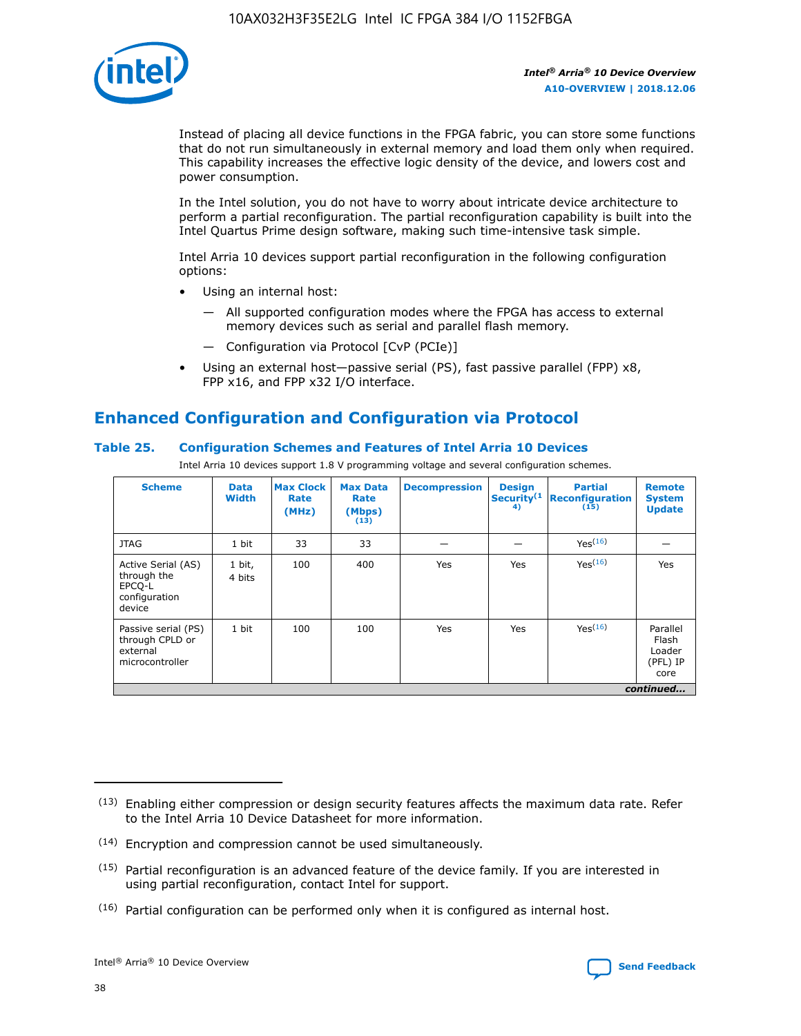Instead of placing all device functions in the FPGA fabric, you can store some functions that do not run simultaneously in external memory and load them only when required. This capability increases the effective logic density of the device, and lowers cost and power consumption.

In the Intel solution, you do not have to worry about intricate device architecture to perform a partial reconfiguration. The partial reconfiguration capability is built into the Intel Quartus Prime design software, making such time-intensive task simple.

Intel Arria 10 devices support partial reconfiguration in the following configuration options:

- Using an internal host:
  - All supported configuration modes where the FPGA has access to external memory devices such as serial and parallel flash memory.
  - Configuration via Protocol [CvP (PCIe)]
- Using an external host—passive serial (PS), fast passive parallel (FPP) x8, FPP x16, and FPP x32 I/O interface.

## Enhanced Configuration and Configuration via Protocol

### Table 25. Configuration Schemes and Features of Intel Arria 10 Devices

Intel Arria 10 devices support 1.8 V programming voltage and several configuration schemes.

| Scheme | Data Width | Max Clock Rate (MHz) | Max Data Rate (Mbps) (13) | Decompression | Design Security (14) | Partial Reconfiguration (15) | Remote System Update |
|---|---|---|---|---|---|---|---|
| JTAG | 1 bit | 33 | 33 | — | — | Yes(16) | — |
| Active Serial (AS) through the EPCQ-L configuration device | 1 bit, 4 bits | 100 | 400 | Yes | Yes | Yes(16) | Yes |
| Passive serial (PS) through CPLD or external microcontroller | 1 bit | 100 | 100 | Yes | Yes | Yes(16) | Parallel Flash Loader (PFL) IP core |

*continued...*

(13) Enabling either compression or design security features affects the maximum data rate. Refer to the Intel Arria 10 Device Datasheet for more information.

(14) Encryption and compression cannot be used simultaneously.

(15) Partial reconfiguration is an advanced feature of the device family. If you are interested in using partial reconfiguration, contact Intel for support.

(16) Partial configuration can be performed only when it is configured as internal host.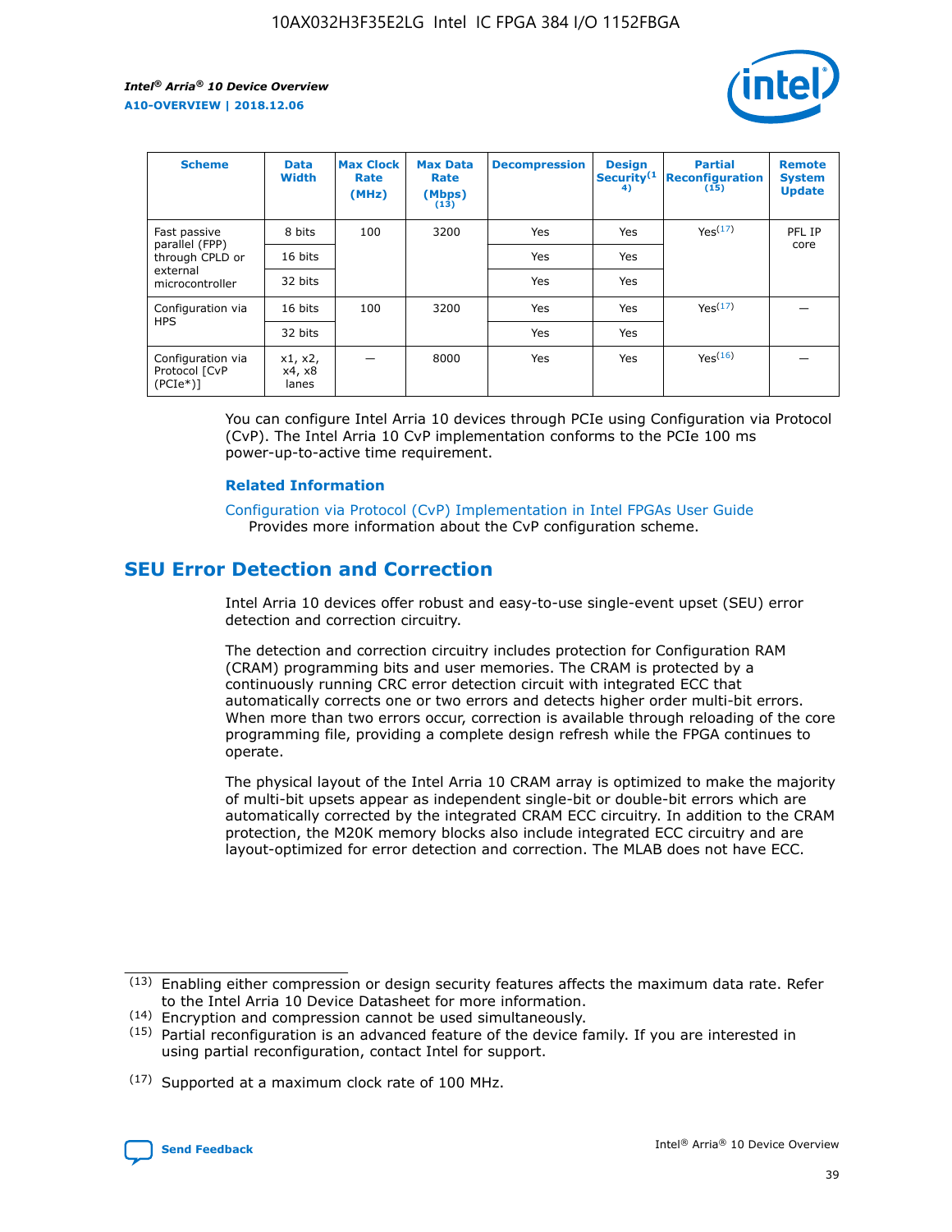| Scheme | Data Width | Max Clock Rate (MHz) | Max Data Rate (Mbps) (13) | Decompression | Design Security(14) | Partial Reconfiguration (15) | Remote System Update |
|---|---|---|---|---|---|---|---|
| Fast passive parallel (FPP) through CPLD or external microcontroller | 8 bits | 100 | 3200 | Yes | Yes | Yes(17) | PFL IP core |
| | 16 bits | | | Yes | Yes | | |
| | 32 bits | | | Yes | Yes | | |
| Configuration via HPS | 16 bits | 100 | 3200 | Yes | Yes | Yes(17) | — |
| | 32 bits | | | Yes | Yes | | |
| Configuration via Protocol [CvP (PCIe*)] | x1, x2, x4, x8 lanes | — | 8000 | Yes | Yes | Yes(16) | — |

You can configure Intel Arria 10 devices through PCIe using Configuration via Protocol (CvP). The Intel Arria 10 CvP implementation conforms to the PCIe 100 ms power-up-to-active time requirement.

### Related Information

Configuration via Protocol (CvP) Implementation in Intel FPGAs User Guide
Provides more information about the CvP configuration scheme.

## SEU Error Detection and Correction

Intel Arria 10 devices offer robust and easy-to-use single-event upset (SEU) error detection and correction circuitry.

The detection and correction circuitry includes protection for Configuration RAM (CRAM) programming bits and user memories. The CRAM is protected by a continuously running CRC error detection circuit with integrated ECC that automatically corrects one or two errors and detects higher order multi-bit errors. When more than two errors occur, correction is available through reloading of the core programming file, providing a complete design refresh while the FPGA continues to operate.

The physical layout of the Intel Arria 10 CRAM array is optimized to make the majority of multi-bit upsets appear as independent single-bit or double-bit errors which are automatically corrected by the integrated CRAM ECC circuitry. In addition to the CRAM protection, the M20K memory blocks also include integrated ECC circuitry and are layout-optimized for error detection and correction. The MLAB does not have ECC.

(13) Enabling either compression or design security features affects the maximum data rate. Refer to the Intel Arria 10 Device Datasheet for more information.

(14) Encryption and compression cannot be used simultaneously.

(15) Partial reconfiguration is an advanced feature of the device family. If you are interested in using partial reconfiguration, contact Intel for support.

(17) Supported at a maximum clock rate of 100 MHz.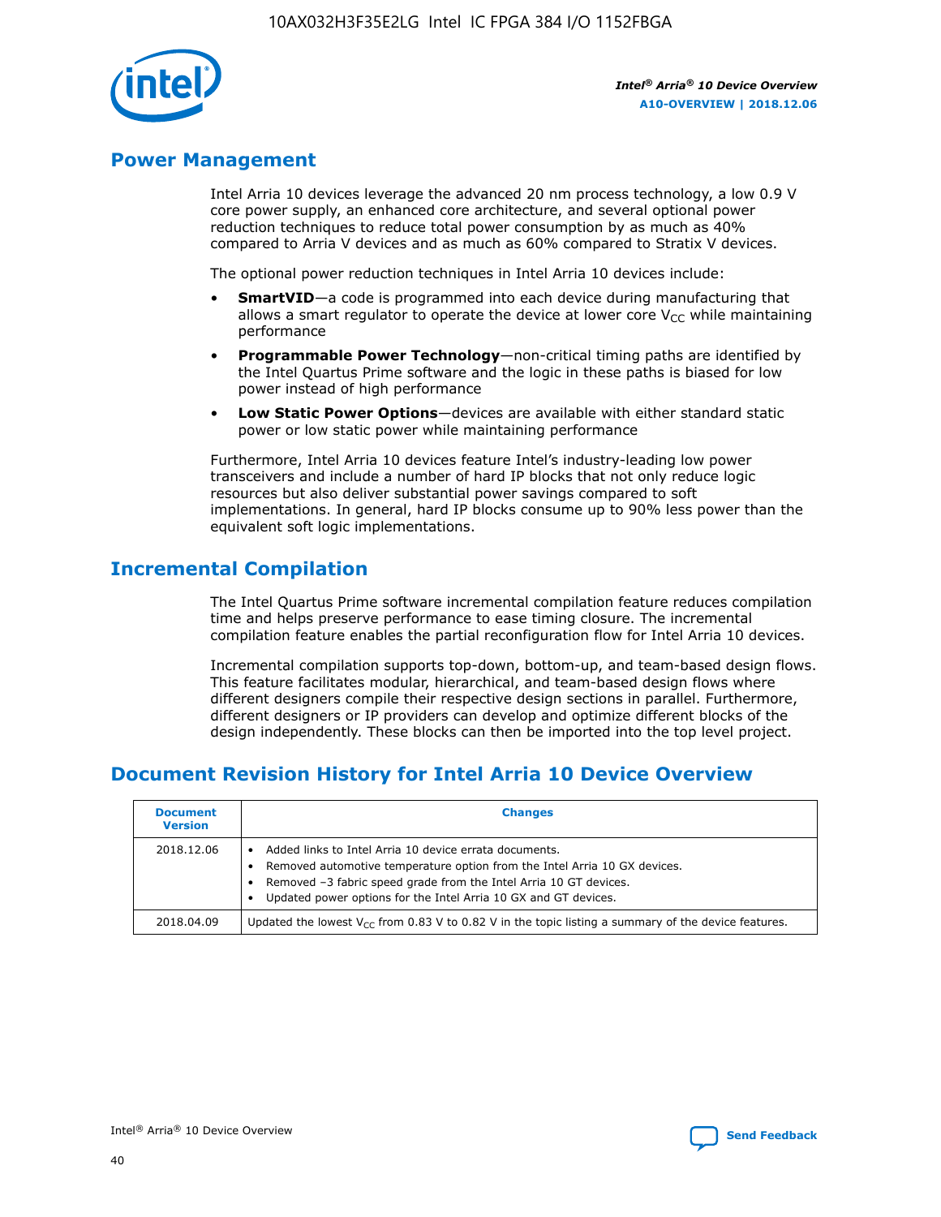## Power Management

Intel Arria 10 devices leverage the advanced 20 nm process technology, a low 0.9 V core power supply, an enhanced core architecture, and several optional power reduction techniques to reduce total power consumption by as much as 40% compared to Arria V devices and as much as 60% compared to Stratix V devices.

The optional power reduction techniques in Intel Arria 10 devices include:

- **SmartVID**—a code is programmed into each device during manufacturing that allows a smart regulator to operate the device at lower core $V_{CC}$ while maintaining performance
- **Programmable Power Technology**—non-critical timing paths are identified by the Intel Quartus Prime software and the logic in these paths is biased for low power instead of high performance
- **Low Static Power Options**—devices are available with either standard static power or low static power while maintaining performance

Furthermore, Intel Arria 10 devices feature Intel's industry-leading low power transceivers and include a number of hard IP blocks that not only reduce logic resources but also deliver substantial power savings compared to soft implementations. In general, hard IP blocks consume up to 90% less power than the equivalent soft logic implementations.

## Incremental Compilation

The Intel Quartus Prime software incremental compilation feature reduces compilation time and helps preserve performance to ease timing closure. The incremental compilation feature enables the partial reconfiguration flow for Intel Arria 10 devices.

Incremental compilation supports top-down, bottom-up, and team-based design flows. This feature facilitates modular, hierarchical, and team-based design flows where different designers compile their respective design sections in parallel. Furthermore, different designers or IP providers can develop and optimize different blocks of the design independently. These blocks can then be imported into the top level project.

## Document Revision History for Intel Arria 10 Device Overview

| Document Version | Changes |
|---|---|
| 2018.12.06 | • Added links to Intel Arria 10 device errata documents.<br>• Removed automotive temperature option from the Intel Arria 10 GX devices.<br>• Removed –3 fabric speed grade from the Intel Arria 10 GT devices.<br>• Updated power options for the Intel Arria 10 GX and GT devices. |
| 2018.04.09 | Updated the lowest $V_{CC}$ from 0.83 V to 0.82 V in the topic listing a summary of the device features. |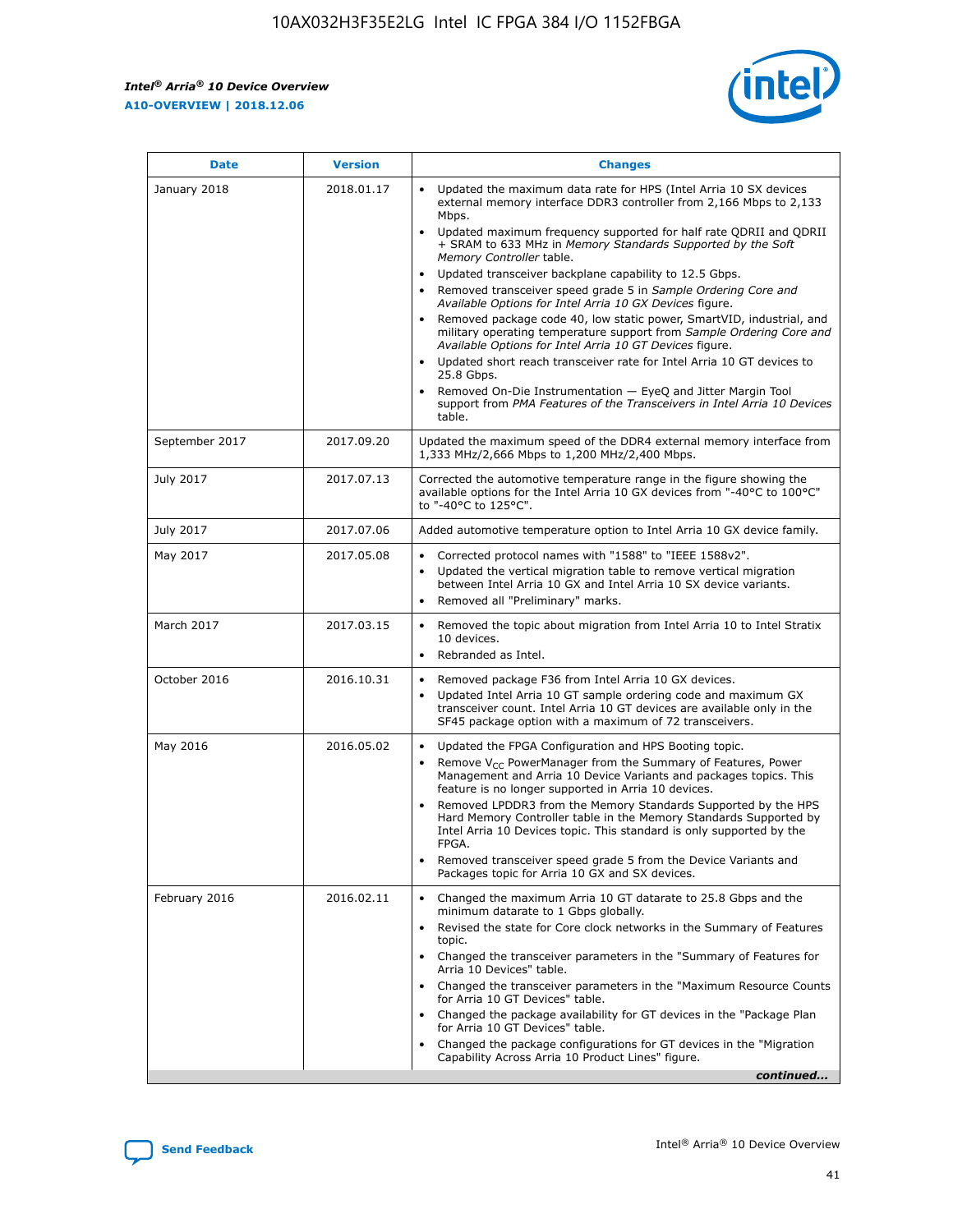| Date | Version | Changes |
| --- | --- | --- |
| January 2018 | 2018.01.17 | • Updated the maximum data rate for HPS (Intel Arria 10 SX devices external memory interface DDR3 controller from 2,166 Mbps to 2,133 Mbps.<br>• Updated maximum frequency supported for half rate QDRII and QDRII + SRAM to 633 MHz in *Memory Standards Supported by the Soft Memory Controller* table.<br>• Updated transceiver backplane capability to 12.5 Gbps.<br>• Removed transceiver speed grade 5 in *Sample Ordering Core and Available Options for Intel Arria 10 GX Devices* figure.<br>• Removed package code 40, low static power, SmartVID, industrial, and military operating temperature support from *Sample Ordering Core and Available Options for Intel Arria 10 GT Devices* figure.<br>• Updated short reach transceiver rate for Intel Arria 10 GT devices to 25.8 Gbps.<br>• Removed On-Die Instrumentation — EyeQ and Jitter Margin Tool support from *PMA Features of the Transceivers in Intel Arria 10 Devices* table. |
| September 2017 | 2017.09.20 | Updated the maximum speed of the DDR4 external memory interface from 1,333 MHz/2,666 Mbps to 1,200 MHz/2,400 Mbps. |
| July 2017 | 2017.07.13 | Corrected the automotive temperature range in the figure showing the available options for the Intel Arria 10 GX devices from "-40°C to 100°C" to "-40°C to 125°C". |
| July 2017 | 2017.07.06 | Added automotive temperature option to Intel Arria 10 GX device family. |
| May 2017 | 2017.05.08 | • Corrected protocol names with "1588" to "IEEE 1588v2".<br>• Updated the vertical migration table to remove vertical migration between Intel Arria 10 GX and Intel Arria 10 SX device variants.<br>• Removed all "Preliminary" marks. |
| March 2017 | 2017.03.15 | • Removed the topic about migration from Intel Arria 10 to Intel Stratix 10 devices.<br>• Rebranded as Intel. |
| October 2016 | 2016.10.31 | • Removed package F36 from Intel Arria 10 GX devices.<br>• Updated Intel Arria 10 GT sample ordering code and maximum GX transceiver count. Intel Arria 10 GT devices are available only in the SF45 package option with a maximum of 72 transceivers. |
| May 2016 | 2016.05.02 | • Updated the FPGA Configuration and HPS Booting topic.<br>• Remove $V_{CC}$ PowerManager from the Summary of Features, Power Management and Arria 10 Device Variants and packages topics. This feature is no longer supported in Arria 10 devices.<br>• Removed LPDDR3 from the Memory Standards Supported by the HPS Hard Memory Controller table in the Memory Standards Supported by Intel Arria 10 Devices topic. This standard is only supported by the FPGA.<br>• Removed transceiver speed grade 5 from the Device Variants and Packages topic for Arria 10 GX and SX devices. |
| February 2016 | 2016.02.11 | • Changed the maximum Arria 10 GT datarate to 25.8 Gbps and the minimum datarate to 1 Gbps globally.<br>• Revised the state for Core clock networks in the Summary of Features topic.<br>• Changed the transceiver parameters in the "Summary of Features for Arria 10 Devices" table.<br>• Changed the transceiver parameters in the "Maximum Resource Counts for Arria 10 GT Devices" table.<br>• Changed the package availability for GT devices in the "Package Plan for Arria 10 GT Devices" table.<br>• Changed the package configurations for GT devices in the "Migration Capability Across Arria 10 Product Lines" figure. |

*continued...*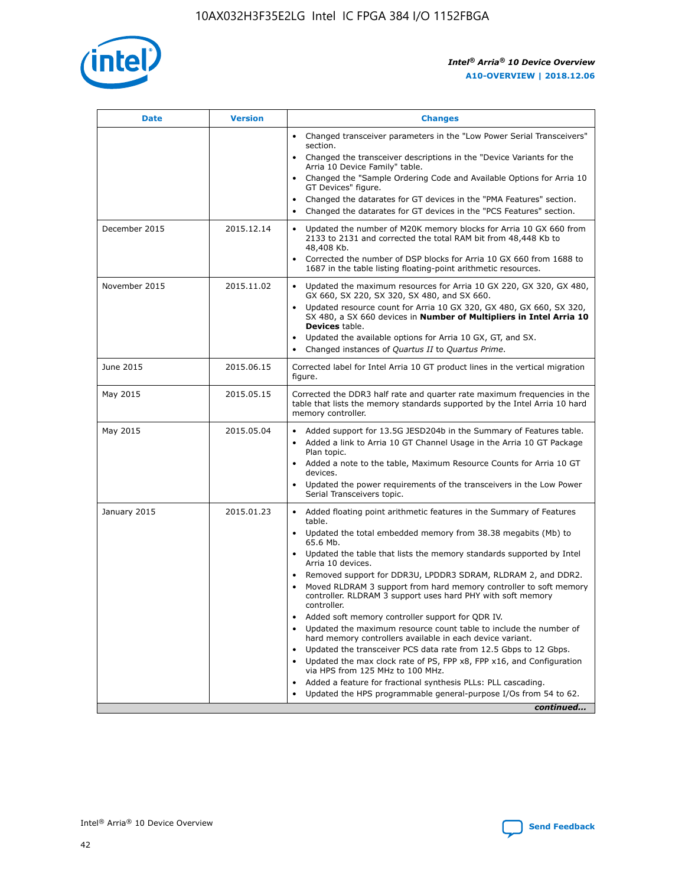| Date | Version | Changes |
| --- | --- | --- |
| | | • Changed transceiver parameters in the "Low Power Serial Transceivers" section. • Changed the transceiver descriptions in the "Device Variants for the Arria 10 Device Family" table. • Changed the "Sample Ordering Code and Available Options for Arria 10 GT Devices" figure. • Changed the datarates for GT devices in the "PMA Features" section. • Changed the datarates for GT devices in the "PCS Features" section. |
| December 2015 | 2015.12.14 | • Updated the number of M20K memory blocks for Arria 10 GX 660 from 2133 to 2131 and corrected the total RAM bit from 48,448 Kb to 48,408 Kb. • Corrected the number of DSP blocks for Arria 10 GX 660 from 1688 to 1687 in the table listing floating-point arithmetic resources. |
| November 2015 | 2015.11.02 | • Updated the maximum resources for Arria 10 GX 220, GX 320, GX 480, GX 660, SX 220, SX 320, SX 480, and SX 660. • Updated resource count for Arria 10 GX 320, GX 480, GX 660, SX 320, SX 480, a SX 660 devices in **Number of Multipliers in Intel Arria 10 Devices** table. • Updated the available options for Arria 10 GX, GT, and SX. • Changed instances of *Quartus II* to *Quartus Prime*. |
| June 2015 | 2015.06.15 | Corrected label for Intel Arria 10 GT product lines in the vertical migration figure. |
| May 2015 | 2015.05.15 | Corrected the DDR3 half rate and quarter rate maximum frequencies in the table that lists the memory standards supported by the Intel Arria 10 hard memory controller. |
| May 2015 | 2015.05.04 | • Added support for 13.5G JESD204b in the Summary of Features table. • Added a link to Arria 10 GT Channel Usage in the Arria 10 GT Package Plan topic. • Added a note to the table, Maximum Resource Counts for Arria 10 GT devices. • Updated the power requirements of the transceivers in the Low Power Serial Transceivers topic. |
| January 2015 | 2015.01.23 | • Added floating point arithmetic features in the Summary of Features table. • Updated the total embedded memory from 38.38 megabits (Mb) to 65.6 Mb. • Updated the table that lists the memory standards supported by Intel Arria 10 devices. • Removed support for DDR3U, LPDDR3 SDRAM, RLDRAM 2, and DDR2. • Moved RLDRAM 3 support from hard memory controller to soft memory controller. RLDRAM 3 support uses hard PHY with soft memory controller. • Added soft memory controller support for QDR IV. • Updated the maximum resource count table to include the number of hard memory controllers available in each device variant. • Updated the transceiver PCS data rate from 12.5 Gbps to 12 Gbps. • Updated the max clock rate of PS, FPP x8, FPP x16, and Configuration via HPS from 125 MHz to 100 MHz. • Added a feature for fractional synthesis PLLs: PLL cascading. • Updated the HPS programmable general-purpose I/Os from 54 to 62. |

*continued...*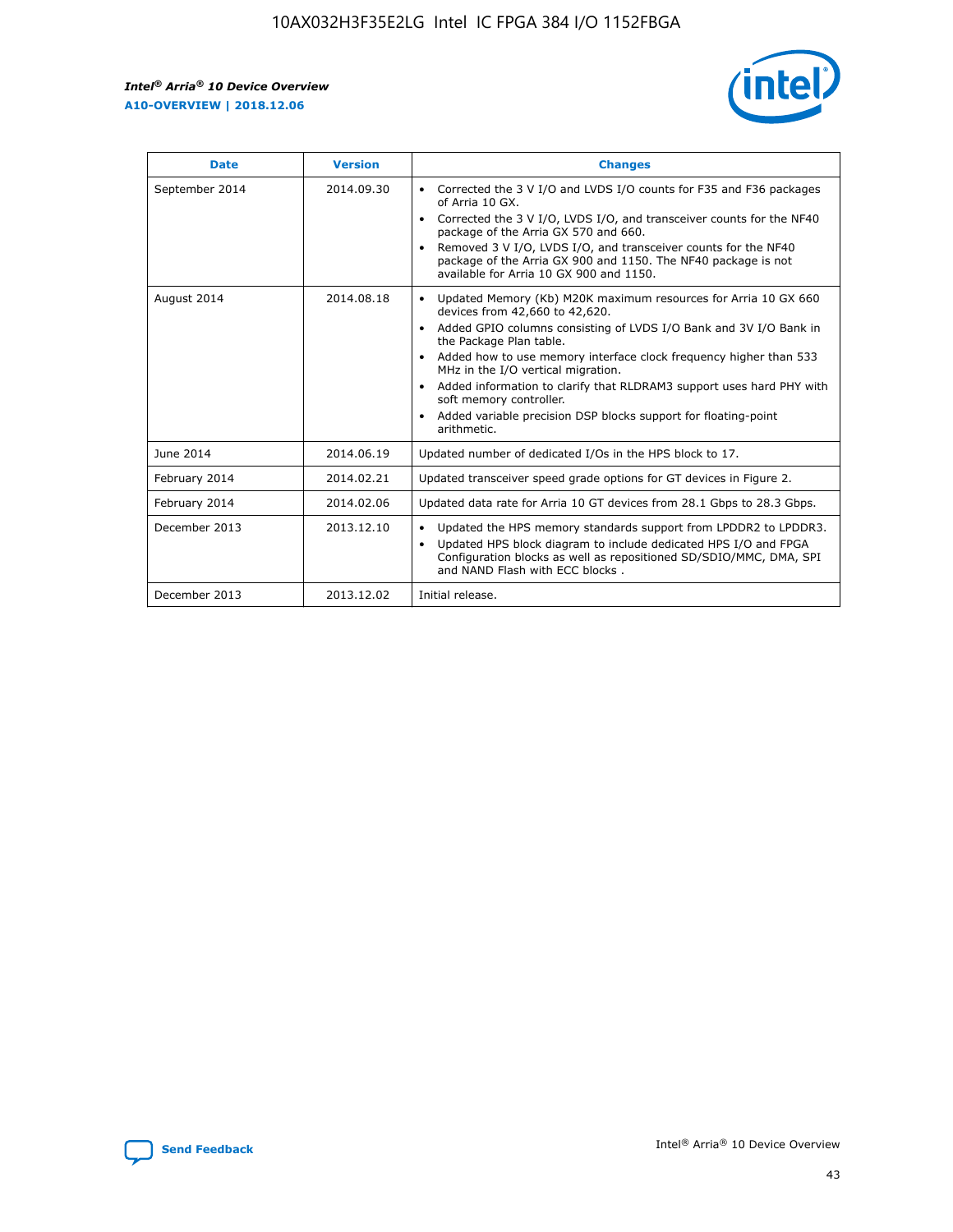| Date | Version | Changes |
| --- | --- | --- |
| September 2014 | 2014.09.30 | • Corrected the 3 V I/O and LVDS I/O counts for F35 and F36 packages of Arria 10 GX.<br>• Corrected the 3 V I/O, LVDS I/O, and transceiver counts for the NF40 package of the Arria GX 570 and 660.<br>• Removed 3 V I/O, LVDS I/O, and transceiver counts for the NF40 package of the Arria GX 900 and 1150. The NF40 package is not available for Arria 10 GX 900 and 1150. |
| August 2014 | 2014.08.18 | • Updated Memory (Kb) M20K maximum resources for Arria 10 GX 660 devices from 42,660 to 42,620.<br>• Added GPIO columns consisting of LVDS I/O Bank and 3V I/O Bank in the Package Plan table.<br>• Added how to use memory interface clock frequency higher than 533 MHz in the I/O vertical migration.<br>• Added information to clarify that RLDRAM3 support uses hard PHY with soft memory controller.<br>• Added variable precision DSP blocks support for floating-point arithmetic. |
| June 2014 | 2014.06.19 | Updated number of dedicated I/Os in the HPS block to 17. |
| February 2014 | 2014.02.21 | Updated transceiver speed grade options for GT devices in Figure 2. |
| February 2014 | 2014.02.06 | Updated data rate for Arria 10 GT devices from 28.1 Gbps to 28.3 Gbps. |
| December 2013 | 2013.12.10 | • Updated the HPS memory standards support from LPDDR2 to LPDDR3.<br>• Updated HPS block diagram to include dedicated HPS I/O and FPGA Configuration blocks as well as repositioned SD/SDIO/MMC, DMA, SPI and NAND Flash with ECC blocks . |
| December 2013 | 2013.12.02 | Initial release. |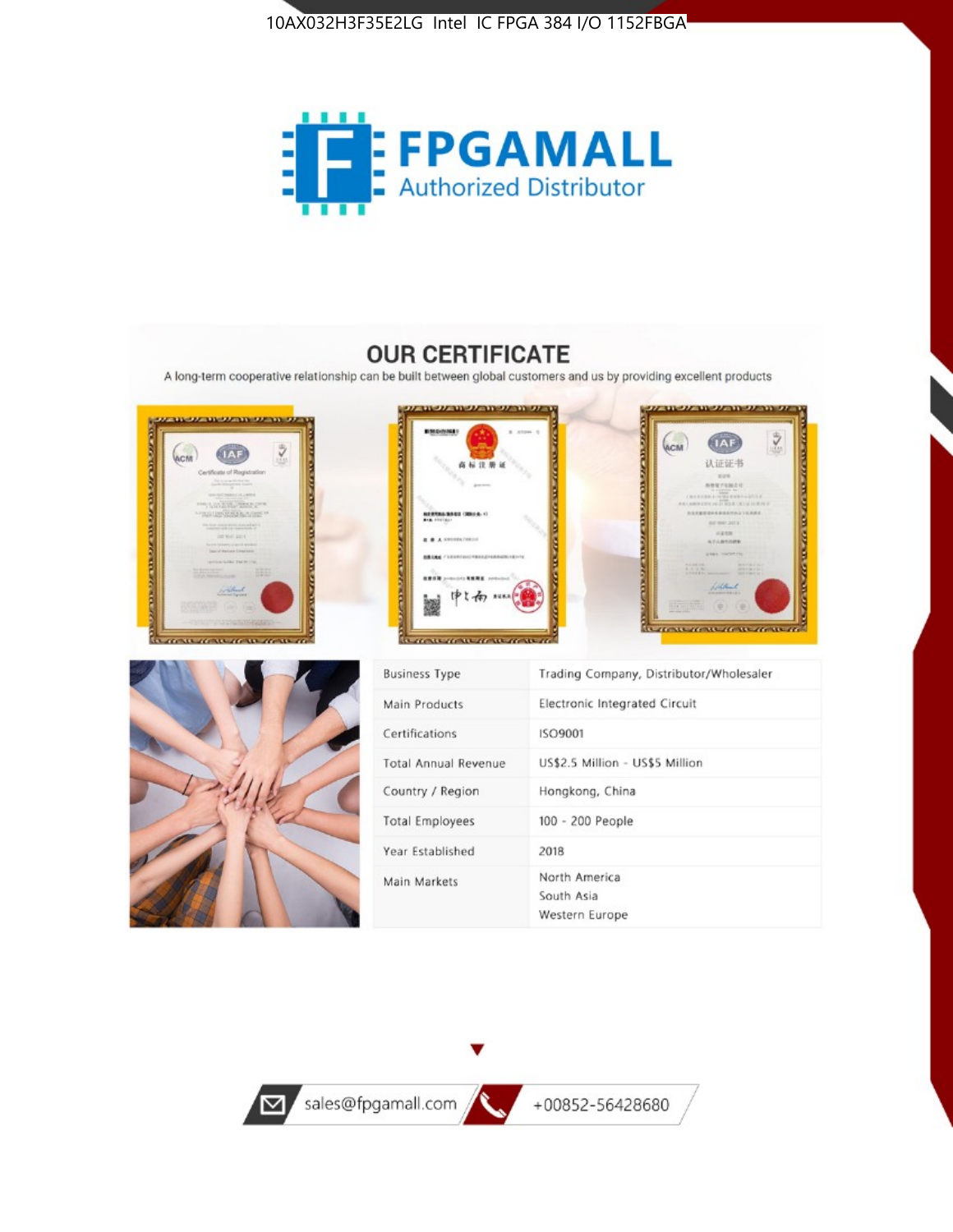FPGAMALL
Authorized Distributor

## OUR CERTIFICATE

A long-term cooperative relationship can be built between global customers and us by providing excellent products

| | |
|---|---|
| Business Type | Trading Company, Distributor/Wholesaler |
| Main Products | Electronic Integrated Circuit |
| Certifications | ISO9001 |
| Total Annual Revenue | US$2.5 Million - US$5 Million |
| Country / Region | Hongkong, China |
| Total Employees | 100 - 200 People |
| Year Established | 2018 |
| Main Markets | North America<br>South Asia<br>Western Europe |

sales@fpgamall.com

+00852-56428680